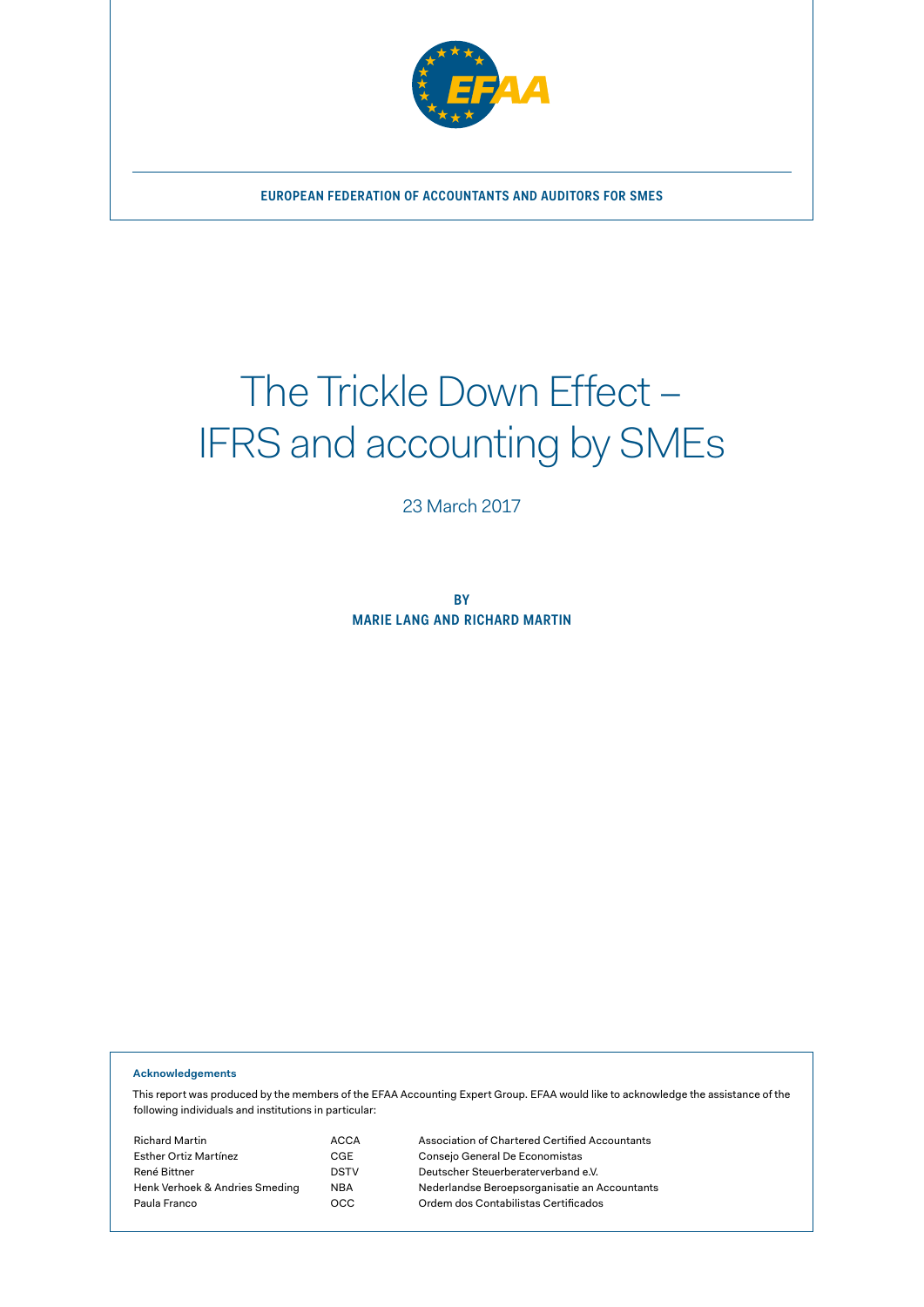EFAA

EUROPEAN FEDERATION OF ACCOUNTANTS AND AUDITORS FOR SMES

# The Trickle Down Effect – IFRS and accounting by SMEs

23 March 2017

**BY**
**MARIE LANG AND RICHARD MARTIN**

**Acknowledgements**

This report was produced by the members of the EFAA Accounting Expert Group. EFAA would like to acknowledge the assistance of the following individuals and institutions in particular:

| | | |
|---|---|---|
| Richard Martin | ACCA | Association of Chartered Certified Accountants |
| Esther Ortiz Martínez | CGE | Consejo General De Economistas |
| René Bittner | DSTV | Deutscher Steuerberaterverband e.V. |
| Henk Verhoek & Andries Smeding | NBA | Nederlandse Beroepsorganisatie an Accountants |
| Paula Franco | OCC | Ordem dos Contabilistas Certificados |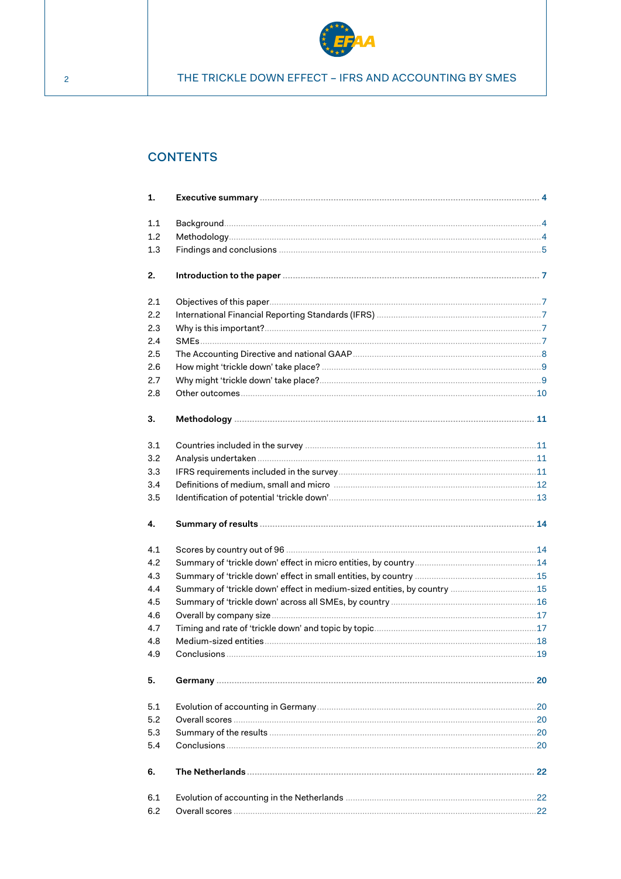## CONTENTS

| | | |
|---|---|---|
| **1.** | **Executive summary** | **4** |
| 1.1 | Background | 4 |
| 1.2 | Methodology | 4 |
| 1.3 | Findings and conclusions | 5 |
| **2.** | **Introduction to the paper** | **7** |
| 2.1 | Objectives of this paper | 7 |
| 2.2 | International Financial Reporting Standards (IFRS) | 7 |
| 2.3 | Why is this important? | 7 |
| 2.4 | SMEs | 7 |
| 2.5 | The Accounting Directive and national GAAP | 8 |
| 2.6 | How might 'trickle down' take place? | 9 |
| 2.7 | Why might 'trickle down' take place? | 9 |
| 2.8 | Other outcomes | 10 |
| **3.** | **Methodology** | **11** |
| 3.1 | Countries included in the survey | 11 |
| 3.2 | Analysis undertaken | 11 |
| 3.3 | IFRS requirements included in the survey | 11 |
| 3.4 | Definitions of medium, small and micro | 12 |
| 3.5 | Identification of potential 'trickle down' | 13 |
| **4.** | **Summary of results** | **14** |
| 4.1 | Scores by country out of 96 | 14 |
| 4.2 | Summary of 'trickle down' effect in micro entities, by country | 14 |
| 4.3 | Summary of 'trickle down' effect in small entities, by country | 15 |
| 4.4 | Summary of 'trickle down' effect in medium-sized entities, by country | 15 |
| 4.5 | Summary of 'trickle down' across all SMEs, by country | 16 |
| 4.6 | Overall by company size | 17 |
| 4.7 | Timing and rate of 'trickle down' and topic by topic | 17 |
| 4.8 | Medium-sized entities | 18 |
| 4.9 | Conclusions | 19 |
| **5.** | **Germany** | **20** |
| 5.1 | Evolution of accounting in Germany | 20 |
| 5.2 | Overall scores | 20 |
| 5.3 | Summary of the results | 20 |
| 5.4 | Conclusions | 20 |
| **6.** | **The Netherlands** | **22** |
| 6.1 | Evolution of accounting in the Netherlands | 22 |
| 6.2 | Overall scores | 22 |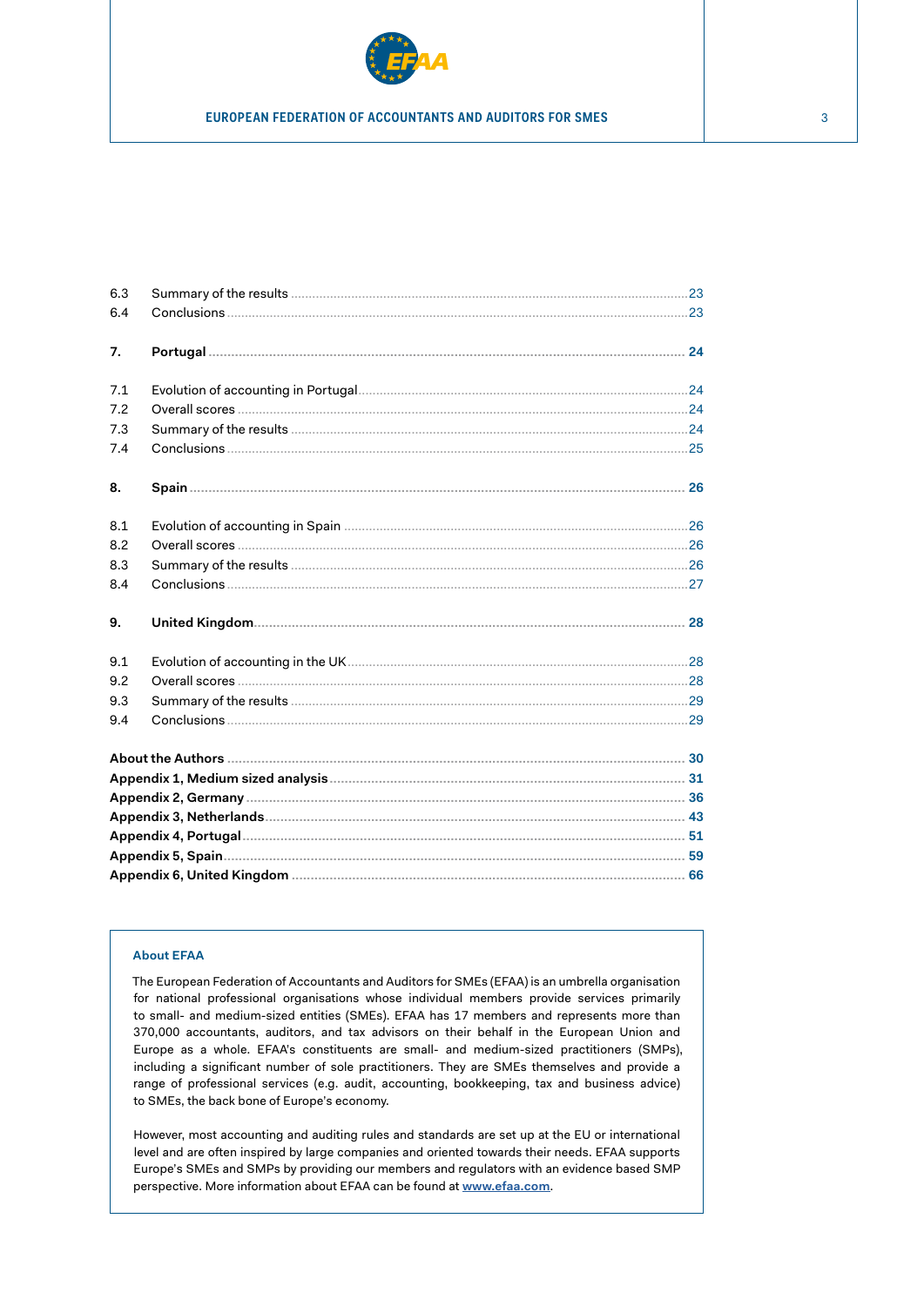6.3 Summary of the results ..... 23
6.4 Conclusions ..... 23

**7. Portugal ..... 24**

7.1 Evolution of accounting in Portugal ..... 24
7.2 Overall scores ..... 24
7.3 Summary of the results ..... 24
7.4 Conclusions ..... 25

**8. Spain ..... 26**

8.1 Evolution of accounting in Spain ..... 26
8.2 Overall scores ..... 26
8.3 Summary of the results ..... 26
8.4 Conclusions ..... 27

**9. United Kingdom ..... 28**

9.1 Evolution of accounting in the UK ..... 28
9.2 Overall scores ..... 28
9.3 Summary of the results ..... 29
9.4 Conclusions ..... 29

**About the Authors ..... 30**
**Appendix 1, Medium sized analysis ..... 31**
**Appendix 2, Germany ..... 36**
**Appendix 3, Netherlands ..... 43**
**Appendix 4, Portugal ..... 51**
**Appendix 5, Spain ..... 59**
**Appendix 6, United Kingdom ..... 66**

**About EFAA**

The European Federation of Accountants and Auditors for SMEs (EFAA) is an umbrella organisation for national professional organisations whose individual members provide services primarily to small- and medium-sized entities (SMEs). EFAA has 17 members and represents more than 370,000 accountants, auditors, and tax advisors on their behalf in the European Union and Europe as a whole. EFAA's constituents are small- and medium-sized practitioners (SMPs), including a significant number of sole practitioners. They are SMEs themselves and provide a range of professional services (e.g. audit, accounting, bookkeeping, tax and business advice) to SMEs, the back bone of Europe's economy.

However, most accounting and auditing rules and standards are set up at the EU or international level and are often inspired by large companies and oriented towards their needs. EFAA supports Europe's SMEs and SMPs by providing our members and regulators with an evidence based SMP perspective. More information about EFAA can be found at [www.efaa.com](http://www.efaa.com).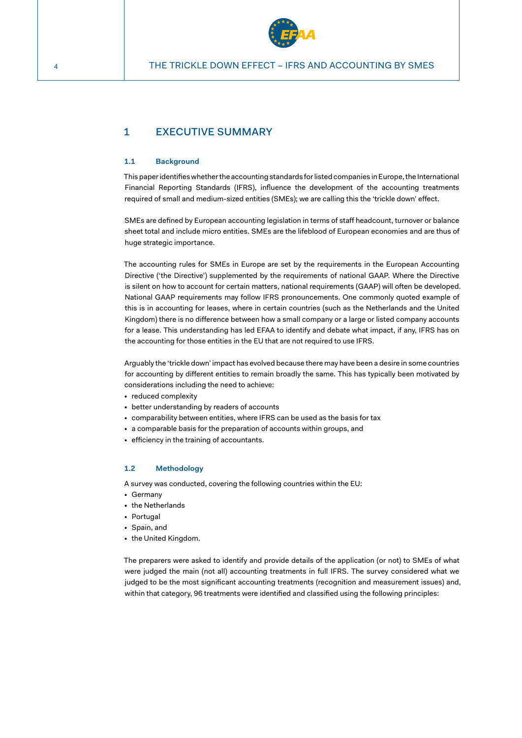# 1 EXECUTIVE SUMMARY

## 1.1 Background

This paper identifies whether the accounting standards for listed companies in Europe, the International Financial Reporting Standards (IFRS), influence the development of the accounting treatments required of small and medium-sized entities (SMEs); we are calling this the 'trickle down' effect.

SMEs are defined by European accounting legislation in terms of staff headcount, turnover or balance sheet total and include micro entities. SMEs are the lifeblood of European economies and are thus of huge strategic importance.

The accounting rules for SMEs in Europe are set by the requirements in the European Accounting Directive ('the Directive') supplemented by the requirements of national GAAP. Where the Directive is silent on how to account for certain matters, national requirements (GAAP) will often be developed. National GAAP requirements may follow IFRS pronouncements. One commonly quoted example of this is in accounting for leases, where in certain countries (such as the Netherlands and the United Kingdom) there is no difference between how a small company or a large or listed company accounts for a lease. This understanding has led EFAA to identify and debate what impact, if any, IFRS has on the accounting for those entities in the EU that are not required to use IFRS.

Arguably the 'trickle down' impact has evolved because there may have been a desire in some countries for accounting by different entities to remain broadly the same. This has typically been motivated by considerations including the need to achieve:

- reduced complexity
- better understanding by readers of accounts
- comparability between entities, where IFRS can be used as the basis for tax
- a comparable basis for the preparation of accounts within groups, and
- efficiency in the training of accountants.

## 1.2 Methodology

A survey was conducted, covering the following countries within the EU:

- Germany
- the Netherlands
- Portugal
- Spain, and
- the United Kingdom.

The preparers were asked to identify and provide details of the application (or not) to SMEs of what were judged the main (not all) accounting treatments in full IFRS. The survey considered what we judged to be the most significant accounting treatments (recognition and measurement issues) and, within that category, 96 treatments were identified and classified using the following principles: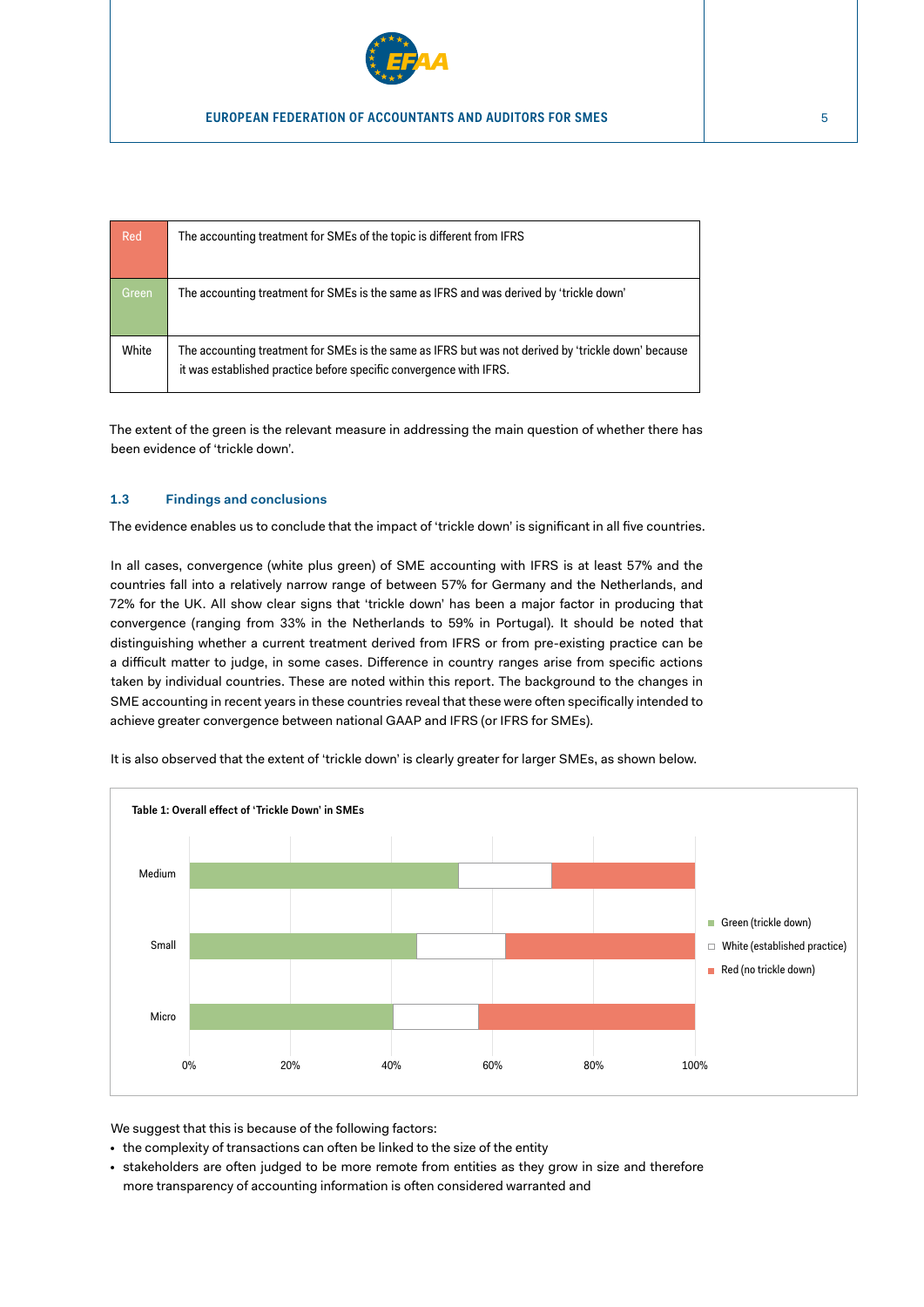| | |
|---|---|
| Red | The accounting treatment for SMEs of the topic is different from IFRS |
| Green | The accounting treatment for SMEs is the same as IFRS and was derived by 'trickle down' |
| White | The accounting treatment for SMEs is the same as IFRS but was not derived by 'trickle down' because it was established practice before specific convergence with IFRS. |

The extent of the green is the relevant measure in addressing the main question of whether there has been evidence of 'trickle down'.

### 1.3 Findings and conclusions

The evidence enables us to conclude that the impact of 'trickle down' is significant in all five countries.

In all cases, convergence (white plus green) of SME accounting with IFRS is at least 57% and the countries fall into a relatively narrow range of between 57% for Germany and the Netherlands, and 72% for the UK. All show clear signs that 'trickle down' has been a major factor in producing that convergence (ranging from 33% in the Netherlands to 59% in Portugal). It should be noted that distinguishing whether a current treatment derived from IFRS or from pre-existing practice can be a difficult matter to judge, in some cases. Difference in country ranges arise from specific actions taken by individual countries. These are noted within this report. The background to the changes in SME accounting in recent years in these countries reveal that these were often specifically intended to achieve greater convergence between national GAAP and IFRS (or IFRS for SMEs).

It is also observed that the extent of 'trickle down' is clearly greater for larger SMEs, as shown below.

**Table 1: Overall effect of 'Trickle Down' in SMEs**

Medium
Small
Micro

0% 20% 40% 60% 80% 100%

Green (trickle down)
White (established practice)
Red (no trickle down)

We suggest that this is because of the following factors:

- the complexity of transactions can often be linked to the size of the entity
- stakeholders are often judged to be more remote from entities as they grow in size and therefore more transparency of accounting information is often considered warranted and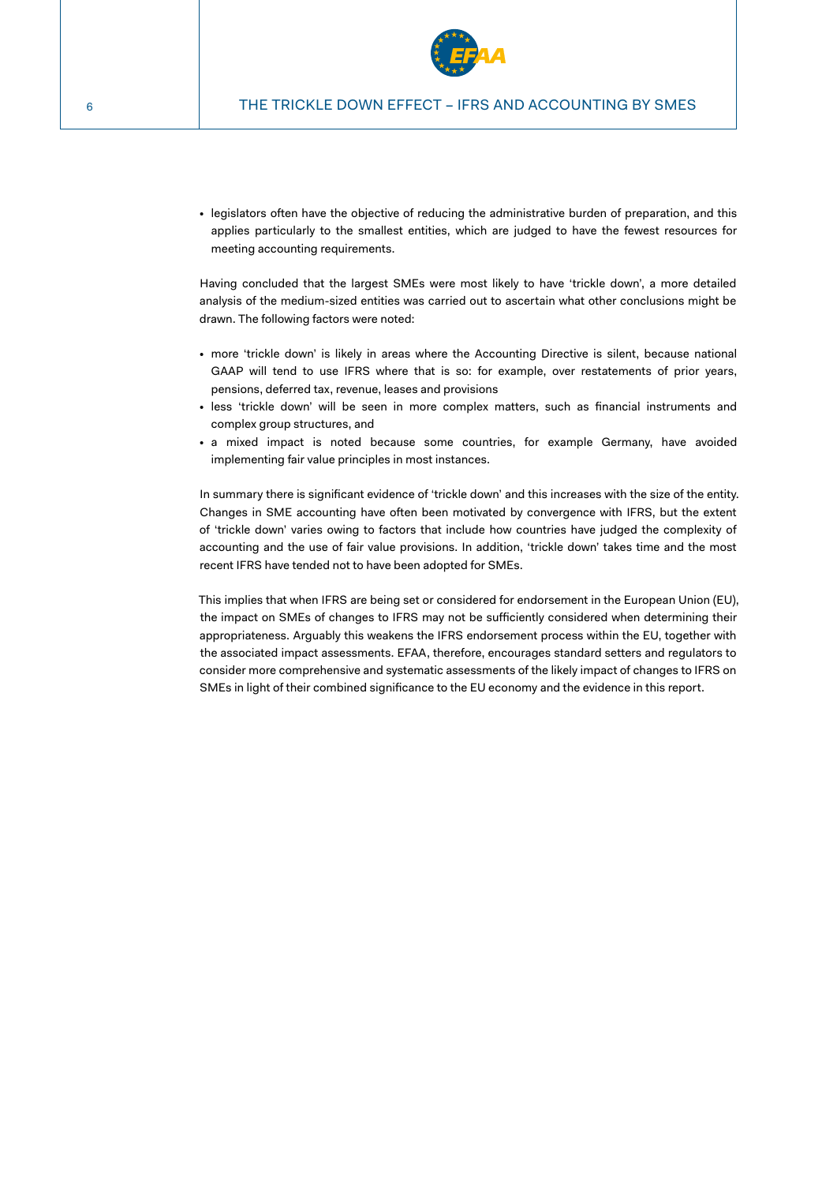- legislators often have the objective of reducing the administrative burden of preparation, and this applies particularly to the smallest entities, which are judged to have the fewest resources for meeting accounting requirements.

Having concluded that the largest SMEs were most likely to have 'trickle down', a more detailed analysis of the medium-sized entities was carried out to ascertain what other conclusions might be drawn. The following factors were noted:

- more 'trickle down' is likely in areas where the Accounting Directive is silent, because national GAAP will tend to use IFRS where that is so: for example, over restatements of prior years, pensions, deferred tax, revenue, leases and provisions
- less 'trickle down' will be seen in more complex matters, such as financial instruments and complex group structures, and
- a mixed impact is noted because some countries, for example Germany, have avoided implementing fair value principles in most instances.

In summary there is significant evidence of 'trickle down' and this increases with the size of the entity. Changes in SME accounting have often been motivated by convergence with IFRS, but the extent of 'trickle down' varies owing to factors that include how countries have judged the complexity of accounting and the use of fair value provisions. In addition, 'trickle down' takes time and the most recent IFRS have tended not to have been adopted for SMEs.

This implies that when IFRS are being set or considered for endorsement in the European Union (EU), the impact on SMEs of changes to IFRS may not be sufficiently considered when determining their appropriateness. Arguably this weakens the IFRS endorsement process within the EU, together with the associated impact assessments. EFAA, therefore, encourages standard setters and regulators to consider more comprehensive and systematic assessments of the likely impact of changes to IFRS on SMEs in light of their combined significance to the EU economy and the evidence in this report.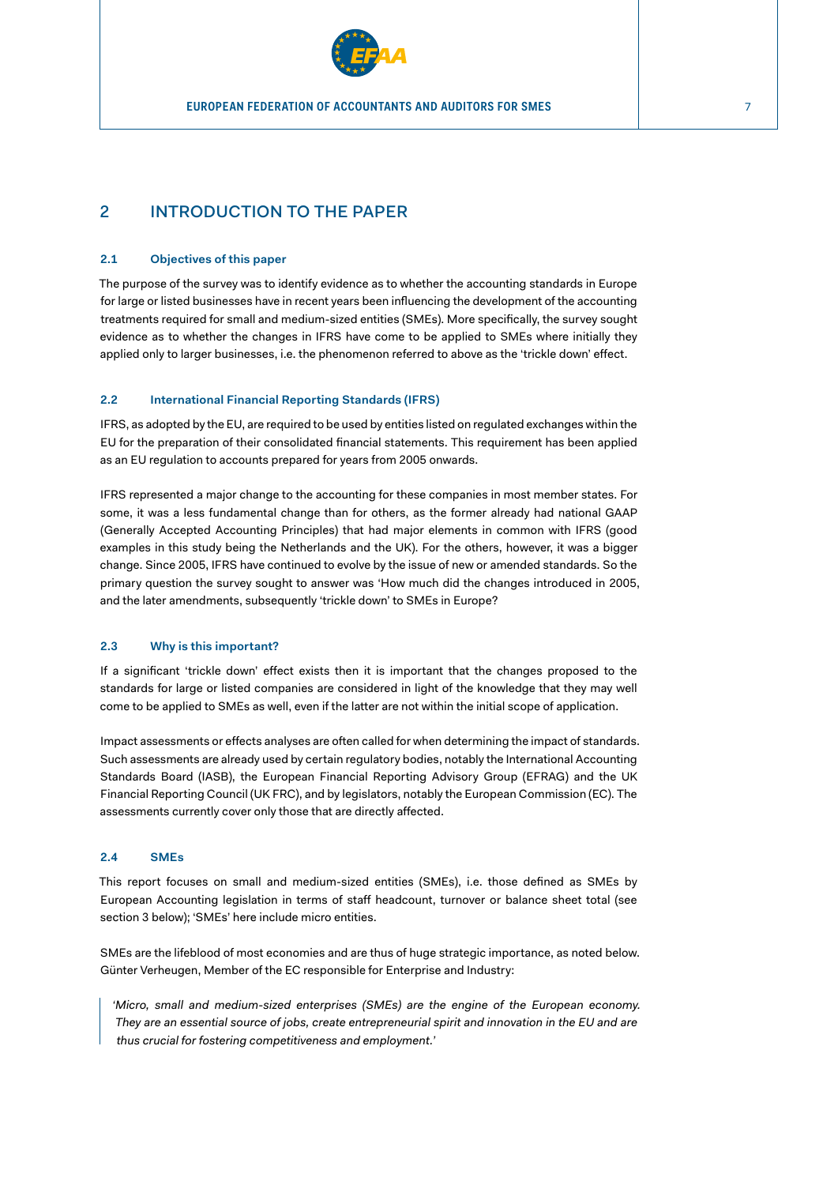## 2 INTRODUCTION TO THE PAPER

### 2.1 Objectives of this paper

The purpose of the survey was to identify evidence as to whether the accounting standards in Europe for large or listed businesses have in recent years been influencing the development of the accounting treatments required for small and medium-sized entities (SMEs). More specifically, the survey sought evidence as to whether the changes in IFRS have come to be applied to SMEs where initially they applied only to larger businesses, i.e. the phenomenon referred to above as the 'trickle down' effect.

### 2.2 International Financial Reporting Standards (IFRS)

IFRS, as adopted by the EU, are required to be used by entities listed on regulated exchanges within the EU for the preparation of their consolidated financial statements. This requirement has been applied as an EU regulation to accounts prepared for years from 2005 onwards.

IFRS represented a major change to the accounting for these companies in most member states. For some, it was a less fundamental change than for others, as the former already had national GAAP (Generally Accepted Accounting Principles) that had major elements in common with IFRS (good examples in this study being the Netherlands and the UK). For the others, however, it was a bigger change. Since 2005, IFRS have continued to evolve by the issue of new or amended standards. So the primary question the survey sought to answer was 'How much did the changes introduced in 2005, and the later amendments, subsequently 'trickle down' to SMEs in Europe?

### 2.3 Why is this important?

If a significant 'trickle down' effect exists then it is important that the changes proposed to the standards for large or listed companies are considered in light of the knowledge that they may well come to be applied to SMEs as well, even if the latter are not within the initial scope of application.

Impact assessments or effects analyses are often called for when determining the impact of standards. Such assessments are already used by certain regulatory bodies, notably the International Accounting Standards Board (IASB), the European Financial Reporting Advisory Group (EFRAG) and the UK Financial Reporting Council (UK FRC), and by legislators, notably the European Commission (EC). The assessments currently cover only those that are directly affected.

### 2.4 SMEs

This report focuses on small and medium-sized entities (SMEs), i.e. those defined as SMEs by European Accounting legislation in terms of staff headcount, turnover or balance sheet total (see section 3 below); 'SMEs' here include micro entities.

SMEs are the lifeblood of most economies and are thus of huge strategic importance, as noted below. Günter Verheugen, Member of the EC responsible for Enterprise and Industry:

> *'Micro, small and medium-sized enterprises (SMEs) are the engine of the European economy. They are an essential source of jobs, create entrepreneurial spirit and innovation in the EU and are thus crucial for fostering competitiveness and employment.'*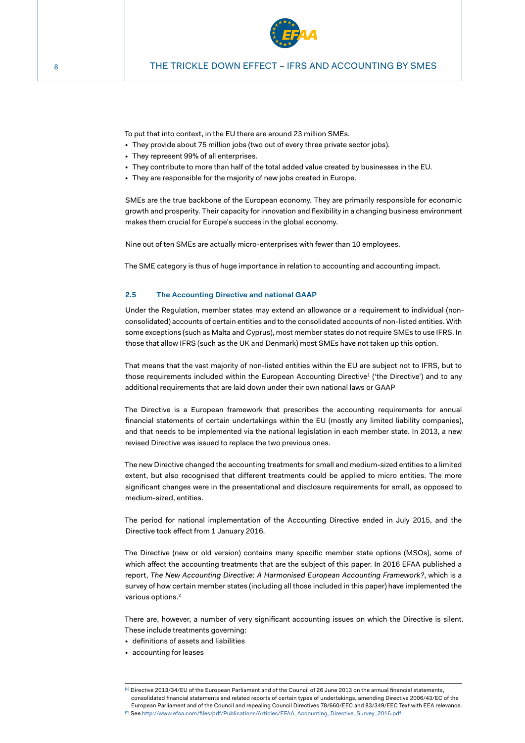To put that into context, in the EU there are around 23 million SMEs.

- They provide about 75 million jobs (two out of every three private sector jobs).
- They represent 99% of all enterprises.
- They contribute to more than half of the total added value created by businesses in the EU.
- They are responsible for the majority of new jobs created in Europe.

SMEs are the true backbone of the European economy. They are primarily responsible for economic growth and prosperity. Their capacity for innovation and flexibility in a changing business environment makes them crucial for Europe's success in the global economy.

Nine out of ten SMEs are actually micro-enterprises with fewer than 10 employees.

The SME category is thus of huge importance in relation to accounting and accounting impact.

### 2.5 The Accounting Directive and national GAAP

Under the Regulation, member states may extend an allowance or a requirement to individual (non-consolidated) accounts of certain entities and to the consolidated accounts of non-listed entities. With some exceptions (such as Malta and Cyprus), most member states do not require SMEs to use IFRS. In those that allow IFRS (such as the UK and Denmark) most SMEs have not taken up this option.

That means that the vast majority of non-listed entities within the EU are subject not to IFRS, but to those requirements included within the European Accounting Directive[1] ('the Directive') and to any additional requirements that are laid down under their own national laws or GAAP

The Directive is a European framework that prescribes the accounting requirements for annual financial statements of certain undertakings within the EU (mostly any limited liability companies), and that needs to be implemented via the national legislation in each member state. In 2013, a new revised Directive was issued to replace the two previous ones.

The new Directive changed the accounting treatments for small and medium-sized entities to a limited extent, but also recognised that different treatments could be applied to micro entities. The more significant changes were in the presentational and disclosure requirements for small, as opposed to medium-sized, entities.

The period for national implementation of the Accounting Directive ended in July 2015, and the Directive took effect from 1 January 2016.

The Directive (new or old version) contains many specific member state options (MSOs), some of which affect the accounting treatments that are the subject of this paper. In 2016 EFAA published a report, *The New Accounting Directive: A Harmonised European Accounting Framework?*, which is a survey of how certain member states (including all those included in this paper) have implemented the various options.[2]

There are, however, a number of very significant accounting issues on which the Directive is silent. These include treatments governing:

- definitions of assets and liabilities
- accounting for leases

---

[1] Directive 2013/34/EU of the European Parliament and of the Council of 26 June 2013 on the annual financial statements, consolidated financial statements and related reports of certain types of undertakings, amending Directive 2006/43/EC of the European Parliament and of the Council and repealing Council Directives 78/660/EEC and 83/349/EEC Text with EEA relevance.

[2] See http://www.efaa.com/files/pdf/Publications/Articles/EFAA_Accounting_Directive_Survey_2016.pdf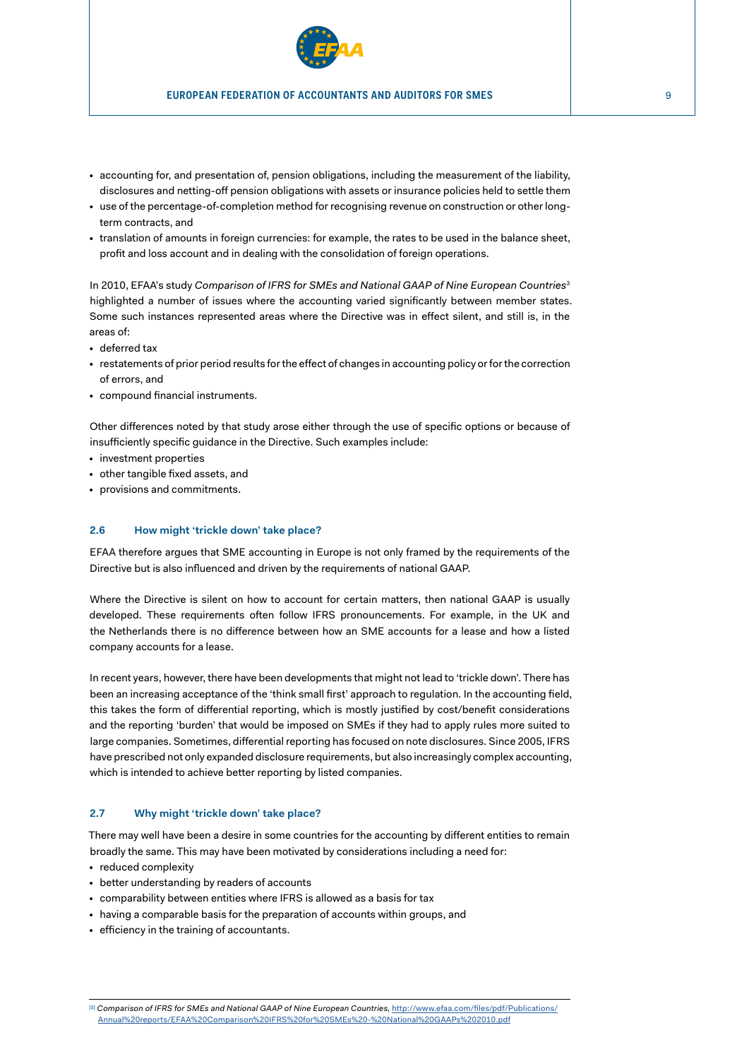- accounting for, and presentation of, pension obligations, including the measurement of the liability, disclosures and netting-off pension obligations with assets or insurance policies held to settle them
- use of the percentage-of-completion method for recognising revenue on construction or other long-term contracts, and
- translation of amounts in foreign currencies: for example, the rates to be used in the balance sheet, profit and loss account and in dealing with the consolidation of foreign operations.

In 2010, EFAA's study *Comparison of IFRS for SMEs and National GAAP of Nine European Countries*[3] highlighted a number of issues where the accounting varied significantly between member states. Some such instances represented areas where the Directive was in effect silent, and still is, in the areas of:

- deferred tax
- restatements of prior period results for the effect of changes in accounting policy or for the correction of errors, and
- compound financial instruments.

Other differences noted by that study arose either through the use of specific options or because of insufficiently specific guidance in the Directive. Such examples include:

- investment properties
- other tangible fixed assets, and
- provisions and commitments.

### 2.6 How might 'trickle down' take place?

EFAA therefore argues that SME accounting in Europe is not only framed by the requirements of the Directive but is also influenced and driven by the requirements of national GAAP.

Where the Directive is silent on how to account for certain matters, then national GAAP is usually developed. These requirements often follow IFRS pronouncements. For example, in the UK and the Netherlands there is no difference between how an SME accounts for a lease and how a listed company accounts for a lease.

In recent years, however, there have been developments that might not lead to 'trickle down'. There has been an increasing acceptance of the 'think small first' approach to regulation. In the accounting field, this takes the form of differential reporting, which is mostly justified by cost/benefit considerations and the reporting 'burden' that would be imposed on SMEs if they had to apply rules more suited to large companies. Sometimes, differential reporting has focused on note disclosures. Since 2005, IFRS have prescribed not only expanded disclosure requirements, but also increasingly complex accounting, which is intended to achieve better reporting by listed companies.

### 2.7 Why might 'trickle down' take place?

There may well have been a desire in some countries for the accounting by different entities to remain broadly the same. This may have been motivated by considerations including a need for:

- reduced complexity
- better understanding by readers of accounts
- comparability between entities where IFRS is allowed as a basis for tax
- having a comparable basis for the preparation of accounts within groups, and
- efficiency in the training of accountants.

---

[3] *Comparison of IFRS for SMEs and National GAAP of Nine European Countries*, http://www.efaa.com/files/pdf/Publications/Annual%20reports/EFAA%20Comparison%20IFRS%20for%20SMEs%20-%20National%20GAAPs%202010.pdf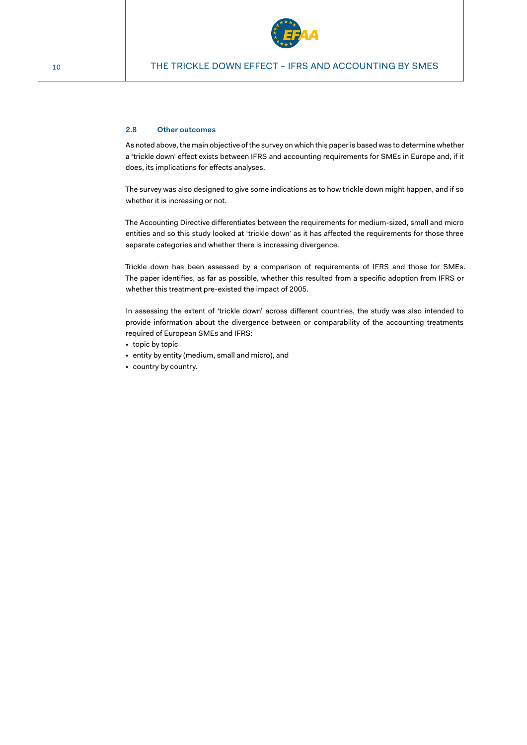### 2.8 Other outcomes

As noted above, the main objective of the survey on which this paper is based was to determine whether a 'trickle down' effect exists between IFRS and accounting requirements for SMEs in Europe and, if it does, its implications for effects analyses.

The survey was also designed to give some indications as to how trickle down might happen, and if so whether it is increasing or not.

The Accounting Directive differentiates between the requirements for medium-sized, small and micro entities and so this study looked at 'trickle down' as it has affected the requirements for those three separate categories and whether there is increasing divergence.

Trickle down has been assessed by a comparison of requirements of IFRS and those for SMEs. The paper identifies, as far as possible, whether this resulted from a specific adoption from IFRS or whether this treatment pre-existed the impact of 2005.

In assessing the extent of 'trickle down' across different countries, the study was also intended to provide information about the divergence between or comparability of the accounting treatments required of European SMEs and IFRS:

- topic by topic
- entity by entity (medium, small and micro), and
- country by country.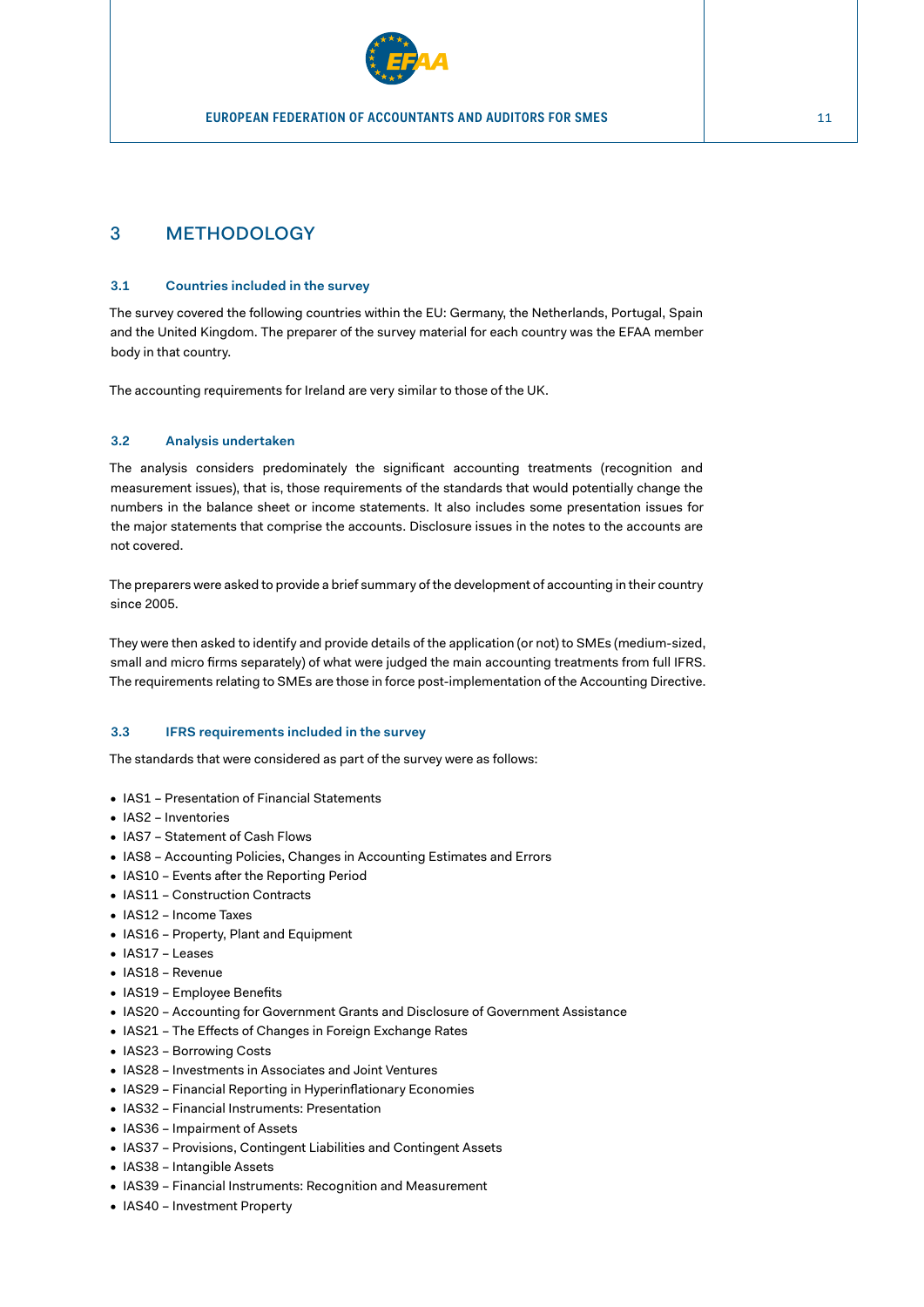# 3 METHODOLOGY

### 3.1 Countries included in the survey

The survey covered the following countries within the EU: Germany, the Netherlands, Portugal, Spain and the United Kingdom. The preparer of the survey material for each country was the EFAA member body in that country.

The accounting requirements for Ireland are very similar to those of the UK.

### 3.2 Analysis undertaken

The analysis considers predominately the significant accounting treatments (recognition and measurement issues), that is, those requirements of the standards that would potentially change the numbers in the balance sheet or income statements. It also includes some presentation issues for the major statements that comprise the accounts. Disclosure issues in the notes to the accounts are not covered.

The preparers were asked to provide a brief summary of the development of accounting in their country since 2005.

They were then asked to identify and provide details of the application (or not) to SMEs (medium-sized, small and micro firms separately) of what were judged the main accounting treatments from full IFRS. The requirements relating to SMEs are those in force post-implementation of the Accounting Directive.

### 3.3 IFRS requirements included in the survey

The standards that were considered as part of the survey were as follows:

- IAS1 – Presentation of Financial Statements
- IAS2 – Inventories
- IAS7 – Statement of Cash Flows
- IAS8 – Accounting Policies, Changes in Accounting Estimates and Errors
- IAS10 – Events after the Reporting Period
- IAS11 – Construction Contracts
- IAS12 – Income Taxes
- IAS16 – Property, Plant and Equipment
- IAS17 – Leases
- IAS18 – Revenue
- IAS19 – Employee Benefits
- IAS20 – Accounting for Government Grants and Disclosure of Government Assistance
- IAS21 – The Effects of Changes in Foreign Exchange Rates
- IAS23 – Borrowing Costs
- IAS28 – Investments in Associates and Joint Ventures
- IAS29 – Financial Reporting in Hyperinflationary Economies
- IAS32 – Financial Instruments: Presentation
- IAS36 – Impairment of Assets
- IAS37 – Provisions, Contingent Liabilities and Contingent Assets
- IAS38 – Intangible Assets
- IAS39 – Financial Instruments: Recognition and Measurement
- IAS40 – Investment Property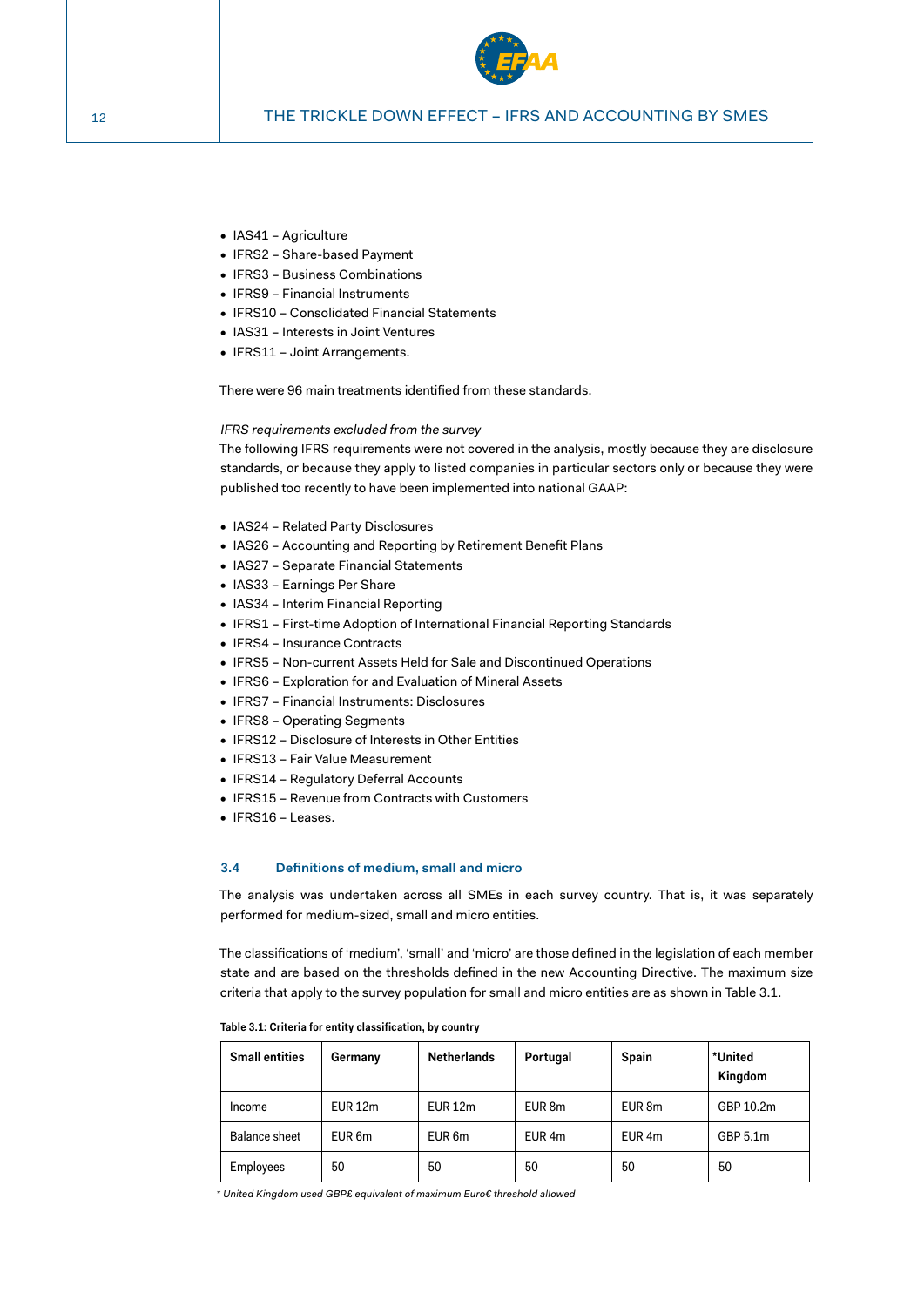- IAS41 – Agriculture
- IFRS2 – Share-based Payment
- IFRS3 – Business Combinations
- IFRS9 – Financial Instruments
- IFRS10 – Consolidated Financial Statements
- IAS31 – Interests in Joint Ventures
- IFRS11 – Joint Arrangements.

There were 96 main treatments identified from these standards.

*IFRS requirements excluded from the survey*

The following IFRS requirements were not covered in the analysis, mostly because they are disclosure standards, or because they apply to listed companies in particular sectors only or because they were published too recently to have been implemented into national GAAP:

- IAS24 – Related Party Disclosures
- IAS26 – Accounting and Reporting by Retirement Benefit Plans
- IAS27 – Separate Financial Statements
- IAS33 – Earnings Per Share
- IAS34 – Interim Financial Reporting
- IFRS1 – First-time Adoption of International Financial Reporting Standards
- IFRS4 – Insurance Contracts
- IFRS5 – Non-current Assets Held for Sale and Discontinued Operations
- IFRS6 – Exploration for and Evaluation of Mineral Assets
- IFRS7 – Financial Instruments: Disclosures
- IFRS8 – Operating Segments
- IFRS12 – Disclosure of Interests in Other Entities
- IFRS13 – Fair Value Measurement
- IFRS14 – Regulatory Deferral Accounts
- IFRS15 – Revenue from Contracts with Customers
- IFRS16 – Leases.

### 3.4 Definitions of medium, small and micro

The analysis was undertaken across all SMEs in each survey country. That is, it was separately performed for medium-sized, small and micro entities.

The classifications of 'medium', 'small' and 'micro' are those defined in the legislation of each member state and are based on the thresholds defined in the new Accounting Directive. The maximum size criteria that apply to the survey population for small and micro entities are as shown in Table 3.1.

**Table 3.1: Criteria for entity classification, by country**

| Small entities | Germany | Netherlands | Portugal | Spain | *United Kingdom |
|---|---|---|---|---|---|
| Income | EUR 12m | EUR 12m | EUR 8m | EUR 8m | GBP 10.2m |
| Balance sheet | EUR 6m | EUR 6m | EUR 4m | EUR 4m | GBP 5.1m |
| Employees | 50 | 50 | 50 | 50 | 50 |

*\* United Kingdom used GBP£ equivalent of maximum Euro€ threshold allowed*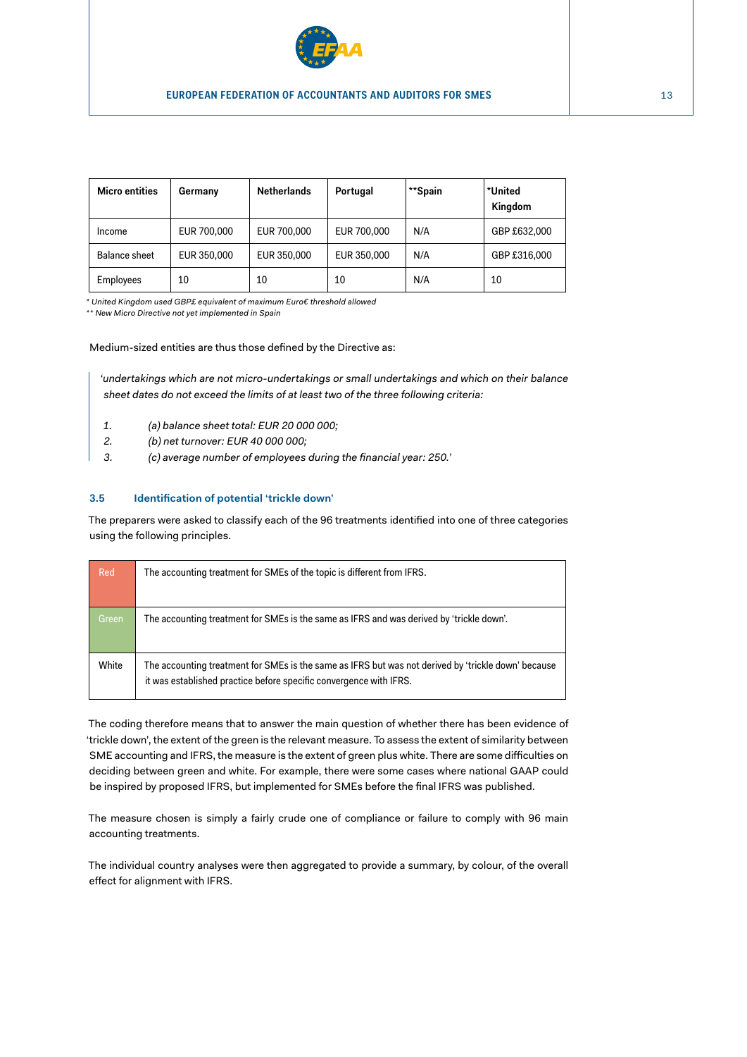| Micro entities | Germany | Netherlands | Portugal | **Spain | *United Kingdom |
|---|---|---|---|---|---|
| Income | EUR 700,000 | EUR 700,000 | EUR 700,000 | N/A | GBP £632,000 |
| Balance sheet | EUR 350,000 | EUR 350,000 | EUR 350,000 | N/A | GBP £316,000 |
| Employees | 10 | 10 | 10 | N/A | 10 |

*\* United Kingdom used GBP£ equivalent of maximum Euro€ threshold allowed*
*\*\* New Micro Directive not yet implemented in Spain*

Medium-sized entities are thus those defined by the Directive as:

> *'undertakings which are not micro-undertakings or small undertakings and which on their balance sheet dates do not exceed the limits of at least two of the three following criteria:*
>
> 1. *(a) balance sheet total: EUR 20 000 000;*
> 2. *(b) net turnover: EUR 40 000 000;*
> 3. *(c) average number of employees during the financial year: 250.'*

### 3.5 Identification of potential 'trickle down'

The preparers were asked to classify each of the 96 treatments identified into one of three categories using the following principles.

| | |
|---|---|
| Red | The accounting treatment for SMEs of the topic is different from IFRS. |
| Green | The accounting treatment for SMEs is the same as IFRS and was derived by 'trickle down'. |
| White | The accounting treatment for SMEs is the same as IFRS but was not derived by 'trickle down' because it was established practice before specific convergence with IFRS. |

The coding therefore means that to answer the main question of whether there has been evidence of 'trickle down', the extent of the green is the relevant measure. To assess the extent of similarity between SME accounting and IFRS, the measure is the extent of green plus white. There are some difficulties on deciding between green and white. For example, there were some cases where national GAAP could be inspired by proposed IFRS, but implemented for SMEs before the final IFRS was published.

The measure chosen is simply a fairly crude one of compliance or failure to comply with 96 main accounting treatments.

The individual country analyses were then aggregated to provide a summary, by colour, of the overall effect for alignment with IFRS.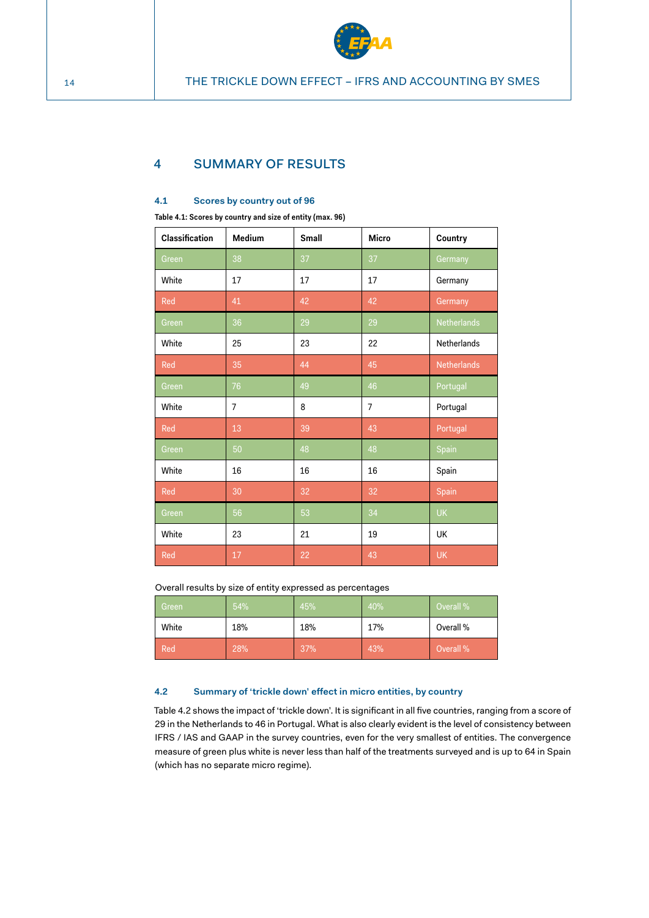## 4 SUMMARY OF RESULTS

### 4.1 Scores by country out of 96

**Table 4.1: Scores by country and size of entity (max. 96)**

| Classification | Medium | Small | Micro | Country |
|---|---|---|---|---|
| Green | 38 | 37 | 37 | Germany |
| White | 17 | 17 | 17 | Germany |
| Red | 41 | 42 | 42 | Germany |
| Green | 36 | 29 | 29 | Netherlands |
| White | 25 | 23 | 22 | Netherlands |
| Red | 35 | 44 | 45 | Netherlands |
| Green | 76 | 49 | 46 | Portugal |
| White | 7 | 8 | 7 | Portugal |
| Red | 13 | 39 | 43 | Portugal |
| Green | 50 | 48 | 48 | Spain |
| White | 16 | 16 | 16 | Spain |
| Red | 30 | 32 | 32 | Spain |
| Green | 56 | 53 | 34 | UK |
| White | 23 | 21 | 19 | UK |
| Red | 17 | 22 | 43 | UK |

Overall results by size of entity expressed as percentages

| | | | | |
|---|---|---|---|---|
| Green | 54% | 45% | 40% | Overall % |
| White | 18% | 18% | 17% | Overall % |
| Red | 28% | 37% | 43% | Overall % |

### 4.2 Summary of 'trickle down' effect in micro entities, by country

Table 4.2 shows the impact of 'trickle down'. It is significant in all five countries, ranging from a score of 29 in the Netherlands to 46 in Portugal. What is also clearly evident is the level of consistency between IFRS / IAS and GAAP in the survey countries, even for the very smallest of entities. The convergence measure of green plus white is never less than half of the treatments surveyed and is up to 64 in Spain (which has no separate micro regime).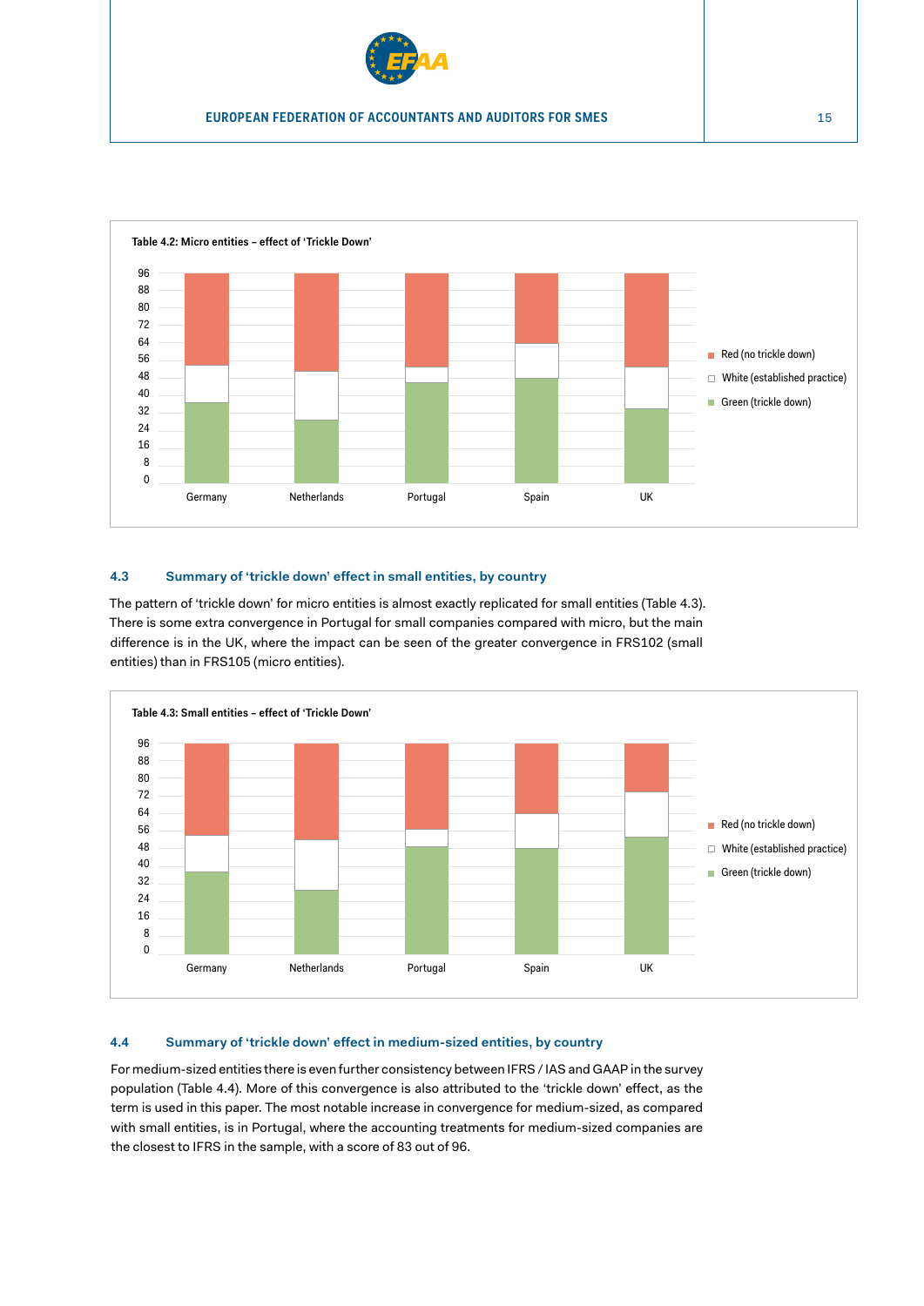Table 4.2: Micro entities – effect of 'Trickle Down'

96
88
80
72
64
56
48
40
32
24
16
8
0

Germany
Netherlands
Portugal
Spain
UK

Red (no trickle down)
White (established practice)
Green (trickle down)

## 4.3 Summary of 'trickle down' effect in small entities, by country

The pattern of 'trickle down' for micro entities is almost exactly replicated for small entities (Table 4.3). There is some extra convergence in Portugal for small companies compared with micro, but the main difference is in the UK, where the impact can be seen of the greater convergence in FRS102 (small entities) than in FRS105 (micro entities).

Table 4.3: Small entities – effect of 'Trickle Down'

96
88
80
72
64
56
48
40
32
24
16
8
0

Germany
Netherlands
Portugal
Spain
UK

Red (no trickle down)
White (established practice)
Green (trickle down)

## 4.4 Summary of 'trickle down' effect in medium-sized entities, by country

For medium-sized entities there is even further consistency between IFRS / IAS and GAAP in the survey population (Table 4.4). More of this convergence is also attributed to the 'trickle down' effect, as the term is used in this paper. The most notable increase in convergence for medium-sized, as compared with small entities, is in Portugal, where the accounting treatments for medium-sized companies are the closest to IFRS in the sample, with a score of 83 out of 96.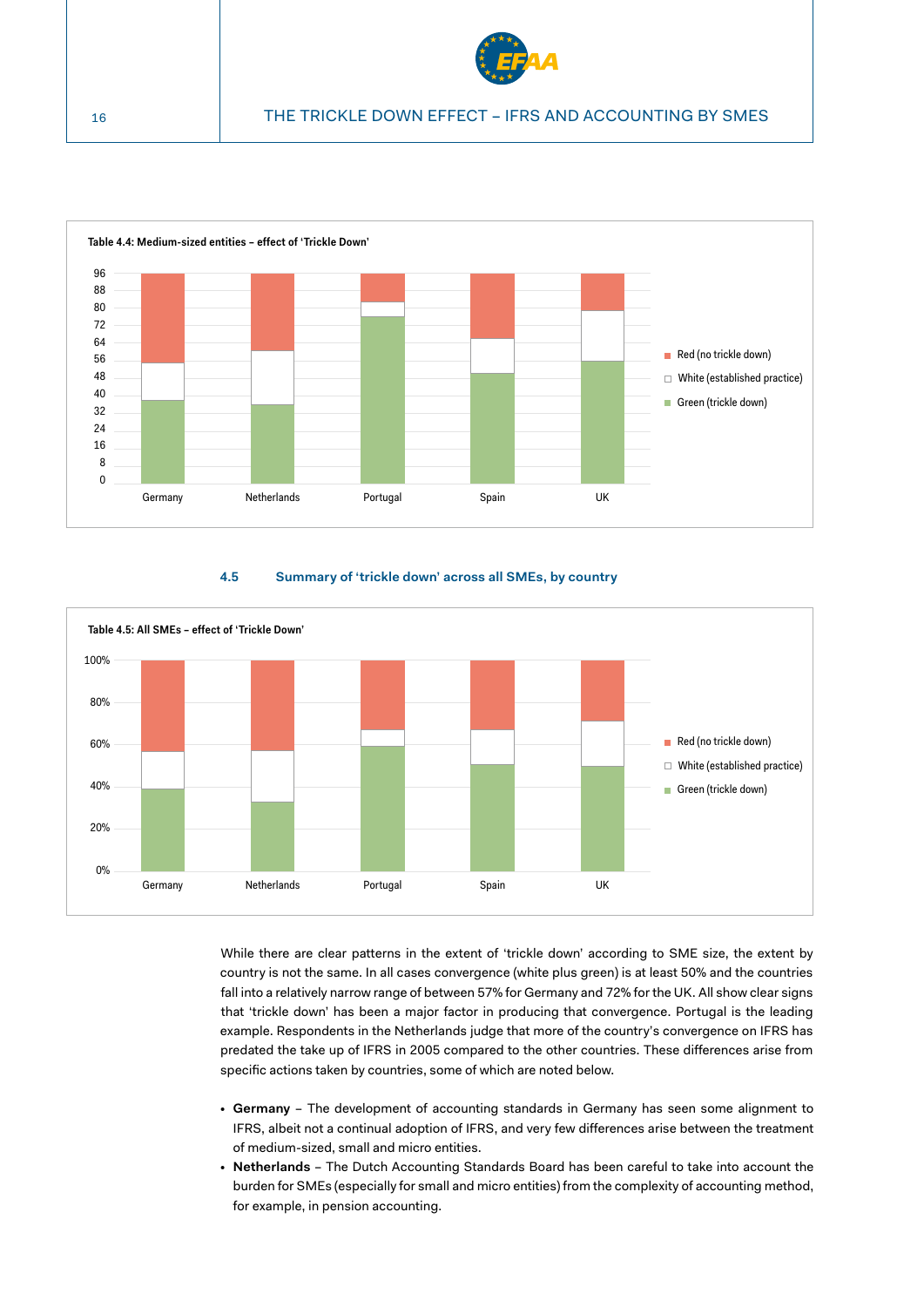Table 4.4: Medium-sized entities – effect of 'Trickle Down'

96
88
80
72
64
56
48
40
32
24
16
8
0

Germany
Netherlands
Portugal
Spain
UK

Red (no trickle down)
White (established practice)
Green (trickle down)

### 4.5 Summary of 'trickle down' across all SMEs, by country

Table 4.5: All SMEs – effect of 'Trickle Down'

100%
80%
60%
40%
20%
0%

Germany
Netherlands
Portugal
Spain
UK

Red (no trickle down)
White (established practice)
Green (trickle down)

While there are clear patterns in the extent of 'trickle down' according to SME size, the extent by country is not the same. In all cases convergence (white plus green) is at least 50% and the countries fall into a relatively narrow range of between 57% for Germany and 72% for the UK. All show clear signs that 'trickle down' has been a major factor in producing that convergence. Portugal is the leading example. Respondents in the Netherlands judge that more of the country's convergence on IFRS has predated the take up of IFRS in 2005 compared to the other countries. These differences arise from specific actions taken by countries, some of which are noted below.

- **Germany** – The development of accounting standards in Germany has seen some alignment to IFRS, albeit not a continual adoption of IFRS, and very few differences arise between the treatment of medium-sized, small and micro entities.
- **Netherlands** – The Dutch Accounting Standards Board has been careful to take into account the burden for SMEs (especially for small and micro entities) from the complexity of accounting method, for example, in pension accounting.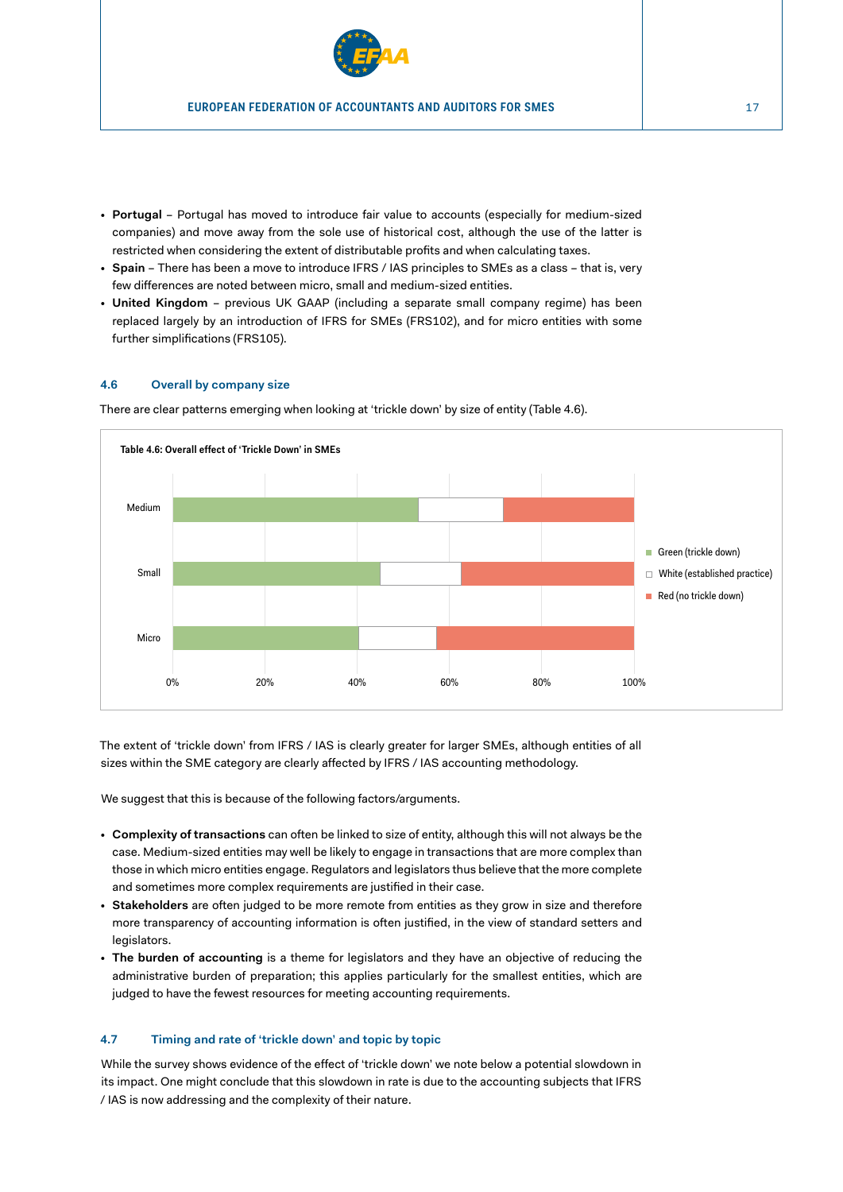- **Portugal** – Portugal has moved to introduce fair value to accounts (especially for medium-sized companies) and move away from the sole use of historical cost, although the use of the latter is restricted when considering the extent of distributable profits and when calculating taxes.
- **Spain** – There has been a move to introduce IFRS / IAS principles to SMEs as a class – that is, very few differences are noted between micro, small and medium-sized entities.
- **United Kingdom** – previous UK GAAP (including a separate small company regime) has been replaced largely by an introduction of IFRS for SMEs (FRS102), and for micro entities with some further simplifications (FRS105).

### 4.6 Overall by company size

There are clear patterns emerging when looking at 'trickle down' by size of entity (Table 4.6).

**Table 4.6: Overall effect of 'Trickle Down' in SMEs**

Medium
Small
Micro
0%
20%
40%
60%
80%
100%
Green (trickle down)
White (established practice)
Red (no trickle down)

The extent of 'trickle down' from IFRS / IAS is clearly greater for larger SMEs, although entities of all sizes within the SME category are clearly affected by IFRS / IAS accounting methodology.

We suggest that this is because of the following factors/arguments.

- **Complexity of transactions** can often be linked to size of entity, although this will not always be the case. Medium-sized entities may well be likely to engage in transactions that are more complex than those in which micro entities engage. Regulators and legislators thus believe that the more complete and sometimes more complex requirements are justified in their case.
- **Stakeholders** are often judged to be more remote from entities as they grow in size and therefore more transparency of accounting information is often justified, in the view of standard setters and legislators.
- **The burden of accounting** is a theme for legislators and they have an objective of reducing the administrative burden of preparation; this applies particularly for the smallest entities, which are judged to have the fewest resources for meeting accounting requirements.

### 4.7 Timing and rate of 'trickle down' and topic by topic

While the survey shows evidence of the effect of 'trickle down' we note below a potential slowdown in its impact. One might conclude that this slowdown in rate is due to the accounting subjects that IFRS / IAS is now addressing and the complexity of their nature.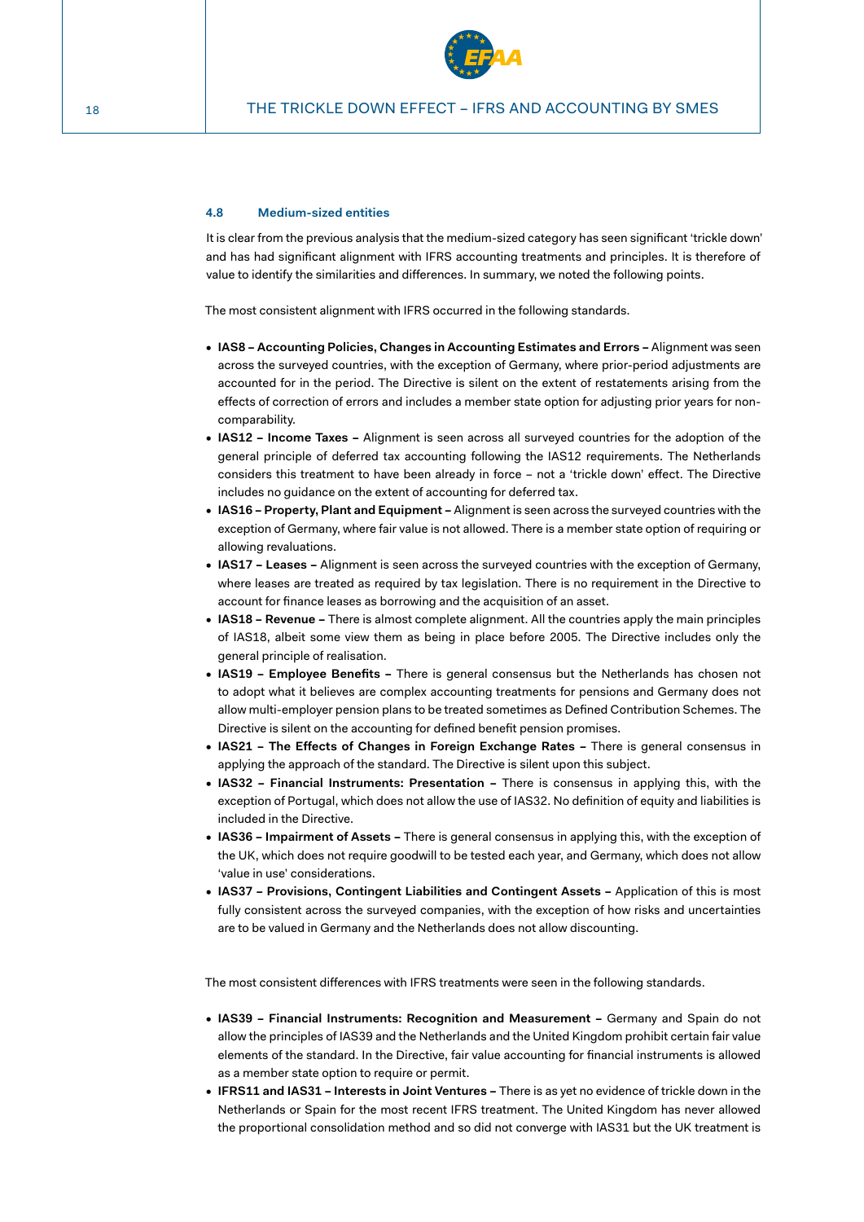### 4.8 Medium-sized entities

It is clear from the previous analysis that the medium-sized category has seen significant 'trickle down' and has had significant alignment with IFRS accounting treatments and principles. It is therefore of value to identify the similarities and differences. In summary, we noted the following points.

The most consistent alignment with IFRS occurred in the following standards.

- **IAS8 – Accounting Policies, Changes in Accounting Estimates and Errors –** Alignment was seen across the surveyed countries, with the exception of Germany, where prior-period adjustments are accounted for in the period. The Directive is silent on the extent of restatements arising from the effects of correction of errors and includes a member state option for adjusting prior years for non-comparability.
- **IAS12 – Income Taxes –** Alignment is seen across all surveyed countries for the adoption of the general principle of deferred tax accounting following the IAS12 requirements. The Netherlands considers this treatment to have been already in force – not a 'trickle down' effect. The Directive includes no guidance on the extent of accounting for deferred tax.
- **IAS16 – Property, Plant and Equipment –** Alignment is seen across the surveyed countries with the exception of Germany, where fair value is not allowed. There is a member state option of requiring or allowing revaluations.
- **IAS17 – Leases –** Alignment is seen across the surveyed countries with the exception of Germany, where leases are treated as required by tax legislation. There is no requirement in the Directive to account for finance leases as borrowing and the acquisition of an asset.
- **IAS18 – Revenue –** There is almost complete alignment. All the countries apply the main principles of IAS18, albeit some view them as being in place before 2005. The Directive includes only the general principle of realisation.
- **IAS19 – Employee Benefits –** There is general consensus but the Netherlands has chosen not to adopt what it believes are complex accounting treatments for pensions and Germany does not allow multi-employer pension plans to be treated sometimes as Defined Contribution Schemes. The Directive is silent on the accounting for defined benefit pension promises.
- **IAS21 – The Effects of Changes in Foreign Exchange Rates –** There is general consensus in applying the approach of the standard. The Directive is silent upon this subject.
- **IAS32 – Financial Instruments: Presentation –** There is consensus in applying this, with the exception of Portugal, which does not allow the use of IAS32. No definition of equity and liabilities is included in the Directive.
- **IAS36 – Impairment of Assets –** There is general consensus in applying this, with the exception of the UK, which does not require goodwill to be tested each year, and Germany, which does not allow 'value in use' considerations.
- **IAS37 – Provisions, Contingent Liabilities and Contingent Assets –** Application of this is most fully consistent across the surveyed companies, with the exception of how risks and uncertainties are to be valued in Germany and the Netherlands does not allow discounting.

The most consistent differences with IFRS treatments were seen in the following standards.

- **IAS39 – Financial Instruments: Recognition and Measurement –** Germany and Spain do not allow the principles of IAS39 and the Netherlands and the United Kingdom prohibit certain fair value elements of the standard. In the Directive, fair value accounting for financial instruments is allowed as a member state option to require or permit.
- **IFRS11 and IAS31 – Interests in Joint Ventures –** There is as yet no evidence of trickle down in the Netherlands or Spain for the most recent IFRS treatment. The United Kingdom has never allowed the proportional consolidation method and so did not converge with IAS31 but the UK treatment is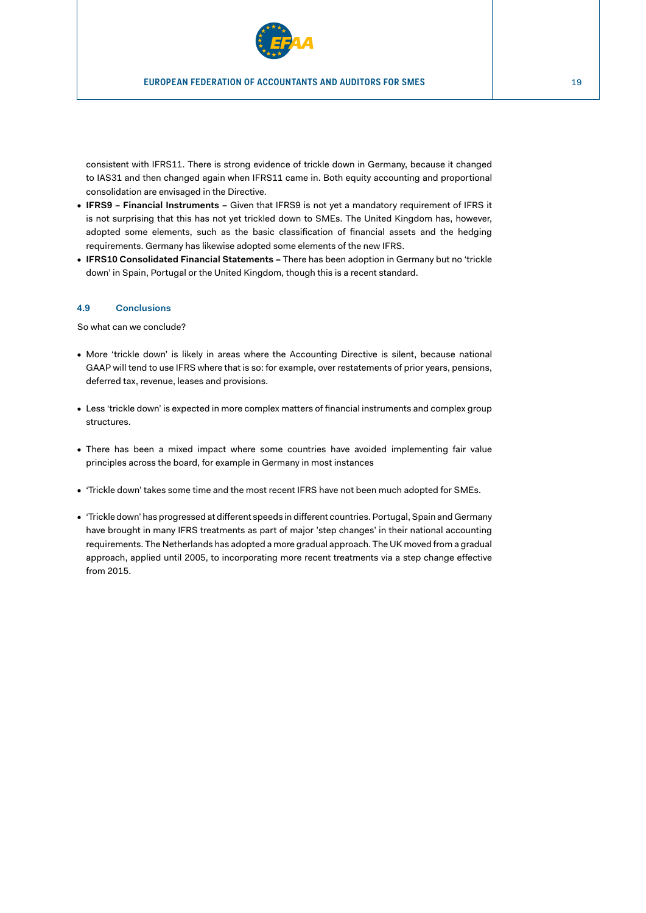consistent with IFRS11. There is strong evidence of trickle down in Germany, because it changed to IAS31 and then changed again when IFRS11 came in. Both equity accounting and proportional consolidation are envisaged in the Directive.

- **IFRS9 – Financial Instruments –** Given that IFRS9 is not yet a mandatory requirement of IFRS it is not surprising that this has not yet trickled down to SMEs. The United Kingdom has, however, adopted some elements, such as the basic classification of financial assets and the hedging requirements. Germany has likewise adopted some elements of the new IFRS.
- **IFRS10 Consolidated Financial Statements –** There has been adoption in Germany but no 'trickle down' in Spain, Portugal or the United Kingdom, though this is a recent standard.

### 4.9 Conclusions

So what can we conclude?

- More 'trickle down' is likely in areas where the Accounting Directive is silent, because national GAAP will tend to use IFRS where that is so: for example, over restatements of prior years, pensions, deferred tax, revenue, leases and provisions.

- Less 'trickle down' is expected in more complex matters of financial instruments and complex group structures.

- There has been a mixed impact where some countries have avoided implementing fair value principles across the board, for example in Germany in most instances

- 'Trickle down' takes some time and the most recent IFRS have not been much adopted for SMEs.

- 'Trickle down' has progressed at different speeds in different countries. Portugal, Spain and Germany have brought in many IFRS treatments as part of major 'step changes' in their national accounting requirements. The Netherlands has adopted a more gradual approach. The UK moved from a gradual approach, applied until 2005, to incorporating more recent treatments via a step change effective from 2015.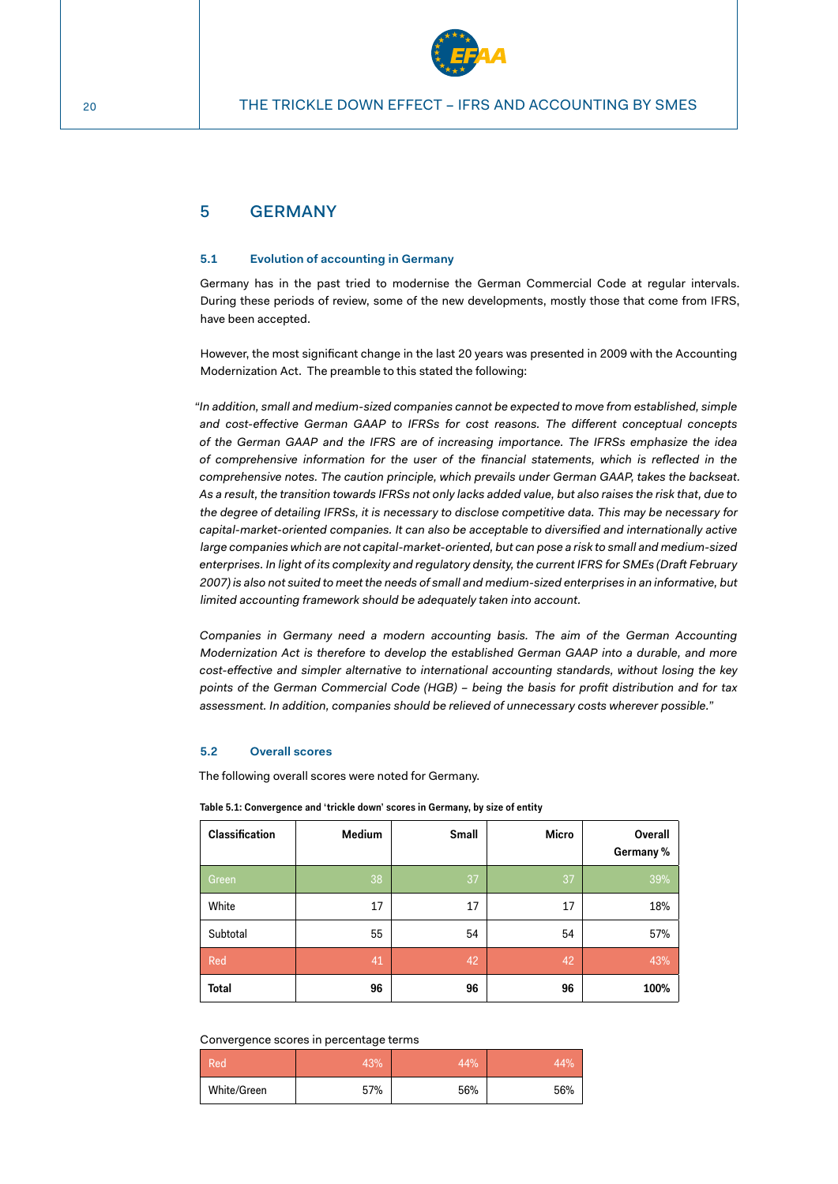# 5 GERMANY

## 5.1 Evolution of accounting in Germany

Germany has in the past tried to modernise the German Commercial Code at regular intervals. During these periods of review, some of the new developments, mostly those that come from IFRS, have been accepted.

However, the most significant change in the last 20 years was presented in 2009 with the Accounting Modernization Act. The preamble to this stated the following:

*"In addition, small and medium-sized companies cannot be expected to move from established, simple and cost-effective German GAAP to IFRSs for cost reasons. The different conceptual concepts of the German GAAP and the IFRS are of increasing importance. The IFRSs emphasize the idea of comprehensive information for the user of the financial statements, which is reflected in the comprehensive notes. The caution principle, which prevails under German GAAP, takes the backseat. As a result, the transition towards IFRSs not only lacks added value, but also raises the risk that, due to the degree of detailing IFRSs, it is necessary to disclose competitive data. This may be necessary for capital-market-oriented companies. It can also be acceptable to diversified and internationally active large companies which are not capital-market-oriented, but can pose a risk to small and medium-sized enterprises. In light of its complexity and regulatory density, the current IFRS for SMEs (Draft February 2007) is also not suited to meet the needs of small and medium-sized enterprises in an informative, but limited accounting framework should be adequately taken into account.*

*Companies in Germany need a modern accounting basis. The aim of the German Accounting Modernization Act is therefore to develop the established German GAAP into a durable, and more cost-effective and simpler alternative to international accounting standards, without losing the key points of the German Commercial Code (HGB) – being the basis for profit distribution and for tax assessment. In addition, companies should be relieved of unnecessary costs wherever possible."*

## 5.2 Overall scores

The following overall scores were noted for Germany.

**Table 5.1: Convergence and 'trickle down' scores in Germany, by size of entity**

| Classification | Medium | Small | Micro | Overall Germany % |
|---|---|---|---|---|
| Green | 38 | 37 | 37 | 39% |
| White | 17 | 17 | 17 | 18% |
| Subtotal | 55 | 54 | 54 | 57% |
| Red | 41 | 42 | 42 | 43% |
| **Total** | **96** | **96** | **96** | **100%** |

Convergence scores in percentage terms

| | | | |
|---|---|---|---|
| Red | 43% | 44% | 44% |
| White/Green | 57% | 56% | 56% |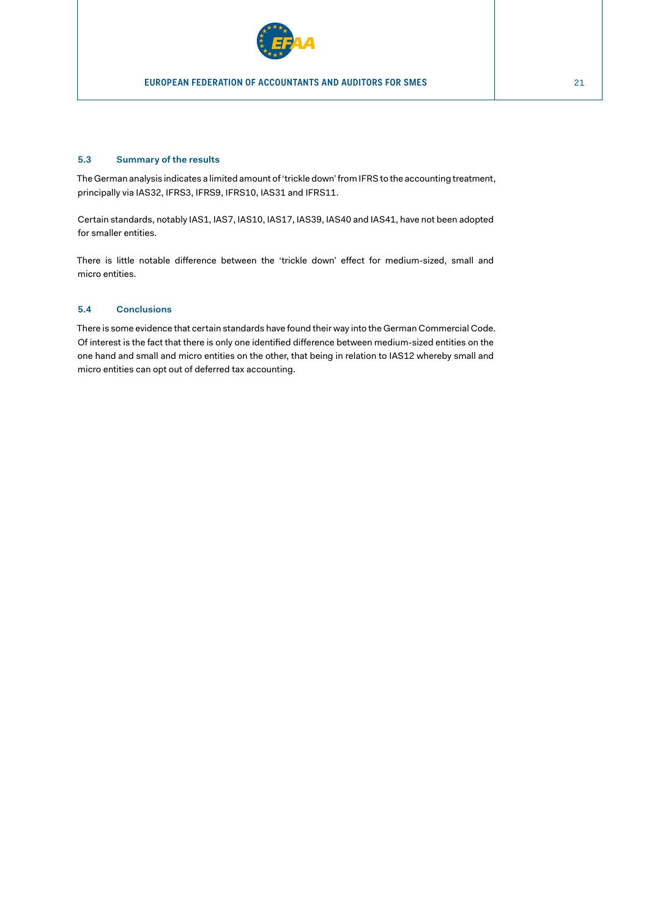### 5.3 Summary of the results

The German analysis indicates a limited amount of 'trickle down' from IFRS to the accounting treatment, principally via IAS32, IFRS3, IFRS9, IFRS10, IAS31 and IFRS11.

Certain standards, notably IAS1, IAS7, IAS10, IAS17, IAS39, IAS40 and IAS41, have not been adopted for smaller entities.

There is little notable difference between the 'trickle down' effect for medium-sized, small and micro entities.

### 5.4 Conclusions

There is some evidence that certain standards have found their way into the German Commercial Code. Of interest is the fact that there is only one identified difference between medium-sized entities on the one hand and small and micro entities on the other, that being in relation to IAS12 whereby small and micro entities can opt out of deferred tax accounting.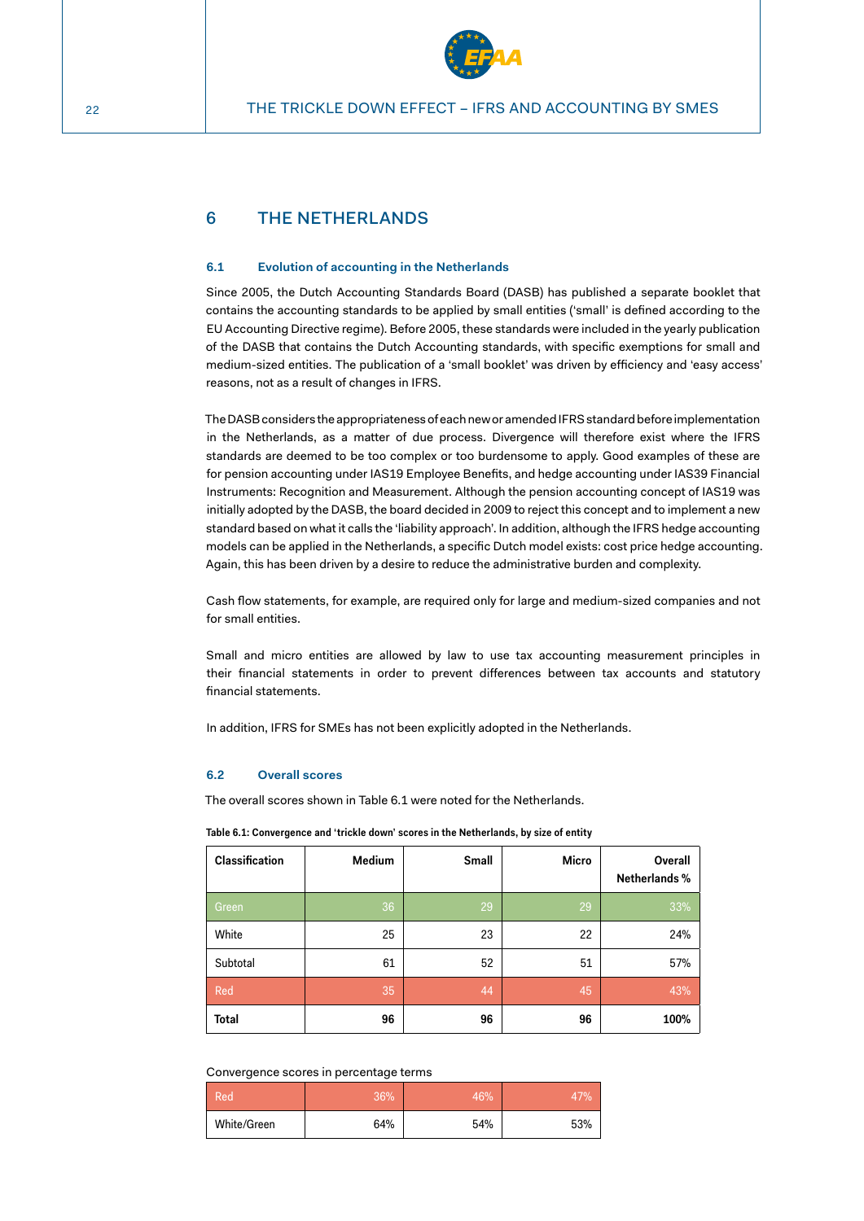## 6 THE NETHERLANDS

### 6.1 Evolution of accounting in the Netherlands

Since 2005, the Dutch Accounting Standards Board (DASB) has published a separate booklet that contains the accounting standards to be applied by small entities ('small' is defined according to the EU Accounting Directive regime). Before 2005, these standards were included in the yearly publication of the DASB that contains the Dutch Accounting standards, with specific exemptions for small and medium-sized entities. The publication of a 'small booklet' was driven by efficiency and 'easy access' reasons, not as a result of changes in IFRS.

The DASB considers the appropriateness of each new or amended IFRS standard before implementation in the Netherlands, as a matter of due process. Divergence will therefore exist where the IFRS standards are deemed to be too complex or too burdensome to apply. Good examples of these are for pension accounting under IAS19 Employee Benefits, and hedge accounting under IAS39 Financial Instruments: Recognition and Measurement. Although the pension accounting concept of IAS19 was initially adopted by the DASB, the board decided in 2009 to reject this concept and to implement a new standard based on what it calls the 'liability approach'. In addition, although the IFRS hedge accounting models can be applied in the Netherlands, a specific Dutch model exists: cost price hedge accounting. Again, this has been driven by a desire to reduce the administrative burden and complexity.

Cash flow statements, for example, are required only for large and medium-sized companies and not for small entities.

Small and micro entities are allowed by law to use tax accounting measurement principles in their financial statements in order to prevent differences between tax accounts and statutory financial statements.

In addition, IFRS for SMEs has not been explicitly adopted in the Netherlands.

### 6.2 Overall scores

The overall scores shown in Table 6.1 were noted for the Netherlands.

**Table 6.1: Convergence and 'trickle down' scores in the Netherlands, by size of entity**

| Classification | Medium | Small | Micro | Overall Netherlands % |
|---|---|---|---|---|
| Green | 36 | 29 | 29 | 33% |
| White | 25 | 23 | 22 | 24% |
| Subtotal | 61 | 52 | 51 | 57% |
| Red | 35 | 44 | 45 | 43% |
| **Total** | **96** | **96** | **96** | **100%** |

Convergence scores in percentage terms

| | | | |
|---|---|---|---|
| Red | 36% | 46% | 47% |
| White/Green | 64% | 54% | 53% |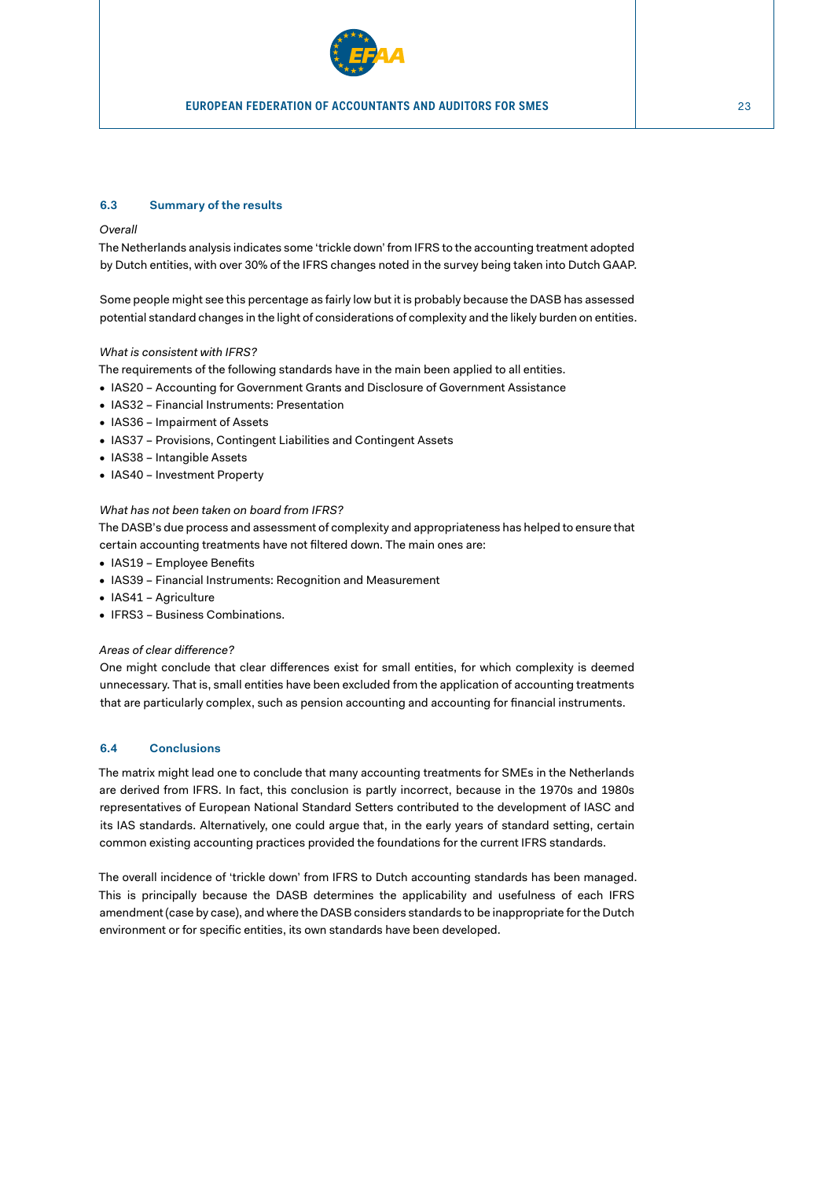### 6.3 Summary of the results

*Overall*

The Netherlands analysis indicates some 'trickle down' from IFRS to the accounting treatment adopted by Dutch entities, with over 30% of the IFRS changes noted in the survey being taken into Dutch GAAP.

Some people might see this percentage as fairly low but it is probably because the DASB has assessed potential standard changes in the light of considerations of complexity and the likely burden on entities.

*What is consistent with IFRS?*

The requirements of the following standards have in the main been applied to all entities.

- IAS20 – Accounting for Government Grants and Disclosure of Government Assistance
- IAS32 – Financial Instruments: Presentation
- IAS36 – Impairment of Assets
- IAS37 – Provisions, Contingent Liabilities and Contingent Assets
- IAS38 – Intangible Assets
- IAS40 – Investment Property

*What has not been taken on board from IFRS?*

The DASB's due process and assessment of complexity and appropriateness has helped to ensure that certain accounting treatments have not filtered down. The main ones are:

- IAS19 – Employee Benefits
- IAS39 – Financial Instruments: Recognition and Measurement
- IAS41 – Agriculture
- IFRS3 – Business Combinations.

*Areas of clear difference?*

One might conclude that clear differences exist for small entities, for which complexity is deemed unnecessary. That is, small entities have been excluded from the application of accounting treatments that are particularly complex, such as pension accounting and accounting for financial instruments.

### 6.4 Conclusions

The matrix might lead one to conclude that many accounting treatments for SMEs in the Netherlands are derived from IFRS. In fact, this conclusion is partly incorrect, because in the 1970s and 1980s representatives of European National Standard Setters contributed to the development of IASC and its IAS standards. Alternatively, one could argue that, in the early years of standard setting, certain common existing accounting practices provided the foundations for the current IFRS standards.

The overall incidence of 'trickle down' from IFRS to Dutch accounting standards has been managed. This is principally because the DASB determines the applicability and usefulness of each IFRS amendment (case by case), and where the DASB considers standards to be inappropriate for the Dutch environment or for specific entities, its own standards have been developed.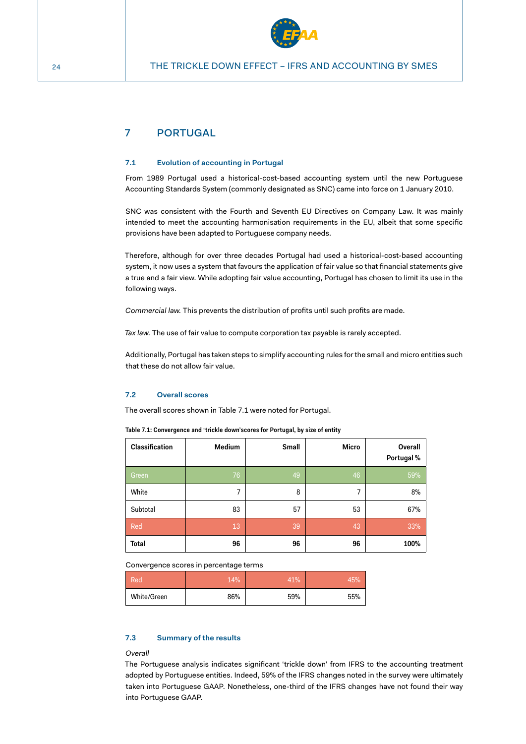## 7 PORTUGAL

### 7.1 Evolution of accounting in Portugal

From 1989 Portugal used a historical-cost-based accounting system until the new Portuguese Accounting Standards System (commonly designated as SNC) came into force on 1 January 2010.

SNC was consistent with the Fourth and Seventh EU Directives on Company Law. It was mainly intended to meet the accounting harmonisation requirements in the EU, albeit that some specific provisions have been adapted to Portuguese company needs.

Therefore, although for over three decades Portugal had used a historical-cost-based accounting system, it now uses a system that favours the application of fair value so that financial statements give a true and a fair view. While adopting fair value accounting, Portugal has chosen to limit its use in the following ways.

*Commercial law.* This prevents the distribution of profits until such profits are made.

*Tax law.* The use of fair value to compute corporation tax payable is rarely accepted.

Additionally, Portugal has taken steps to simplify accounting rules for the small and micro entities such that these do not allow fair value.

### 7.2 Overall scores

The overall scores shown in Table 7.1 were noted for Portugal.

**Table 7.1: Convergence and 'trickle down'scores for Portugal, by size of entity**

| Classification | Medium | Small | Micro | Overall Portugal % |
|---|---|---|---|---|
| Green | 76 | 49 | 46 | 59% |
| White | 7 | 8 | 7 | 8% |
| Subtotal | 83 | 57 | 53 | 67% |
| Red | 13 | 39 | 43 | 33% |
| **Total** | **96** | **96** | **96** | **100%** |

Convergence scores in percentage terms

| | | | |
|---|---|---|---|
| Red | 14% | 41% | 45% |
| White/Green | 86% | 59% | 55% |

### 7.3 Summary of the results

*Overall*

The Portuguese analysis indicates significant 'trickle down' from IFRS to the accounting treatment adopted by Portuguese entities. Indeed, 59% of the IFRS changes noted in the survey were ultimately taken into Portuguese GAAP. Nonetheless, one-third of the IFRS changes have not found their way into Portuguese GAAP.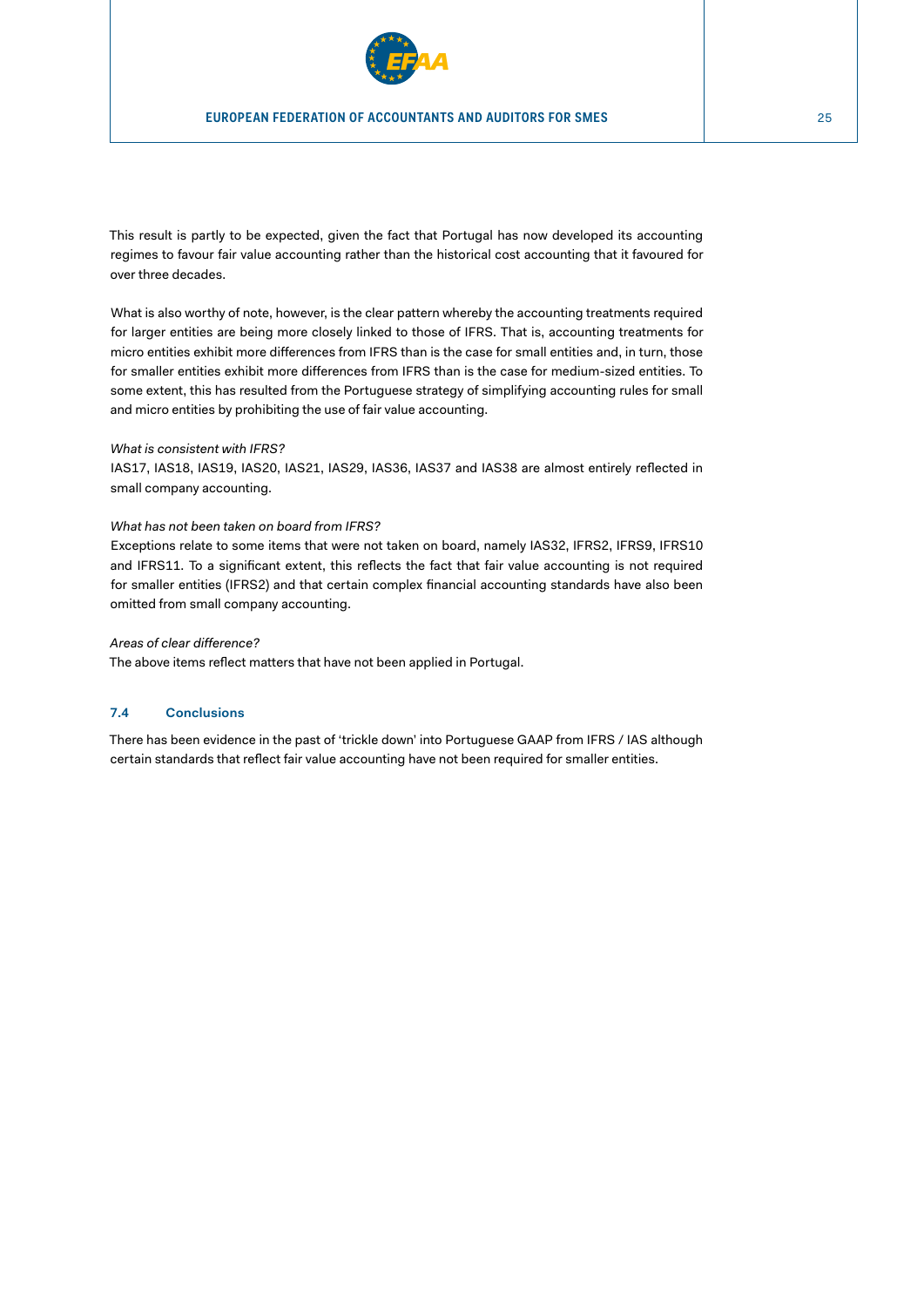This result is partly to be expected, given the fact that Portugal has now developed its accounting regimes to favour fair value accounting rather than the historical cost accounting that it favoured for over three decades.

What is also worthy of note, however, is the clear pattern whereby the accounting treatments required for larger entities are being more closely linked to those of IFRS. That is, accounting treatments for micro entities exhibit more differences from IFRS than is the case for small entities and, in turn, those for smaller entities exhibit more differences from IFRS than is the case for medium-sized entities. To some extent, this has resulted from the Portuguese strategy of simplifying accounting rules for small and micro entities by prohibiting the use of fair value accounting.

*What is consistent with IFRS?*

IAS17, IAS18, IAS19, IAS20, IAS21, IAS29, IAS36, IAS37 and IAS38 are almost entirely reflected in small company accounting.

*What has not been taken on board from IFRS?*

Exceptions relate to some items that were not taken on board, namely IAS32, IFRS2, IFRS9, IFRS10 and IFRS11. To a significant extent, this reflects the fact that fair value accounting is not required for smaller entities (IFRS2) and that certain complex financial accounting standards have also been omitted from small company accounting.

*Areas of clear difference?*

The above items reflect matters that have not been applied in Portugal.

### 7.4 Conclusions

There has been evidence in the past of 'trickle down' into Portuguese GAAP from IFRS / IAS although certain standards that reflect fair value accounting have not been required for smaller entities.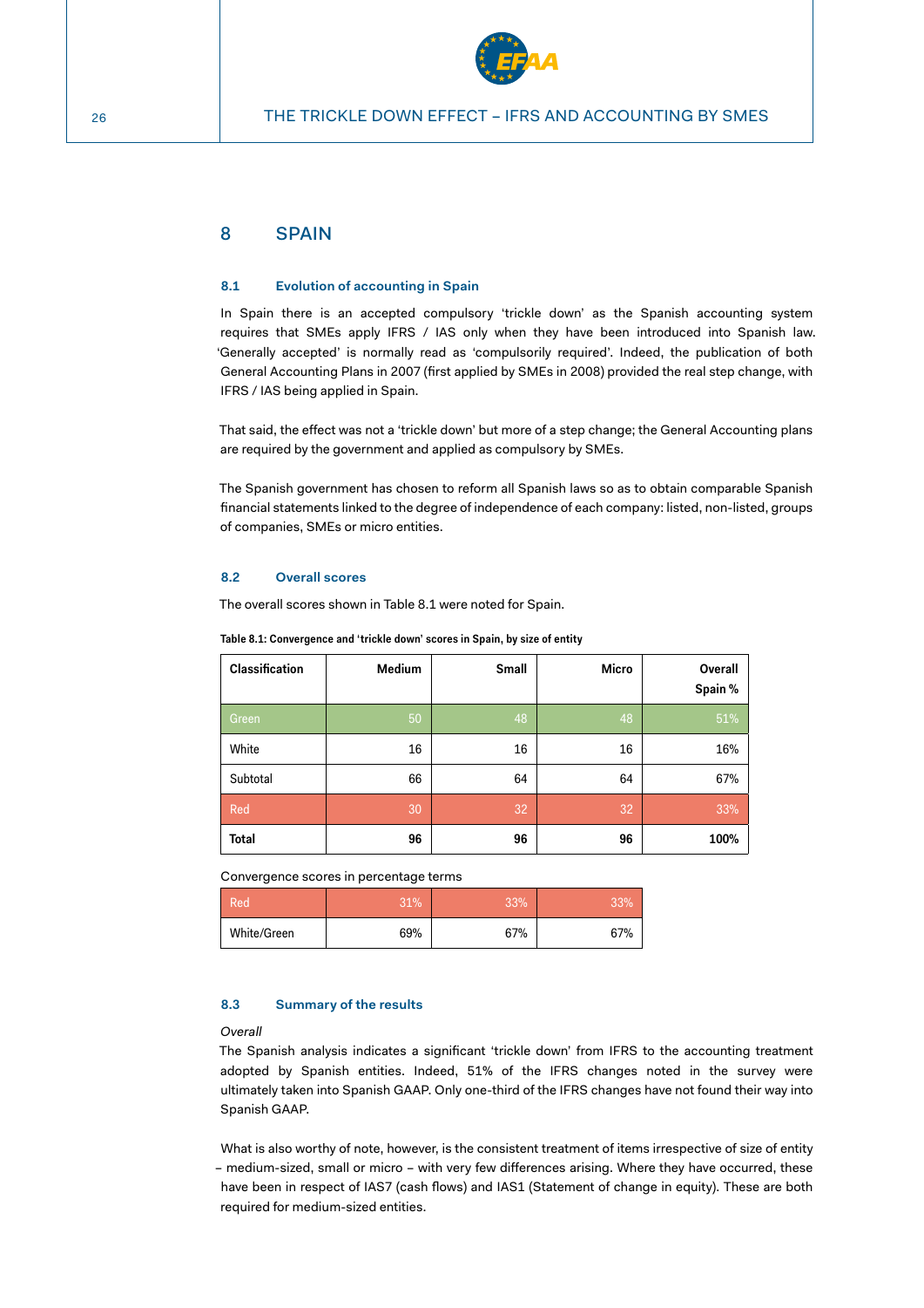## 8 SPAIN

### 8.1 Evolution of accounting in Spain

In Spain there is an accepted compulsory 'trickle down' as the Spanish accounting system requires that SMEs apply IFRS / IAS only when they have been introduced into Spanish law. 'Generally accepted' is normally read as 'compulsorily required'. Indeed, the publication of both General Accounting Plans in 2007 (first applied by SMEs in 2008) provided the real step change, with IFRS / IAS being applied in Spain.

That said, the effect was not a 'trickle down' but more of a step change; the General Accounting plans are required by the government and applied as compulsory by SMEs.

The Spanish government has chosen to reform all Spanish laws so as to obtain comparable Spanish financial statements linked to the degree of independence of each company: listed, non-listed, groups of companies, SMEs or micro entities.

### 8.2 Overall scores

The overall scores shown in Table 8.1 were noted for Spain.

**Table 8.1: Convergence and 'trickle down' scores in Spain, by size of entity**

| Classification | Medium | Small | Micro | Overall Spain % |
|---|---|---|---|---|
| Green | 50 | 48 | 48 | 51% |
| White | 16 | 16 | 16 | 16% |
| Subtotal | 66 | 64 | 64 | 67% |
| Red | 30 | 32 | 32 | 33% |
| **Total** | **96** | **96** | **96** | **100%** |

Convergence scores in percentage terms

| | | | |
|---|---|---|---|
| Red | 31% | 33% | 33% |
| White/Green | 69% | 67% | 67% |

### 8.3 Summary of the results

*Overall*

The Spanish analysis indicates a significant 'trickle down' from IFRS to the accounting treatment adopted by Spanish entities. Indeed, 51% of the IFRS changes noted in the survey were ultimately taken into Spanish GAAP. Only one-third of the IFRS changes have not found their way into Spanish GAAP.

What is also worthy of note, however, is the consistent treatment of items irrespective of size of entity – medium-sized, small or micro – with very few differences arising. Where they have occurred, these have been in respect of IAS7 (cash flows) and IAS1 (Statement of change in equity). These are both required for medium-sized entities.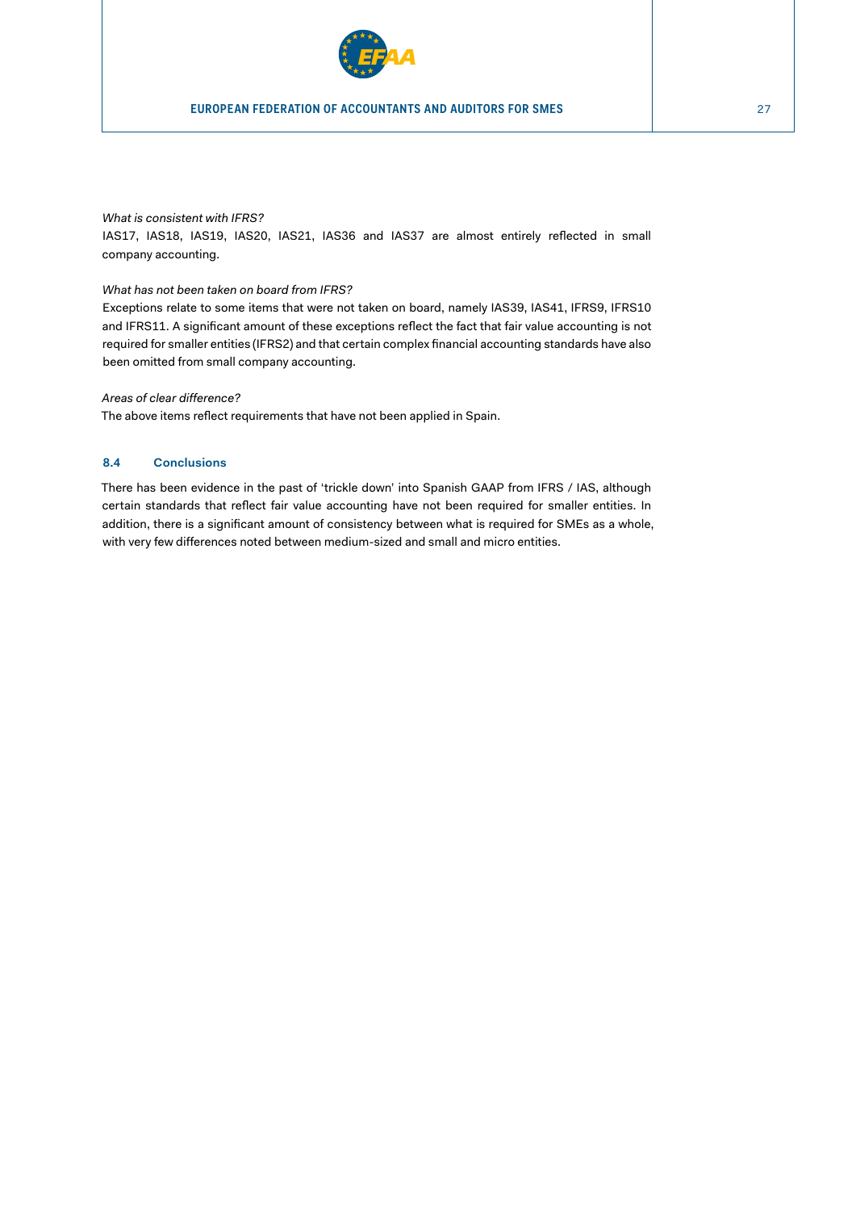*What is consistent with IFRS?*

IAS17, IAS18, IAS19, IAS20, IAS21, IAS36 and IAS37 are almost entirely reflected in small company accounting.

*What has not been taken on board from IFRS?*

Exceptions relate to some items that were not taken on board, namely IAS39, IAS41, IFRS9, IFRS10 and IFRS11. A significant amount of these exceptions reflect the fact that fair value accounting is not required for smaller entities (IFRS2) and that certain complex financial accounting standards have also been omitted from small company accounting.

*Areas of clear difference?*

The above items reflect requirements that have not been applied in Spain.

### 8.4 Conclusions

There has been evidence in the past of 'trickle down' into Spanish GAAP from IFRS / IAS, although certain standards that reflect fair value accounting have not been required for smaller entities. In addition, there is a significant amount of consistency between what is required for SMEs as a whole, with very few differences noted between medium-sized and small and micro entities.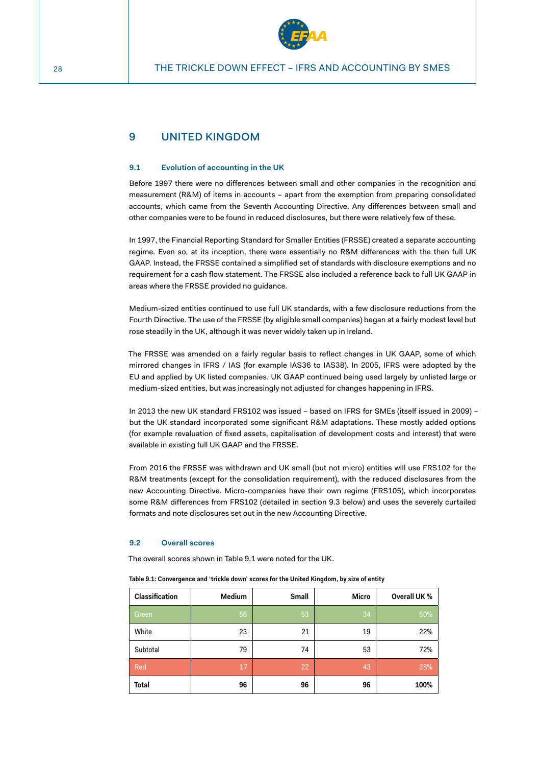## 9 UNITED KINGDOM

### 9.1 Evolution of accounting in the UK

Before 1997 there were no differences between small and other companies in the recognition and measurement (R&M) of items in accounts – apart from the exemption from preparing consolidated accounts, which came from the Seventh Accounting Directive. Any differences between small and other companies were to be found in reduced disclosures, but there were relatively few of these.

In 1997, the Financial Reporting Standard for Smaller Entities (FRSSE) created a separate accounting regime. Even so, at its inception, there were essentially no R&M differences with the then full UK GAAP. Instead, the FRSSE contained a simplified set of standards with disclosure exemptions and no requirement for a cash flow statement. The FRSSE also included a reference back to full UK GAAP in areas where the FRSSE provided no guidance.

Medium-sized entities continued to use full UK standards, with a few disclosure reductions from the Fourth Directive. The use of the FRSSE (by eligible small companies) began at a fairly modest level but rose steadily in the UK, although it was never widely taken up in Ireland.

The FRSSE was amended on a fairly regular basis to reflect changes in UK GAAP, some of which mirrored changes in IFRS / IAS (for example IAS36 to IAS38). In 2005, IFRS were adopted by the EU and applied by UK listed companies. UK GAAP continued being used largely by unlisted large or medium-sized entities, but was increasingly not adjusted for changes happening in IFRS.

In 2013 the new UK standard FRS102 was issued – based on IFRS for SMEs (itself issued in 2009) – but the UK standard incorporated some significant R&M adaptations. These mostly added options (for example revaluation of fixed assets, capitalisation of development costs and interest) that were available in existing full UK GAAP and the FRSSE.

From 2016 the FRSSE was withdrawn and UK small (but not micro) entities will use FRS102 for the R&M treatments (except for the consolidation requirement), with the reduced disclosures from the new Accounting Directive. Micro-companies have their own regime (FRS105), which incorporates some R&M differences from FRS102 (detailed in section 9.3 below) and uses the severely curtailed formats and note disclosures set out in the new Accounting Directive.

### 9.2 Overall scores

The overall scores shown in Table 9.1 were noted for the UK.

**Table 9.1: Convergence and 'trickle down' scores for the United Kingdom, by size of entity**

| Classification | Medium | Small | Micro | Overall UK % |
|---|---|---|---|---|
| Green | 56 | 53 | 34 | 50% |
| White | 23 | 21 | 19 | 22% |
| Subtotal | 79 | 74 | 53 | 72% |
| Red | 17 | 22 | 43 | 28% |
| **Total** | **96** | **96** | **96** | **100%** |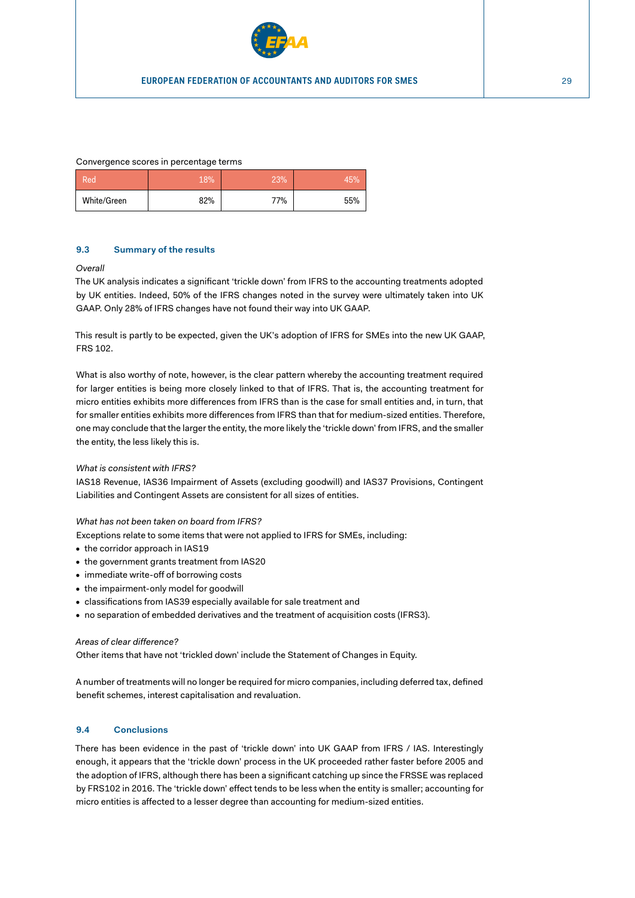Convergence scores in percentage terms

| | | | |
|---|---|---|---|
| Red | 18% | 23% | 45% |
| White/Green | 82% | 77% | 55% |

### 9.3 Summary of the results

*Overall*

The UK analysis indicates a significant 'trickle down' from IFRS to the accounting treatments adopted by UK entities. Indeed, 50% of the IFRS changes noted in the survey were ultimately taken into UK GAAP. Only 28% of IFRS changes have not found their way into UK GAAP.

This result is partly to be expected, given the UK's adoption of IFRS for SMEs into the new UK GAAP, FRS 102.

What is also worthy of note, however, is the clear pattern whereby the accounting treatment required for larger entities is being more closely linked to that of IFRS. That is, the accounting treatment for micro entities exhibits more differences from IFRS than is the case for small entities and, in turn, that for smaller entities exhibits more differences from IFRS than that for medium-sized entities. Therefore, one may conclude that the larger the entity, the more likely the 'trickle down' from IFRS, and the smaller the entity, the less likely this is.

*What is consistent with IFRS?*

IAS18 Revenue, IAS36 Impairment of Assets (excluding goodwill) and IAS37 Provisions, Contingent Liabilities and Contingent Assets are consistent for all sizes of entities.

*What has not been taken on board from IFRS?*

Exceptions relate to some items that were not applied to IFRS for SMEs, including:

- the corridor approach in IAS19
- the government grants treatment from IAS20
- immediate write-off of borrowing costs
- the impairment-only model for goodwill
- classifications from IAS39 especially available for sale treatment and
- no separation of embedded derivatives and the treatment of acquisition costs (IFRS3).

*Areas of clear difference?*

Other items that have not 'trickled down' include the Statement of Changes in Equity.

A number of treatments will no longer be required for micro companies, including deferred tax, defined benefit schemes, interest capitalisation and revaluation.

### 9.4 Conclusions

There has been evidence in the past of 'trickle down' into UK GAAP from IFRS / IAS. Interestingly enough, it appears that the 'trickle down' process in the UK proceeded rather faster before 2005 and the adoption of IFRS, although there has been a significant catching up since the FRSSE was replaced by FRS102 in 2016. The 'trickle down' effect tends to be less when the entity is smaller; accounting for micro entities is affected to a lesser degree than accounting for medium-sized entities.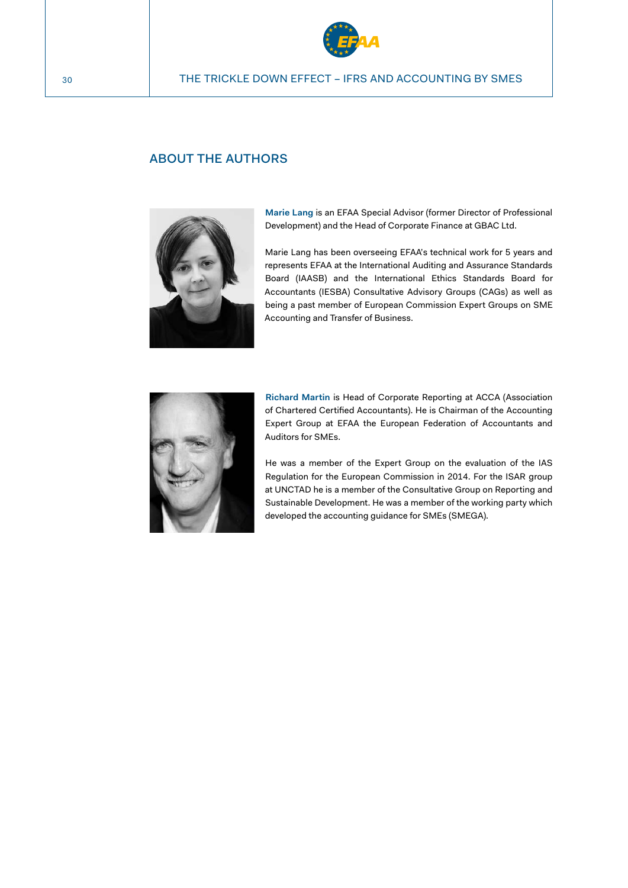## ABOUT THE AUTHORS

**Marie Lang** is an EFAA Special Advisor (former Director of Professional Development) and the Head of Corporate Finance at GBAC Ltd.

Marie Lang has been overseeing EFAA's technical work for 5 years and represents EFAA at the International Auditing and Assurance Standards Board (IAASB) and the International Ethics Standards Board for Accountants (IESBA) Consultative Advisory Groups (CAGs) as well as being a past member of European Commission Expert Groups on SME Accounting and Transfer of Business.

**Richard Martin** is Head of Corporate Reporting at ACCA (Association of Chartered Certified Accountants). He is Chairman of the Accounting Expert Group at EFAA the European Federation of Accountants and Auditors for SMEs.

He was a member of the Expert Group on the evaluation of the IAS Regulation for the European Commission in 2014. For the ISAR group at UNCTAD he is a member of the Consultative Group on Reporting and Sustainable Development. He was a member of the working party which developed the accounting guidance for SMEs (SMEGA).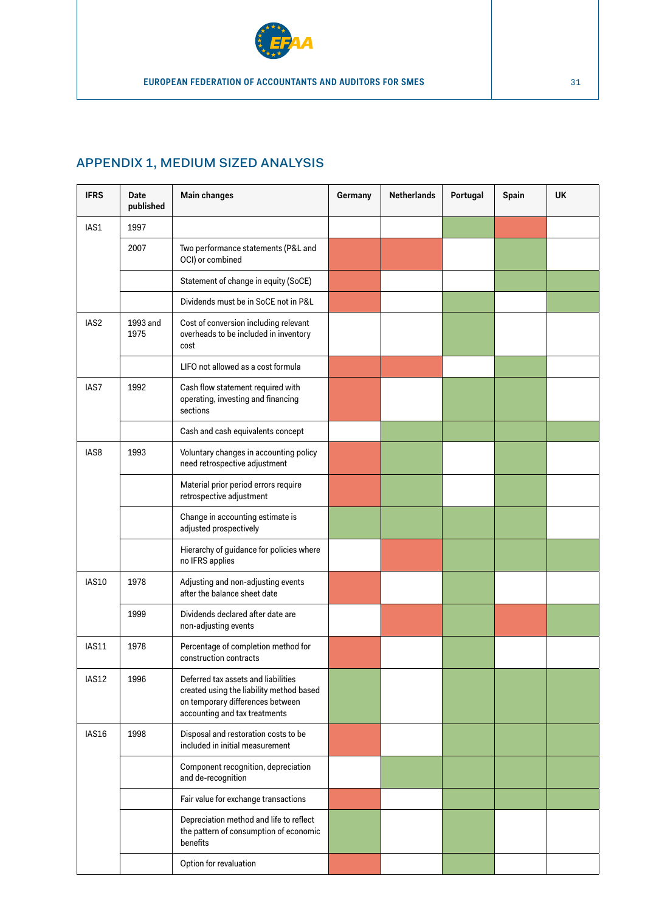## APPENDIX 1, MEDIUM SIZED ANALYSIS

| IFRS | Date published | Main changes | Germany | Netherlands | Portugal | Spain | UK |
|---|---|---|---|---|---|---|---|
| IAS1 | 1997 | | | | | | |
| | 2007 | Two performance statements (P&L and OCI) or combined | | | | | |
| | | Statement of change in equity (SoCE) | | | | | |
| | | Dividends must be in SoCE not in P&L | | | | | |
| IAS2 | 1993 and 1975 | Cost of conversion including relevant overheads to be included in inventory cost | | | | | |
| | | LIFO not allowed as a cost formula | | | | | |
| IAS7 | 1992 | Cash flow statement required with operating, investing and financing sections | | | | | |
| | | Cash and cash equivalents concept | | | | | |
| IAS8 | 1993 | Voluntary changes in accounting policy need retrospective adjustment | | | | | |
| | | Material prior period errors require retrospective adjustment | | | | | |
| | | Change in accounting estimate is adjusted prospectively | | | | | |
| | | Hierarchy of guidance for policies where no IFRS applies | | | | | |
| IAS10 | 1978 | Adjusting and non-adjusting events after the balance sheet date | | | | | |
| | 1999 | Dividends declared after date are non-adjusting events | | | | | |
| IAS11 | 1978 | Percentage of completion method for construction contracts | | | | | |
| IAS12 | 1996 | Deferred tax assets and liabilities created using the liability method based on temporary differences between accounting and tax treatments | | | | | |
| IAS16 | 1998 | Disposal and restoration costs to be included in initial measurement | | | | | |
| | | Component recognition, depreciation and de-recognition | | | | | |
| | | Fair value for exchange transactions | | | | | |
| | | Depreciation method and life to reflect the pattern of consumption of economic benefits | | | | | |
| | | Option for revaluation | | | | | |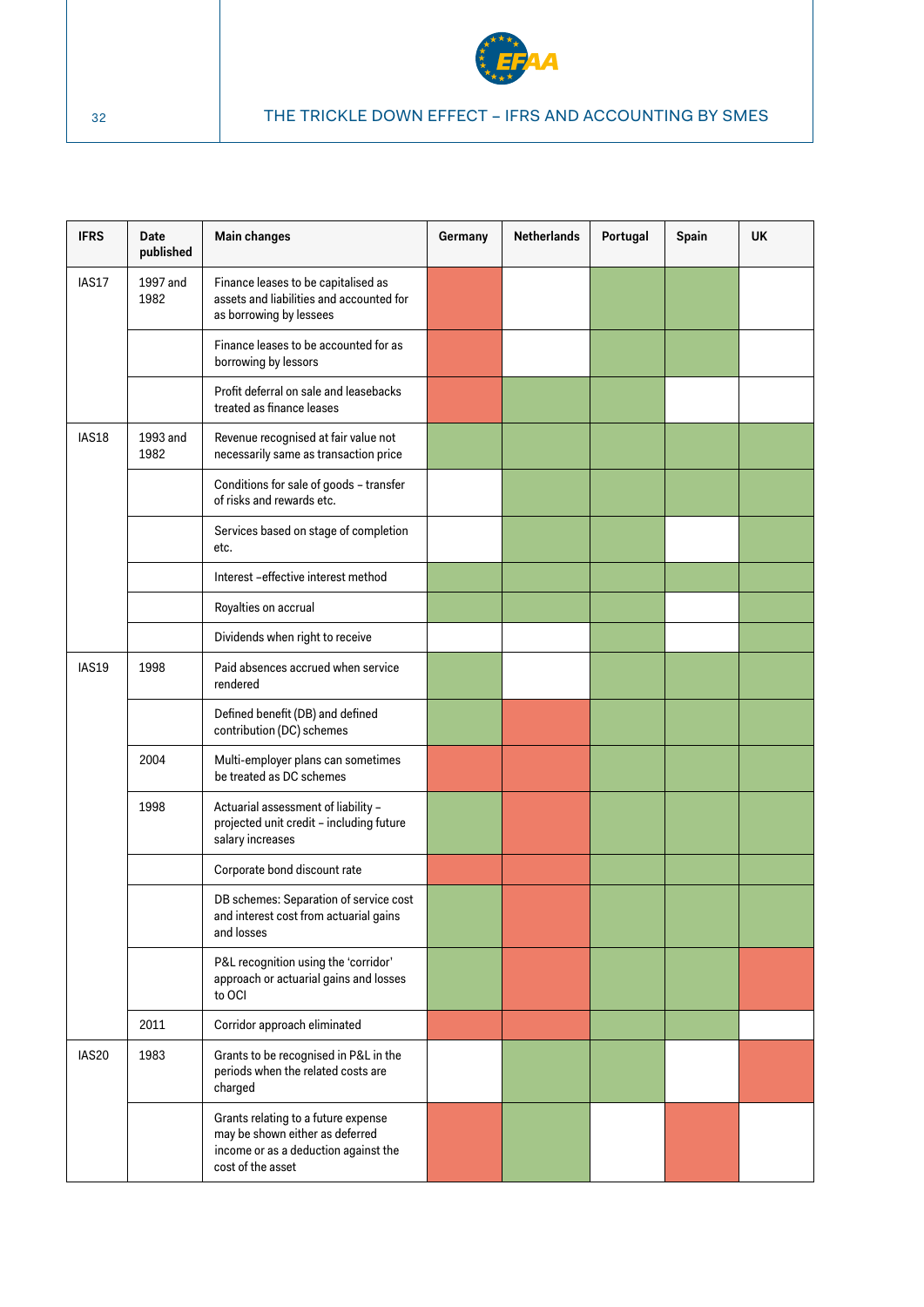| IFRS | Date published | Main changes | Germany | Netherlands | Portugal | Spain | UK |
|---|---|---|---|---|---|---|---|
| IAS17 | 1997 and 1982 | Finance leases to be capitalised as assets and liabilities and accounted for as borrowing by lessees | | | | | |
| | | Finance leases to be accounted for as borrowing by lessors | | | | | |
| | | Profit deferral on sale and leasebacks treated as finance leases | | | | | |
| IAS18 | 1993 and 1982 | Revenue recognised at fair value not necessarily same as transaction price | | | | | |
| | | Conditions for sale of goods – transfer of risks and rewards etc. | | | | | |
| | | Services based on stage of completion etc. | | | | | |
| | | Interest –effective interest method | | | | | |
| | | Royalties on accrual | | | | | |
| | | Dividends when right to receive | | | | | |
| IAS19 | 1998 | Paid absences accrued when service rendered | | | | | |
| | | Defined benefit (DB) and defined contribution (DC) schemes | | | | | |
| | 2004 | Multi-employer plans can sometimes be treated as DC schemes | | | | | |
| | 1998 | Actuarial assessment of liability – projected unit credit – including future salary increases | | | | | |
| | | Corporate bond discount rate | | | | | |
| | | DB schemes: Separation of service cost and interest cost from actuarial gains and losses | | | | | |
| | | P&L recognition using the 'corridor' approach or actuarial gains and losses to OCI | | | | | |
| | 2011 | Corridor approach eliminated | | | | | |
| IAS20 | 1983 | Grants to be recognised in P&L in the periods when the related costs are charged | | | | | |
| | | Grants relating to a future expense may be shown either as deferred income or as a deduction against the cost of the asset | | | | | |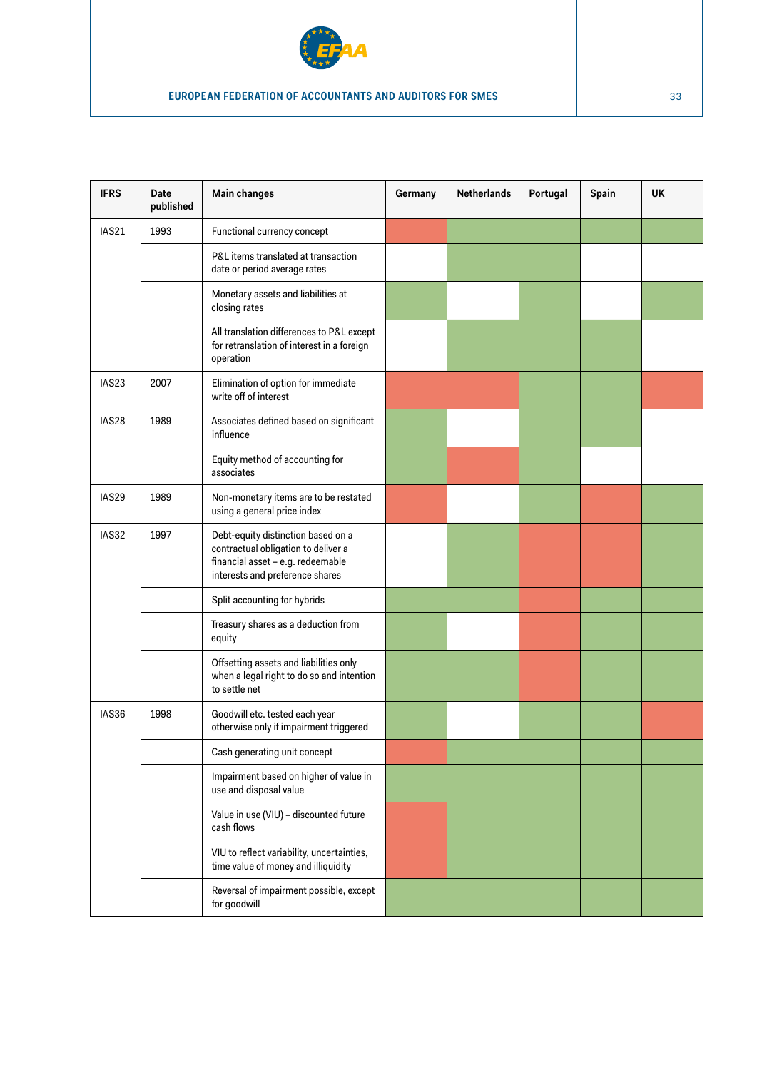| IFRS | Date published | Main changes | Germany | Netherlands | Portugal | Spain | UK |
|---|---|---|---|---|---|---|---|
| IAS21 | 1993 | Functional currency concept | | | | | |
| | | P&L items translated at transaction date or period average rates | | | | | |
| | | Monetary assets and liabilities at closing rates | | | | | |
| | | All translation differences to P&L except for retranslation of interest in a foreign operation | | | | | |
| IAS23 | 2007 | Elimination of option for immediate write off of interest | | | | | |
| IAS28 | 1989 | Associates defined based on significant influence | | | | | |
| | | Equity method of accounting for associates | | | | | |
| IAS29 | 1989 | Non-monetary items are to be restated using a general price index | | | | | |
| IAS32 | 1997 | Debt-equity distinction based on a contractual obligation to deliver a financial asset – e.g. redeemable interests and preference shares | | | | | |
| | | Split accounting for hybrids | | | | | |
| | | Treasury shares as a deduction from equity | | | | | |
| | | Offsetting assets and liabilities only when a legal right to do so and intention to settle net | | | | | |
| IAS36 | 1998 | Goodwill etc. tested each year otherwise only if impairment triggered | | | | | |
| | | Cash generating unit concept | | | | | |
| | | Impairment based on higher of value in use and disposal value | | | | | |
| | | Value in use (VIU) – discounted future cash flows | | | | | |
| | | VIU to reflect variability, uncertainties, time value of money and illiquidity | | | | | |
| | | Reversal of impairment possible, except for goodwill | | | | | |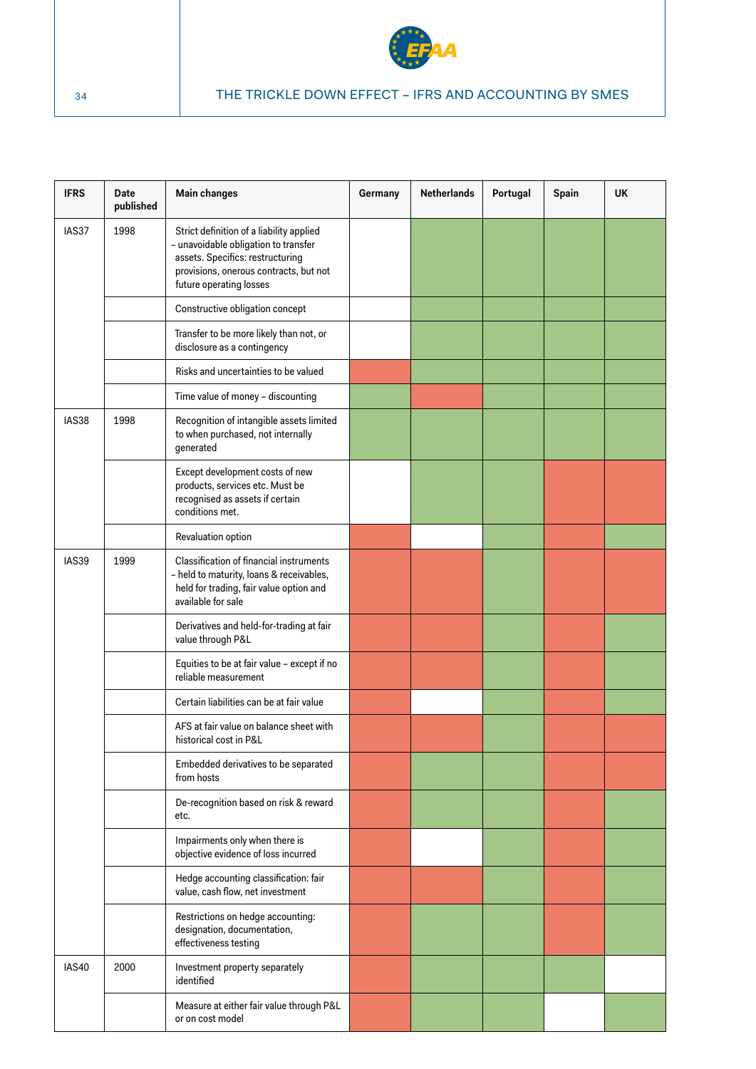| IFRS | Date published | Main changes | Germany | Netherlands | Portugal | Spain | UK |
|---|---|---|---|---|---|---|---|
| IAS37 | 1998 | Strict definition of a liability applied – unavoidable obligation to transfer assets. Specifics: restructuring provisions, onerous contracts, but not future operating losses | | | | | |
| | | Constructive obligation concept | | | | | |
| | | Transfer to be more likely than not, or disclosure as a contingency | | | | | |
| | | Risks and uncertainties to be valued | | | | | |
| | | Time value of money – discounting | | | | | |
| IAS38 | 1998 | Recognition of intangible assets limited to when purchased, not internally generated | | | | | |
| | | Except development costs of new products, services etc. Must be recognised as assets if certain conditions met. | | | | | |
| | | Revaluation option | | | | | |
| IAS39 | 1999 | Classification of financial instruments – held to maturity, loans & receivables, held for trading, fair value option and available for sale | | | | | |
| | | Derivatives and held-for-trading at fair value through P&L | | | | | |
| | | Equities to be at fair value – except if no reliable measurement | | | | | |
| | | Certain liabilities can be at fair value | | | | | |
| | | AFS at fair value on balance sheet with historical cost in P&L | | | | | |
| | | Embedded derivatives to be separated from hosts | | | | | |
| | | De-recognition based on risk & reward etc. | | | | | |
| | | Impairments only when there is objective evidence of loss incurred | | | | | |
| | | Hedge accounting classification: fair value, cash flow, net investment | | | | | |
| | | Restrictions on hedge accounting: designation, documentation, effectiveness testing | | | | | |
| IAS40 | 2000 | Investment property separately identified | | | | | |
| | | Measure at either fair value through P&L or on cost model | | | | | |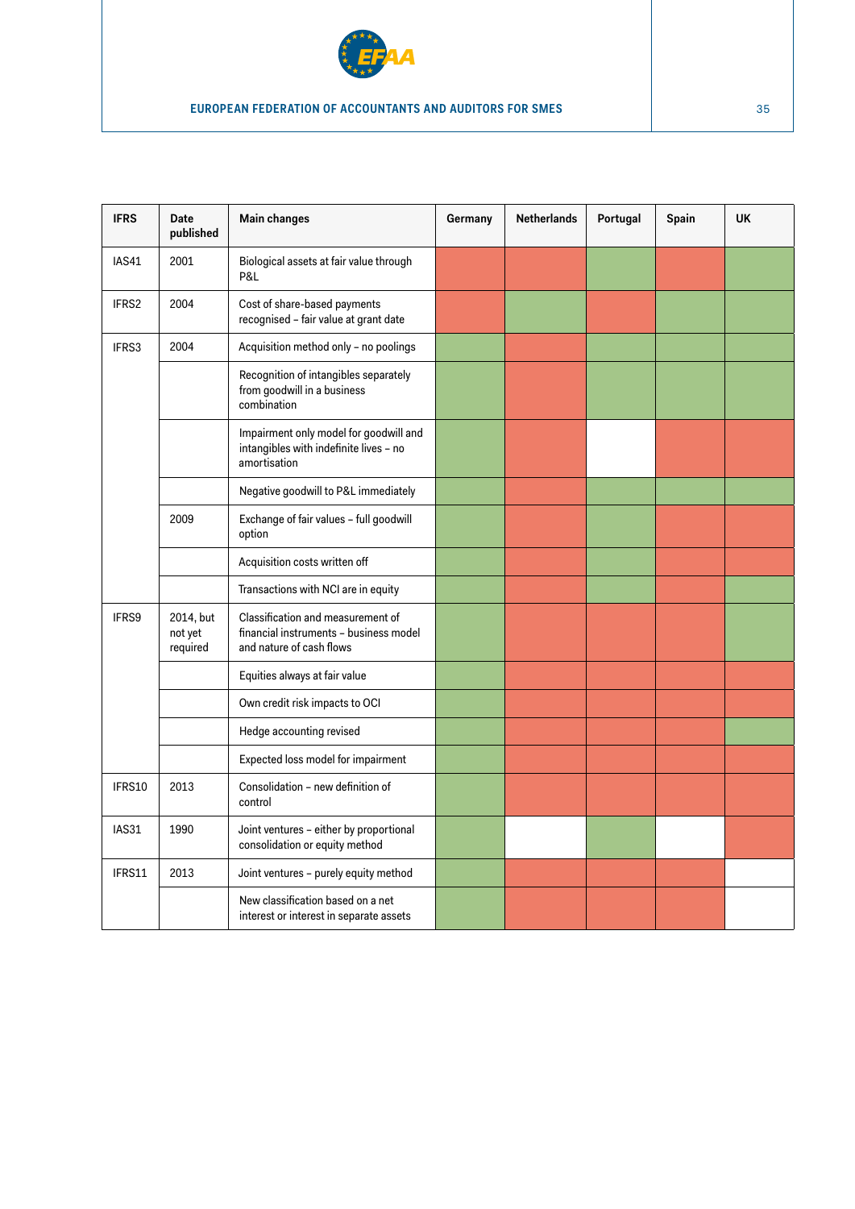| IFRS | Date published | Main changes | Germany | Netherlands | Portugal | Spain | UK |
|---|---|---|---|---|---|---|---|
| IAS41 | 2001 | Biological assets at fair value through P&L | | | | | |
| IFRS2 | 2004 | Cost of share-based payments recognised – fair value at grant date | | | | | |
| IFRS3 | 2004 | Acquisition method only – no poolings | | | | | |
| | | Recognition of intangibles separately from goodwill in a business combination | | | | | |
| | | Impairment only model for goodwill and intangibles with indefinite lives – no amortisation | | | | | |
| | | Negative goodwill to P&L immediately | | | | | |
| | 2009 | Exchange of fair values – full goodwill option | | | | | |
| | | Acquisition costs written off | | | | | |
| | | Transactions with NCI are in equity | | | | | |
| IFRS9 | 2014, but not yet required | Classification and measurement of financial instruments – business model and nature of cash flows | | | | | |
| | | Equities always at fair value | | | | | |
| | | Own credit risk impacts to OCI | | | | | |
| | | Hedge accounting revised | | | | | |
| | | Expected loss model for impairment | | | | | |
| IFRS10 | 2013 | Consolidation – new definition of control | | | | | |
| IAS31 | 1990 | Joint ventures – either by proportional consolidation or equity method | | | | | |
| IFRS11 | 2013 | Joint ventures – purely equity method | | | | | |
| | | New classification based on a net interest or interest in separate assets | | | | | |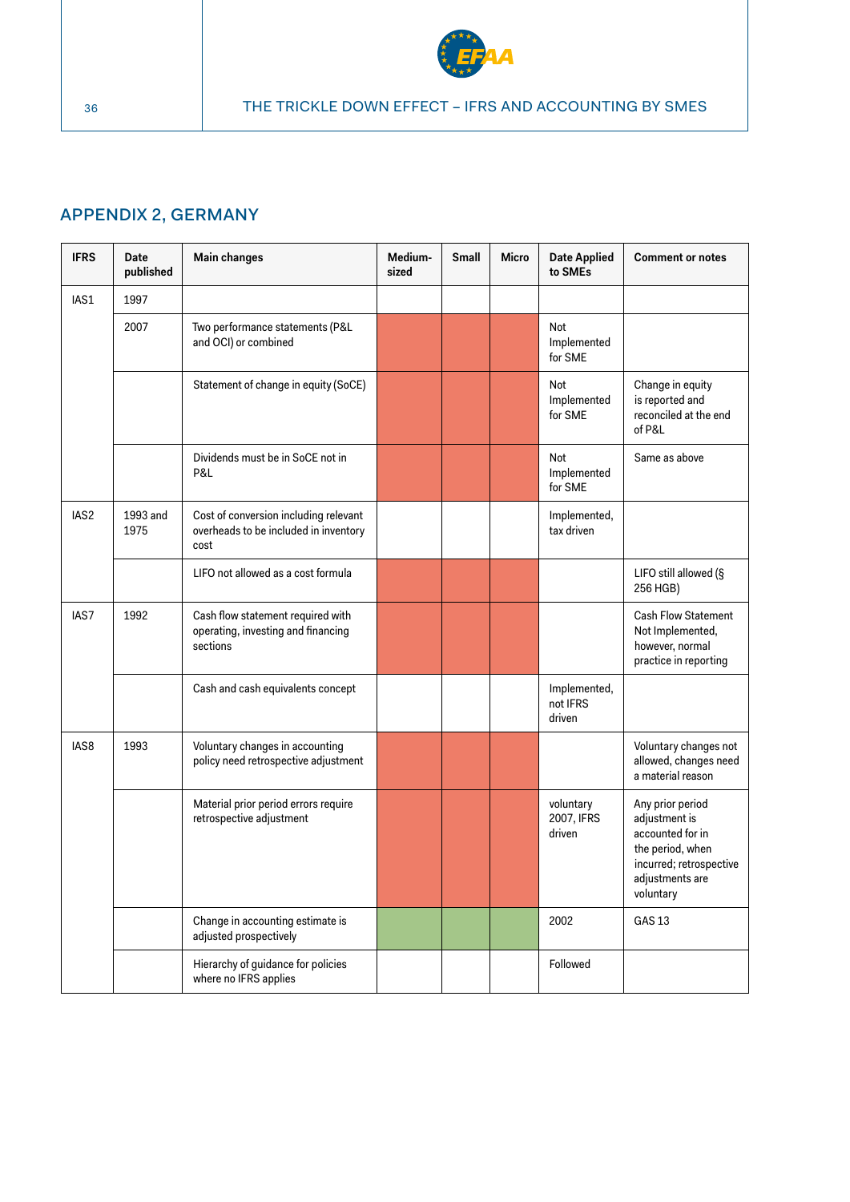## APPENDIX 2, GERMANY

| IFRS | Date published | Main changes | Medium-sized | Small | Micro | Date Applied to SMEs | Comment or notes |
|---|---|---|---|---|---|---|---|
| IAS1 | 1997 | | | | | | |
| | 2007 | Two performance statements (P&L and OCI) or combined | | | | Not Implemented for SME | |
| | | Statement of change in equity (SoCE) | | | | Not Implemented for SME | Change in equity is reported and reconciled at the end of P&L |
| | | Dividends must be in SoCE not in P&L | | | | Not Implemented for SME | Same as above |
| IAS2 | 1993 and 1975 | Cost of conversion including relevant overheads to be included in inventory cost | | | | Implemented, tax driven | |
| | | LIFO not allowed as a cost formula | | | | | LIFO still allowed (§ 256 HGB) |
| IAS7 | 1992 | Cash flow statement required with operating, investing and financing sections | | | | | Cash Flow Statement Not Implemented, however, normal practice in reporting |
| | | Cash and cash equivalents concept | | | | Implemented, not IFRS driven | |
| IAS8 | 1993 | Voluntary changes in accounting policy need retrospective adjustment | | | | | Voluntary changes not allowed, changes need a material reason |
| | | Material prior period errors require retrospective adjustment | | | | voluntary 2007, IFRS driven | Any prior period adjustment is accounted for in the period, when incurred; retrospective adjustments are voluntary |
| | | Change in accounting estimate is adjusted prospectively | | | | 2002 | GAS 13 |
| | | Hierarchy of guidance for policies where no IFRS applies | | | | Followed | |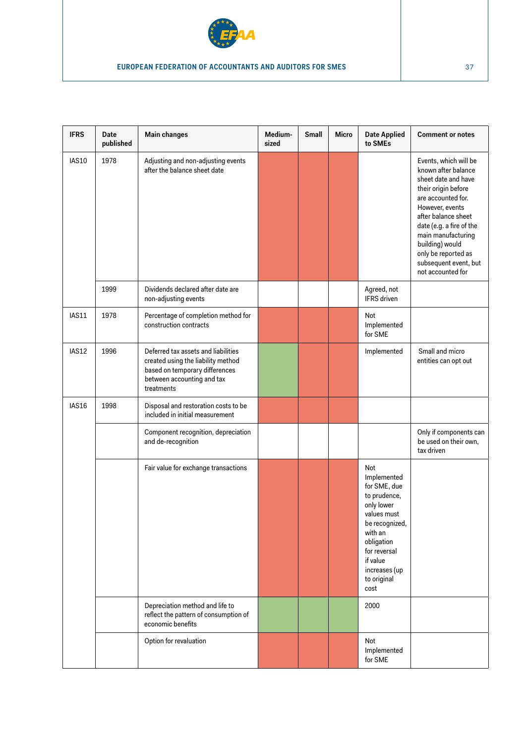| IFRS | Date published | Main changes | Medium-sized | Small | Micro | Date Applied to SMEs | Comment or notes |
|---|---|---|---|---|---|---|---|
| IAS10 | 1978 | Adjusting and non-adjusting events after the balance sheet date | | | | | Events, which will be known after balance sheet date and have their origin before are accounted for. However, events after balance sheet date (e.g. a fire of the main manufacturing building) would only be reported as subsequent event, but not accounted for |
| | 1999 | Dividends declared after date are non-adjusting events | | | | Agreed, not IFRS driven | |
| IAS11 | 1978 | Percentage of completion method for construction contracts | | | | Not Implemented for SME | |
| IAS12 | 1996 | Deferred tax assets and liabilities created using the liability method based on temporary differences between accounting and tax treatments | | | | Implemented | Small and micro entities can opt out |
| IAS16 | 1998 | Disposal and restoration costs to be included in initial measurement | | | | | |
| | | Component recognition, depreciation and de-recognition | | | | | Only if components can be used on their own, tax driven |
| | | Fair value for exchange transactions | | | | Not Implemented for SME, due to prudence, only lower values must be recognized, with an obligation for reversal if value increases (up to original cost | |
| | | Depreciation method and life to reflect the pattern of consumption of economic benefits | | | | 2000 | |
| | | Option for revaluation | | | | Not Implemented for SME | |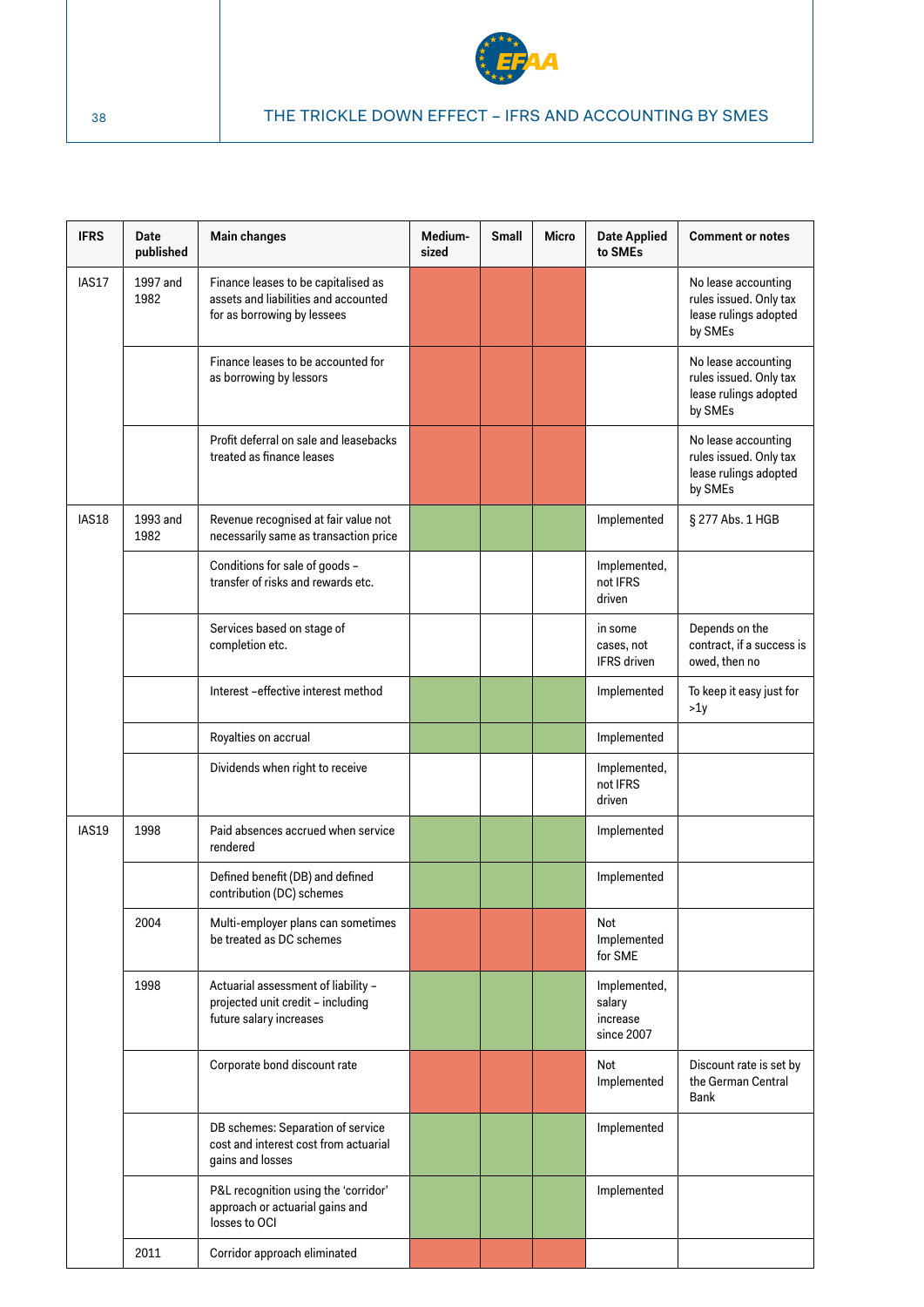| IFRS | Date published | Main changes | Medium-sized | Small | Micro | Date Applied to SMEs | Comment or notes |
|---|---|---|---|---|---|---|---|
| IAS17 | 1997 and 1982 | Finance leases to be capitalised as assets and liabilities and accounted for as borrowing by lessees | | | | | No lease accounting rules issued. Only tax lease rulings adopted by SMEs |
| | | Finance leases to be accounted for as borrowing by lessors | | | | | No lease accounting rules issued. Only tax lease rulings adopted by SMEs |
| | | Profit deferral on sale and leasebacks treated as finance leases | | | | | No lease accounting rules issued. Only tax lease rulings adopted by SMEs |
| IAS18 | 1993 and 1982 | Revenue recognised at fair value not necessarily same as transaction price | | | | Implemented | § 277 Abs. 1 HGB |
| | | Conditions for sale of goods – transfer of risks and rewards etc. | | | | Implemented, not IFRS driven | |
| | | Services based on stage of completion etc. | | | | in some cases, not IFRS driven | Depends on the contract, if a success is owed, then no |
| | | Interest –effective interest method | | | | Implemented | To keep it easy just for >1y |
| | | Royalties on accrual | | | | Implemented | |
| | | Dividends when right to receive | | | | Implemented, not IFRS driven | |
| IAS19 | 1998 | Paid absences accrued when service rendered | | | | Implemented | |
| | | Defined benefit (DB) and defined contribution (DC) schemes | | | | Implemented | |
| | 2004 | Multi-employer plans can sometimes be treated as DC schemes | | | | Not Implemented for SME | |
| | 1998 | Actuarial assessment of liability – projected unit credit – including future salary increases | | | | Implemented, salary increase since 2007 | |
| | | Corporate bond discount rate | | | | Not Implemented | Discount rate is set by the German Central Bank |
| | | DB schemes: Separation of service cost and interest cost from actuarial gains and losses | | | | Implemented | |
| | | P&L recognition using the 'corridor' approach or actuarial gains and losses to OCI | | | | Implemented | |
| | 2011 | Corridor approach eliminated | | | | | |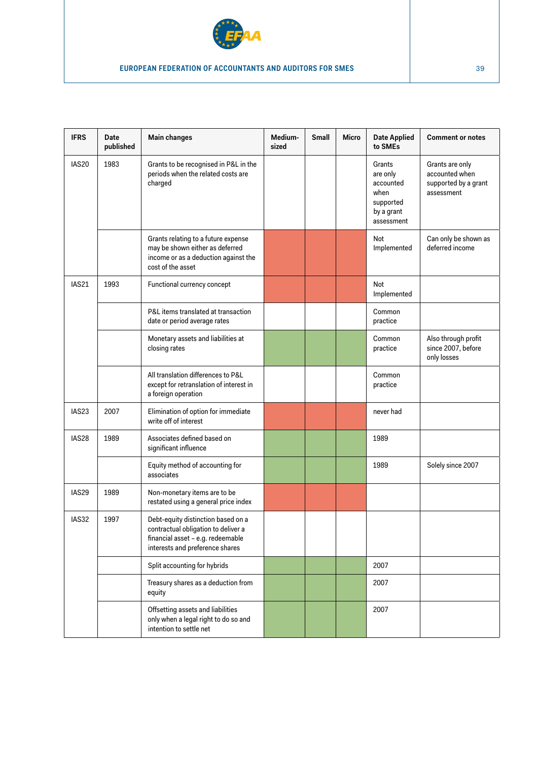| IFRS | Date published | Main changes | Medium-sized | Small | Micro | Date Applied to SMEs | Comment or notes |
|---|---|---|---|---|---|---|---|
| IAS20 | 1983 | Grants to be recognised in P&L in the periods when the related costs are charged | | | | Grants are only accounted when supported by a grant assessment | Grants are only accounted when supported by a grant assessment |
| | | Grants relating to a future expense may be shown either as deferred income or as a deduction against the cost of the asset | | | | Not Implemented | Can only be shown as deferred income |
| IAS21 | 1993 | Functional currency concept | | | | Not Implemented | |
| | | P&L items translated at transaction date or period average rates | | | | Common practice | |
| | | Monetary assets and liabilities at closing rates | | | | Common practice | Also through profit since 2007, before only losses |
| | | All translation differences to P&L except for retranslation of interest in a foreign operation | | | | Common practice | |
| IAS23 | 2007 | Elimination of option for immediate write off of interest | | | | never had | |
| IAS28 | 1989 | Associates defined based on significant influence | | | | 1989 | |
| | | Equity method of accounting for associates | | | | 1989 | Solely since 2007 |
| IAS29 | 1989 | Non-monetary items are to be restated using a general price index | | | | | |
| IAS32 | 1997 | Debt-equity distinction based on a contractual obligation to deliver a financial asset – e.g. redeemable interests and preference shares | | | | | |
| | | Split accounting for hybrids | | | | 2007 | |
| | | Treasury shares as a deduction from equity | | | | 2007 | |
| | | Offsetting assets and liabilities only when a legal right to do so and intention to settle net | | | | 2007 | |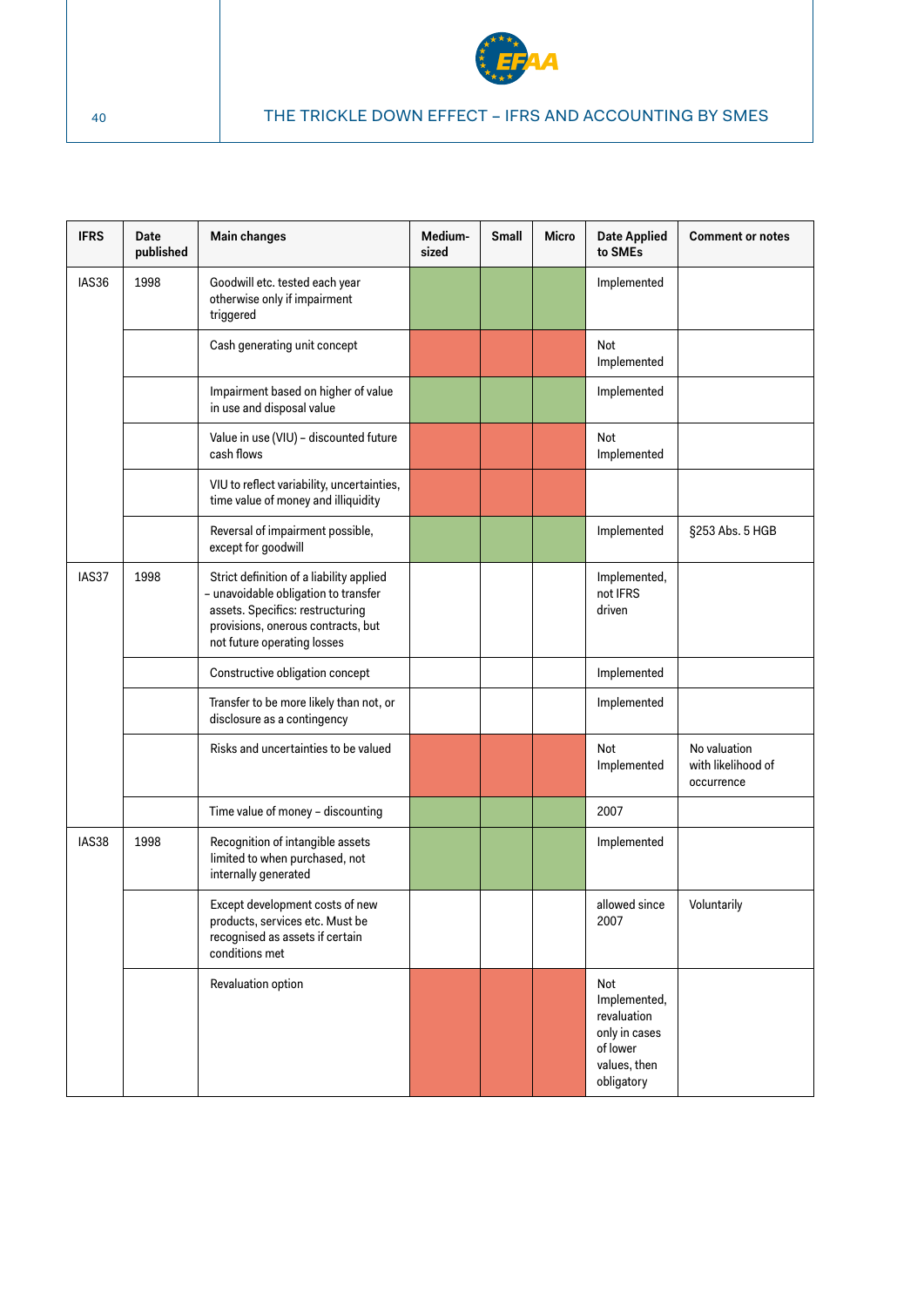| IFRS | Date published | Main changes | Medium-sized | Small | Micro | Date Applied to SMEs | Comment or notes |
|---|---|---|---|---|---|---|---|
| IAS36 | 1998 | Goodwill etc. tested each year otherwise only if impairment triggered | | | | Implemented | |
| | | Cash generating unit concept | | | | Not Implemented | |
| | | Impairment based on higher of value in use and disposal value | | | | Implemented | |
| | | Value in use (VIU) – discounted future cash flows | | | | Not Implemented | |
| | | VIU to reflect variability, uncertainties, time value of money and illiquidity | | | | | |
| | | Reversal of impairment possible, except for goodwill | | | | Implemented | §253 Abs. 5 HGB |
| IAS37 | 1998 | Strict definition of a liability applied – unavoidable obligation to transfer assets. Specifics: restructuring provisions, onerous contracts, but not future operating losses | | | | Implemented, not IFRS driven | |
| | | Constructive obligation concept | | | | Implemented | |
| | | Transfer to be more likely than not, or disclosure as a contingency | | | | Implemented | |
| | | Risks and uncertainties to be valued | | | | Not Implemented | No valuation with likelihood of occurrence |
| | | Time value of money – discounting | | | | 2007 | |
| IAS38 | 1998 | Recognition of intangible assets limited to when purchased, not internally generated | | | | Implemented | |
| | | Except development costs of new products, services etc. Must be recognised as assets if certain conditions met | | | | allowed since 2007 | Voluntarily |
| | | Revaluation option | | | | Not Implemented, revaluation only in cases of lower values, then obligatory | |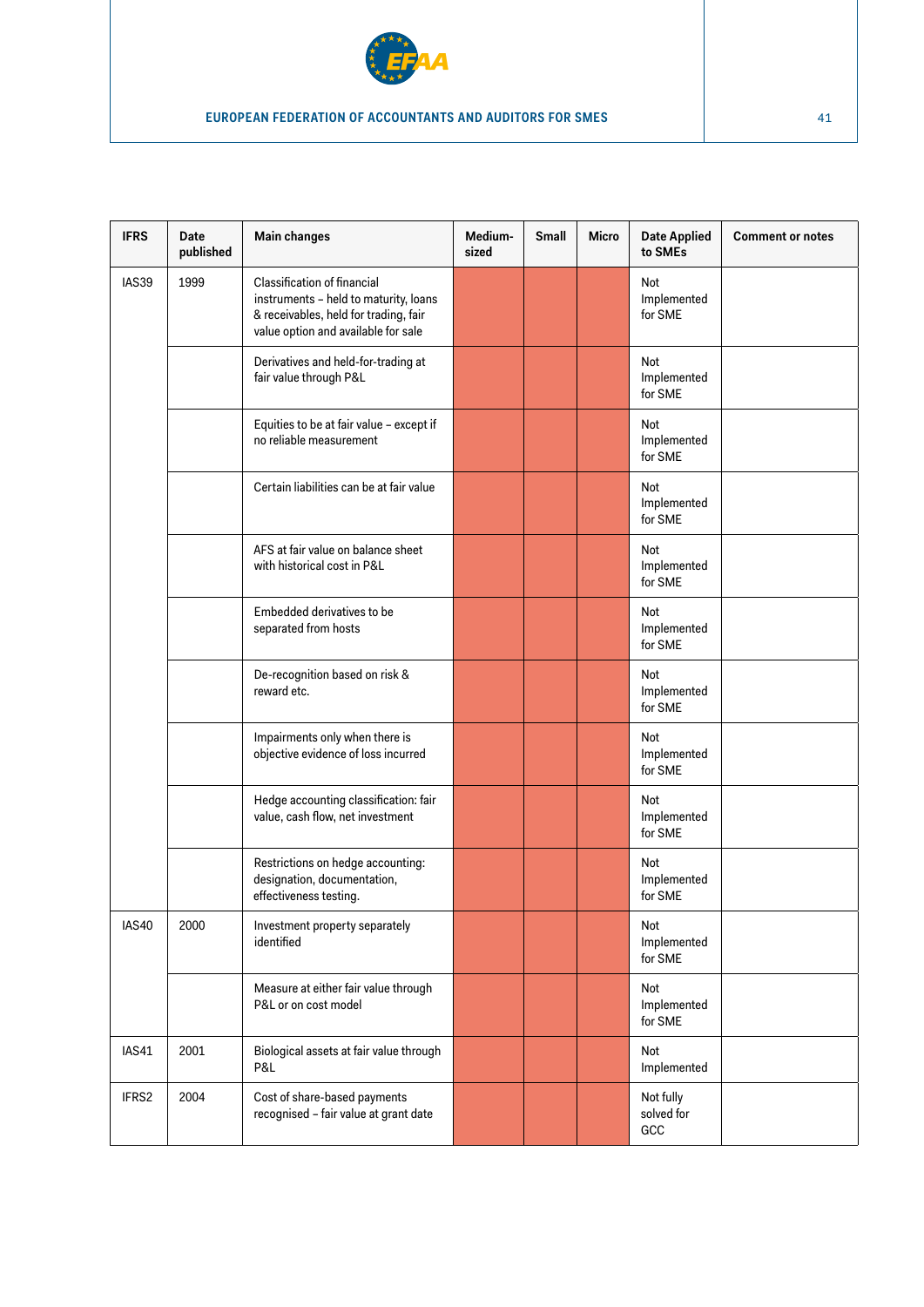| IFRS | Date published | Main changes | Medium-sized | Small | Micro | Date Applied to SMEs | Comment or notes |
|---|---|---|---|---|---|---|---|
| IAS39 | 1999 | Classification of financial instruments – held to maturity, loans & receivables, held for trading, fair value option and available for sale | | | | Not Implemented for SME | |
| | | Derivatives and held-for-trading at fair value through P&L | | | | Not Implemented for SME | |
| | | Equities to be at fair value – except if no reliable measurement | | | | Not Implemented for SME | |
| | | Certain liabilities can be at fair value | | | | Not Implemented for SME | |
| | | AFS at fair value on balance sheet with historical cost in P&L | | | | Not Implemented for SME | |
| | | Embedded derivatives to be separated from hosts | | | | Not Implemented for SME | |
| | | De-recognition based on risk & reward etc. | | | | Not Implemented for SME | |
| | | Impairments only when there is objective evidence of loss incurred | | | | Not Implemented for SME | |
| | | Hedge accounting classification: fair value, cash flow, net investment | | | | Not Implemented for SME | |
| | | Restrictions on hedge accounting: designation, documentation, effectiveness testing. | | | | Not Implemented for SME | |
| IAS40 | 2000 | Investment property separately identified | | | | Not Implemented for SME | |
| | | Measure at either fair value through P&L or on cost model | | | | Not Implemented for SME | |
| IAS41 | 2001 | Biological assets at fair value through P&L | | | | Not Implemented | |
| IFRS2 | 2004 | Cost of share-based payments recognised – fair value at grant date | | | | Not fully solved for GCC | |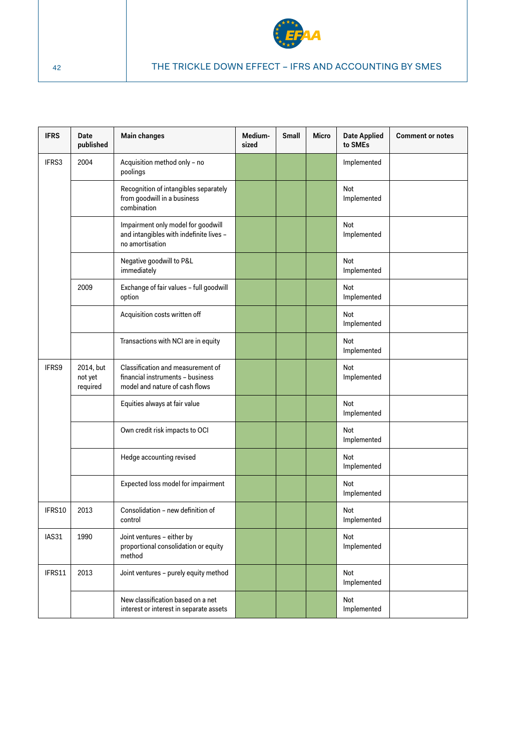| IFRS | Date published | Main changes | Medium-sized | Small | Micro | Date Applied to SMEs | Comment or notes |
|---|---|---|---|---|---|---|---|
| IFRS3 | 2004 | Acquisition method only – no poolings | | | | Implemented | |
| | | Recognition of intangibles separately from goodwill in a business combination | | | | Not Implemented | |
| | | Impairment only model for goodwill and intangibles with indefinite lives – no amortisation | | | | Not Implemented | |
| | | Negative goodwill to P&L immediately | | | | Not Implemented | |
| | 2009 | Exchange of fair values – full goodwill option | | | | Not Implemented | |
| | | Acquisition costs written off | | | | Not Implemented | |
| | | Transactions with NCI are in equity | | | | Not Implemented | |
| IFRS9 | 2014, but not yet required | Classification and measurement of financial instruments – business model and nature of cash flows | | | | Not Implemented | |
| | | Equities always at fair value | | | | Not Implemented | |
| | | Own credit risk impacts to OCI | | | | Not Implemented | |
| | | Hedge accounting revised | | | | Not Implemented | |
| | | Expected loss model for impairment | | | | Not Implemented | |
| IFRS10 | 2013 | Consolidation – new definition of control | | | | Not Implemented | |
| IAS31 | 1990 | Joint ventures – either by proportional consolidation or equity method | | | | Not Implemented | |
| IFRS11 | 2013 | Joint ventures – purely equity method | | | | Not Implemented | |
| | | New classification based on a net interest or interest in separate assets | | | | Not Implemented | |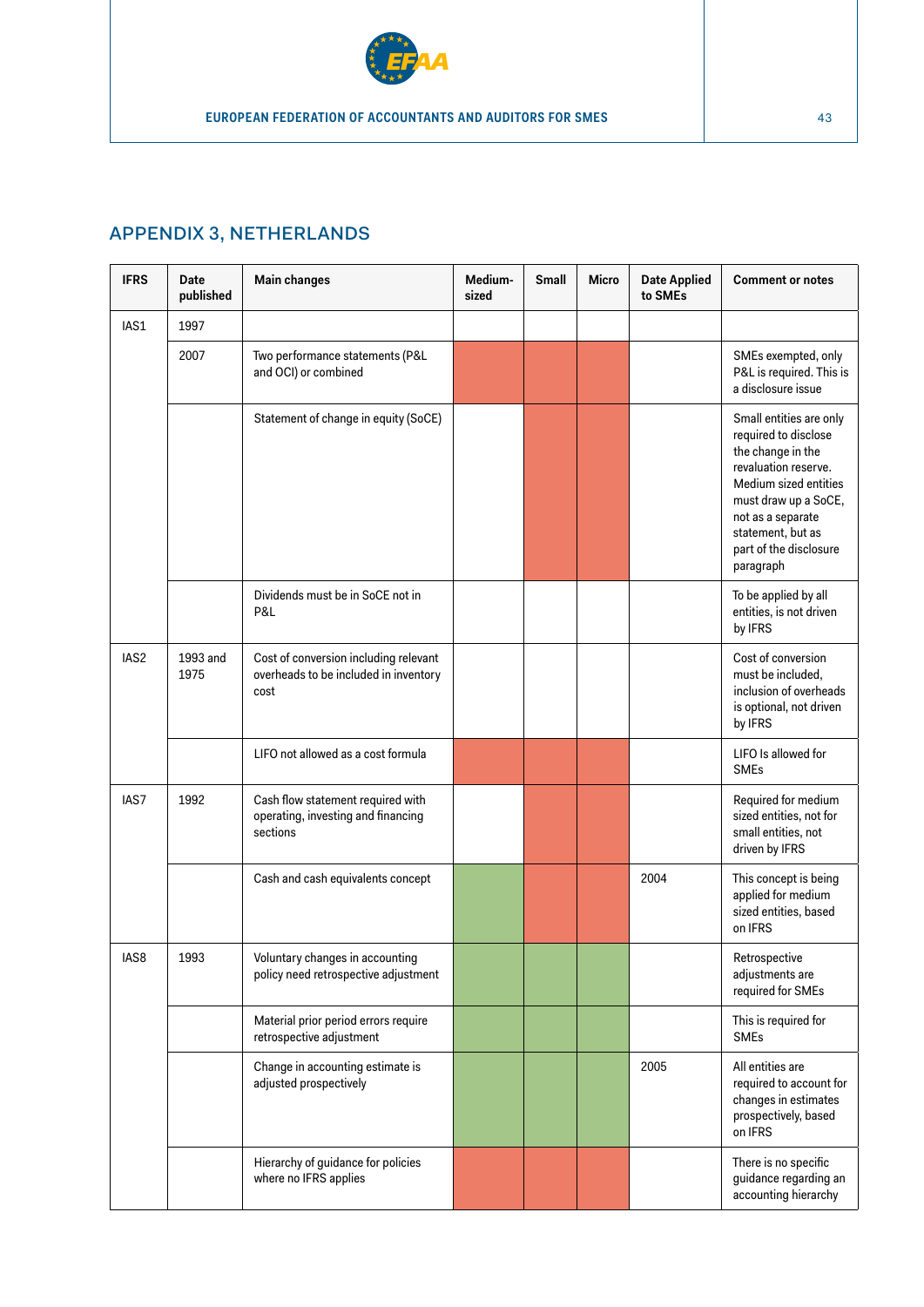## APPENDIX 3, NETHERLANDS

| IFRS | Date published | Main changes | Medium-sized | Small | Micro | Date Applied to SMEs | Comment or notes |
|---|---|---|---|---|---|---|---|
| IAS1 | 1997 | | | | | | |
| | 2007 | Two performance statements (P&L and OCI) or combined | | | | | SMEs exempted, only P&L is required. This is a disclosure issue |
| | | Statement of change in equity (SoCE) | | | | | Small entities are only required to disclose the change in the revaluation reserve. Medium sized entities must draw up a SoCE, not as a separate statement, but as part of the disclosure paragraph |
| | | Dividends must be in SoCE not in P&L | | | | | To be applied by all entities, is not driven by IFRS |
| IAS2 | 1993 and 1975 | Cost of conversion including relevant overheads to be included in inventory cost | | | | | Cost of conversion must be included, inclusion of overheads is optional, not driven by IFRS |
| | | LIFO not allowed as a cost formula | | | | | LIFO Is allowed for SMEs |
| IAS7 | 1992 | Cash flow statement required with operating, investing and financing sections | | | | | Required for medium sized entities, not for small entities, not driven by IFRS |
| | | Cash and cash equivalents concept | | | | 2004 | This concept is being applied for medium sized entities, based on IFRS |
| IAS8 | 1993 | Voluntary changes in accounting policy need retrospective adjustment | | | | | Retrospective adjustments are required for SMEs |
| | | Material prior period errors require retrospective adjustment | | | | | This is required for SMEs |
| | | Change in accounting estimate is adjusted prospectively | | | | 2005 | All entities are required to account for changes in estimates prospectively, based on IFRS |
| | | Hierarchy of guidance for policies where no IFRS applies | | | | | There is no specific guidance regarding an accounting hierarchy |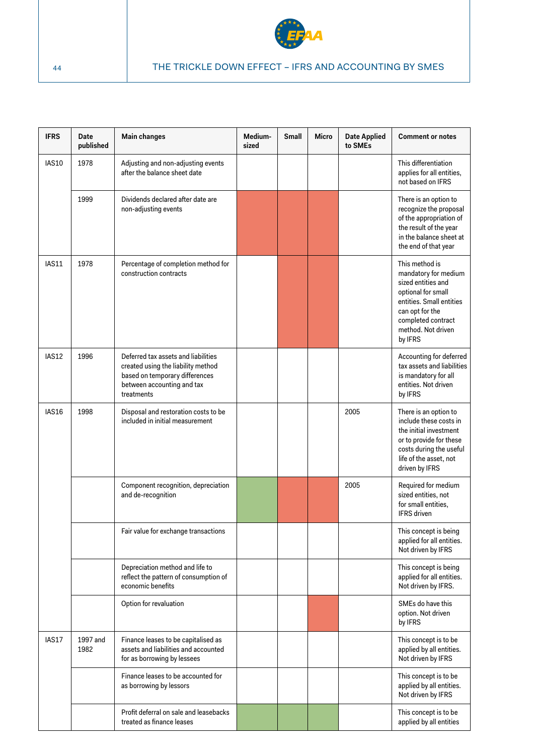| IFRS | Date published | Main changes | Medium-sized | Small | Micro | Date Applied to SMEs | Comment or notes |
|---|---|---|---|---|---|---|---|
| IAS10 | 1978 | Adjusting and non-adjusting events after the balance sheet date | | | | | This differentiation applies for all entities, not based on IFRS |
| | 1999 | Dividends declared after date are non-adjusting events | | | | | There is an option to recognize the proposal of the appropriation of the result of the year in the balance sheet at the end of that year |
| IAS11 | 1978 | Percentage of completion method for construction contracts | | | | | This method is mandatory for medium sized entities and optional for small entities. Small entities can opt for the completed contract method. Not driven by IFRS |
| IAS12 | 1996 | Deferred tax assets and liabilities created using the liability method based on temporary differences between accounting and tax treatments | | | | | Accounting for deferred tax assets and liabilities is mandatory for all entities. Not driven by IFRS |
| IAS16 | 1998 | Disposal and restoration costs to be included in initial measurement | | | | 2005 | There is an option to include these costs in the initial investment or to provide for these costs during the useful life of the asset, not driven by IFRS |
| | | Component recognition, depreciation and de-recognition | | | | 2005 | Required for medium sized entities, not for small entities, IFRS driven |
| | | Fair value for exchange transactions | | | | | This concept is being applied for all entities. Not driven by IFRS |
| | | Depreciation method and life to reflect the pattern of consumption of economic benefits | | | | | This concept is being applied for all entities. Not driven by IFRS. |
| | | Option for revaluation | | | | | SMEs do have this option. Not driven by IFRS |
| IAS17 | 1997 and 1982 | Finance leases to be capitalised as assets and liabilities and accounted for as borrowing by lessees | | | | | This concept is to be applied by all entities. Not driven by IFRS |
| | | Finance leases to be accounted for as borrowing by lessors | | | | | This concept is to be applied by all entities. Not driven by IFRS |
| | | Profit deferral on sale and leasebacks treated as finance leases | | | | | This concept is to be applied by all entities |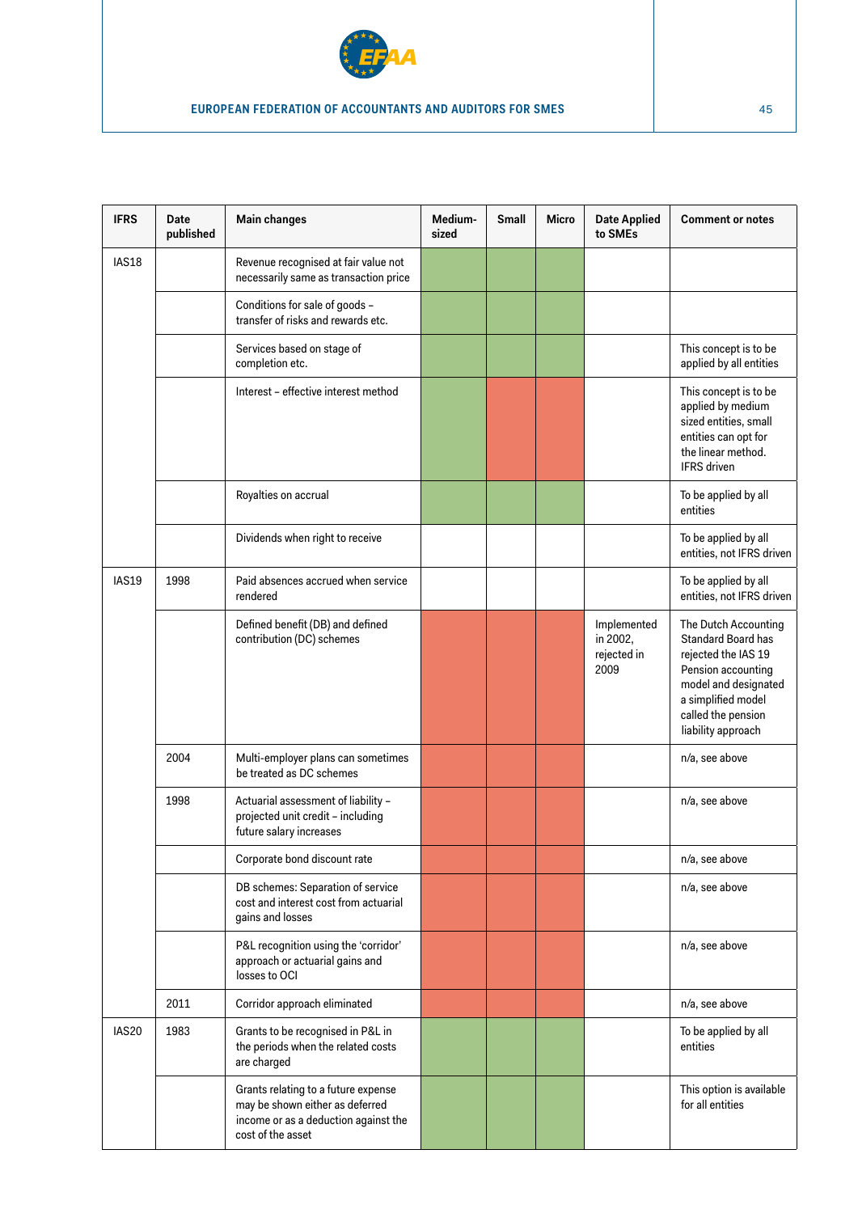| IFRS | Date published | Main changes | Medium-sized | Small | Micro | Date Applied to SMEs | Comment or notes |
|---|---|---|---|---|---|---|---|
| IAS18 | | Revenue recognised at fair value not necessarily same as transaction price | | | | | |
| | | Conditions for sale of goods – transfer of risks and rewards etc. | | | | | |
| | | Services based on stage of completion etc. | | | | | This concept is to be applied by all entities |
| | | Interest – effective interest method | | | | | This concept is to be applied by medium sized entities, small entities can opt for the linear method. IFRS driven |
| | | Royalties on accrual | | | | | To be applied by all entities |
| | | Dividends when right to receive | | | | | To be applied by all entities, not IFRS driven |
| IAS19 | 1998 | Paid absences accrued when service rendered | | | | | To be applied by all entities, not IFRS driven |
| | | Defined benefit (DB) and defined contribution (DC) schemes | | | | Implemented in 2002, rejected in 2009 | The Dutch Accounting Standard Board has rejected the IAS 19 Pension accounting model and designated a simplified model called the pension liability approach |
| | 2004 | Multi-employer plans can sometimes be treated as DC schemes | | | | | n/a, see above |
| | 1998 | Actuarial assessment of liability – projected unit credit – including future salary increases | | | | | n/a, see above |
| | | Corporate bond discount rate | | | | | n/a, see above |
| | | DB schemes: Separation of service cost and interest cost from actuarial gains and losses | | | | | n/a, see above |
| | | P&L recognition using the 'corridor' approach or actuarial gains and losses to OCI | | | | | n/a, see above |
| | 2011 | Corridor approach eliminated | | | | | n/a, see above |
| IAS20 | 1983 | Grants to be recognised in P&L in the periods when the related costs are charged | | | | | To be applied by all entities |
| | | Grants relating to a future expense may be shown either as deferred income or as a deduction against the cost of the asset | | | | | This option is available for all entities |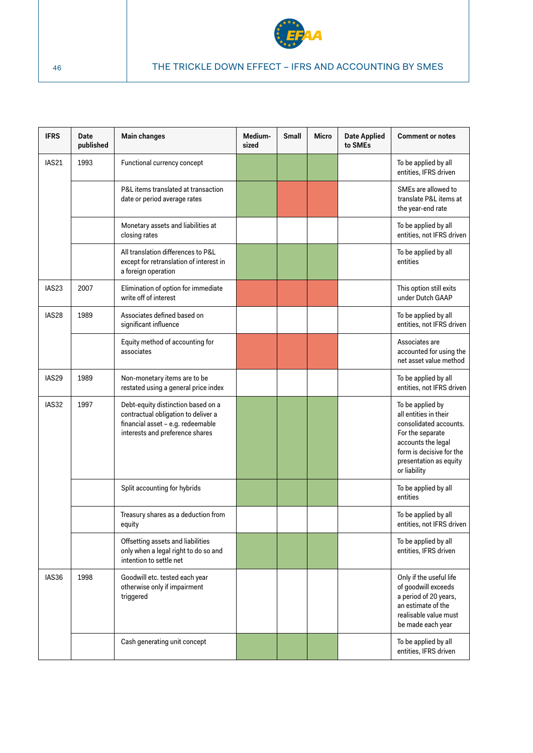| IFRS | Date published | Main changes | Medium-sized | Small | Micro | Date Applied to SMEs | Comment or notes |
|---|---|---|---|---|---|---|---|
| IAS21 | 1993 | Functional currency concept | | | | | To be applied by all entities, IFRS driven |
| | | P&L items translated at transaction date or period average rates | | | | | SMEs are allowed to translate P&L items at the year-end rate |
| | | Monetary assets and liabilities at closing rates | | | | | To be applied by all entities, not IFRS driven |
| | | All translation differences to P&L except for retranslation of interest in a foreign operation | | | | | To be applied by all entities |
| IAS23 | 2007 | Elimination of option for immediate write off of interest | | | | | This option still exits under Dutch GAAP |
| IAS28 | 1989 | Associates defined based on significant influence | | | | | To be applied by all entities, not IFRS driven |
| | | Equity method of accounting for associates | | | | | Associates are accounted for using the net asset value method |
| IAS29 | 1989 | Non-monetary items are to be restated using a general price index | | | | | To be applied by all entities, not IFRS driven |
| IAS32 | 1997 | Debt-equity distinction based on a contractual obligation to deliver a financial asset – e.g. redeemable interests and preference shares | | | | | To be applied by all entities in their consolidated accounts. For the separate accounts the legal form is decisive for the presentation as equity or liability |
| | | Split accounting for hybrids | | | | | To be applied by all entities |
| | | Treasury shares as a deduction from equity | | | | | To be applied by all entities, not IFRS driven |
| | | Offsetting assets and liabilities only when a legal right to do so and intention to settle net | | | | | To be applied by all entities, IFRS driven |
| IAS36 | 1998 | Goodwill etc. tested each year otherwise only if impairment triggered | | | | | Only if the useful life of goodwill exceeds a period of 20 years, an estimate of the realisable value must be made each year |
| | | Cash generating unit concept | | | | | To be applied by all entities, IFRS driven |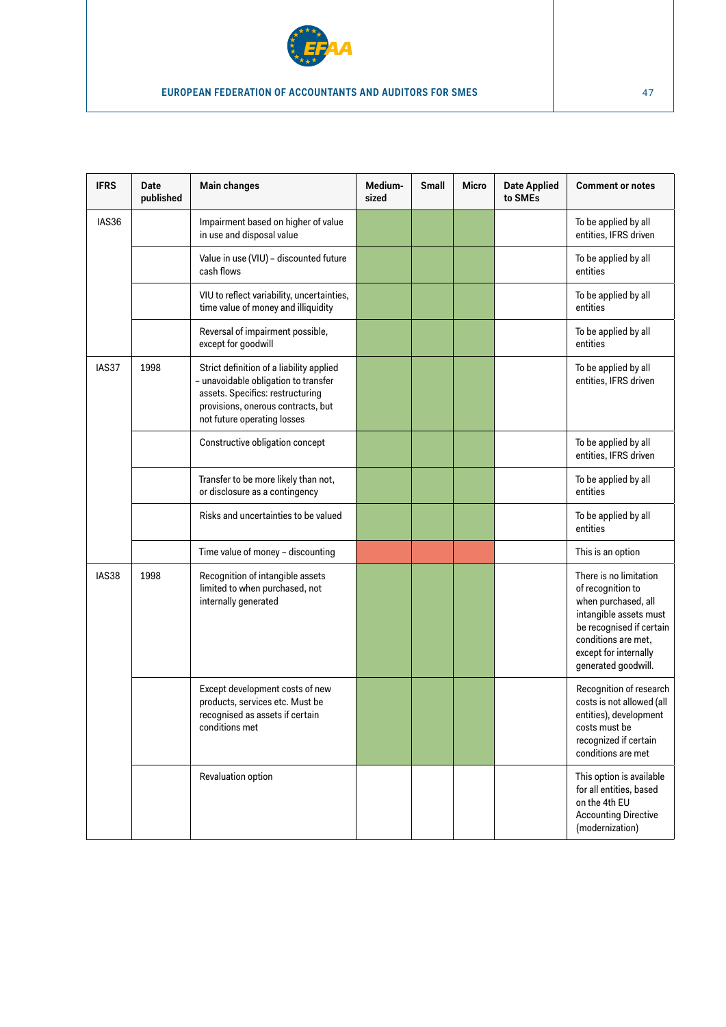| IFRS | Date published | Main changes | Medium-sized | Small | Micro | Date Applied to SMEs | Comment or notes |
|---|---|---|---|---|---|---|---|
| IAS36 | | Impairment based on higher of value in use and disposal value | | | | | To be applied by all entities, IFRS driven |
| | | Value in use (VIU) – discounted future cash flows | | | | | To be applied by all entities |
| | | VIU to reflect variability, uncertainties, time value of money and illiquidity | | | | | To be applied by all entities |
| | | Reversal of impairment possible, except for goodwill | | | | | To be applied by all entities |
| IAS37 | 1998 | Strict definition of a liability applied – unavoidable obligation to transfer assets. Specifics: restructuring provisions, onerous contracts, but not future operating losses | | | | | To be applied by all entities, IFRS driven |
| | | Constructive obligation concept | | | | | To be applied by all entities, IFRS driven |
| | | Transfer to be more likely than not, or disclosure as a contingency | | | | | To be applied by all entities |
| | | Risks and uncertainties to be valued | | | | | To be applied by all entities |
| | | Time value of money – discounting | | | | | This is an option |
| IAS38 | 1998 | Recognition of intangible assets limited to when purchased, not internally generated | | | | | There is no limitation of recognition to when purchased, all intangible assets must be recognised if certain conditions are met, except for internally generated goodwill. |
| | | Except development costs of new products, services etc. Must be recognised as assets if certain conditions met | | | | | Recognition of research costs is not allowed (all entities), development costs must be recognized if certain conditions are met |
| | | Revaluation option | | | | | This option is available for all entities, based on the 4th EU Accounting Directive (modernization) |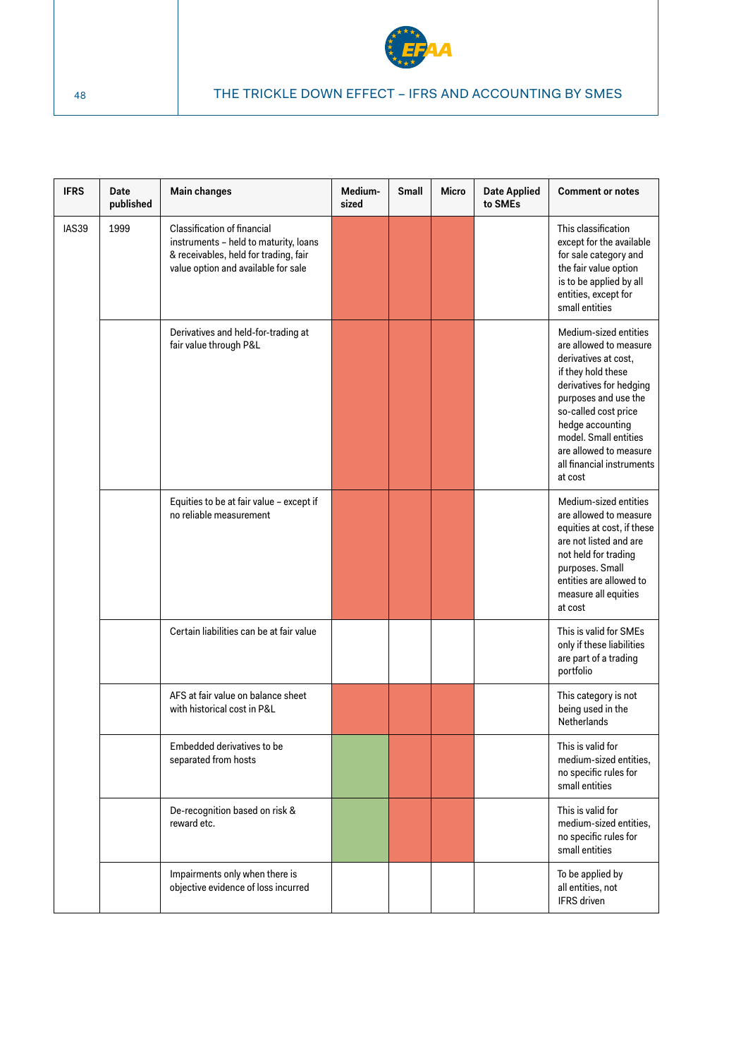| IFRS | Date published | Main changes | Medium-sized | Small | Micro | Date Applied to SMEs | Comment or notes |
|---|---|---|---|---|---|---|---|
| IAS39 | 1999 | Classification of financial instruments – held to maturity, loans & receivables, held for trading, fair value option and available for sale | | | | | This classification except for the available for sale category and the fair value option is to be applied by all entities, except for small entities |
| | | Derivatives and held-for-trading at fair value through P&L | | | | | Medium-sized entities are allowed to measure derivatives at cost, if they hold these derivatives for hedging purposes and use the so-called cost price hedge accounting model. Small entities are allowed to measure all financial instruments at cost |
| | | Equities to be at fair value – except if no reliable measurement | | | | | Medium-sized entities are allowed to measure equities at cost, if these are not listed and are not held for trading purposes. Small entities are allowed to measure all equities at cost |
| | | Certain liabilities can be at fair value | | | | | This is valid for SMEs only if these liabilities are part of a trading portfolio |
| | | AFS at fair value on balance sheet with historical cost in P&L | | | | | This category is not being used in the Netherlands |
| | | Embedded derivatives to be separated from hosts | | | | | This is valid for medium-sized entities, no specific rules for small entities |
| | | De-recognition based on risk & reward etc. | | | | | This is valid for medium-sized entities, no specific rules for small entities |
| | | Impairments only when there is objective evidence of loss incurred | | | | | To be applied by all entities, not IFRS driven |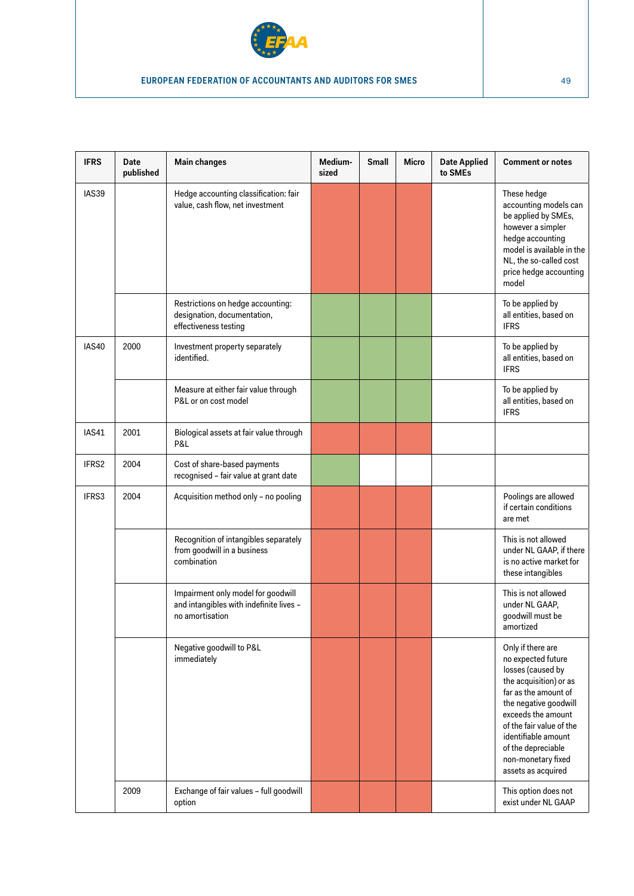| IFRS | Date published | Main changes | Medium-sized | Small | Micro | Date Applied to SMEs | Comment or notes |
|---|---|---|---|---|---|---|---|
| IAS39 | | Hedge accounting classification: fair value, cash flow, net investment | | | | | These hedge accounting models can be applied by SMEs, however a simpler hedge accounting model is available in the NL, the so-called cost price hedge accounting model |
| | | Restrictions on hedge accounting: designation, documentation, effectiveness testing | | | | | To be applied by all entities, based on IFRS |
| IAS40 | 2000 | Investment property separately identified. | | | | | To be applied by all entities, based on IFRS |
| | | Measure at either fair value through P&L or on cost model | | | | | To be applied by all entities, based on IFRS |
| IAS41 | 2001 | Biological assets at fair value through P&L | | | | | |
| IFRS2 | 2004 | Cost of share-based payments recognised – fair value at grant date | | | | | |
| IFRS3 | 2004 | Acquisition method only – no pooling | | | | | Poolings are allowed if certain conditions are met |
| | | Recognition of intangibles separately from goodwill in a business combination | | | | | This is not allowed under NL GAAP, if there is no active market for these intangibles |
| | | Impairment only model for goodwill and intangibles with indefinite lives – no amortisation | | | | | This is not allowed under NL GAAP, goodwill must be amortized |
| | | Negative goodwill to P&L immediately | | | | | Only if there are no expected future losses (caused by the acquisition) or as far as the amount of the negative goodwill exceeds the amount of the fair value of the identifiable amount of the depreciable non-monetary fixed assets as acquired |
| | 2009 | Exchange of fair values – full goodwill option | | | | | This option does not exist under NL GAAP |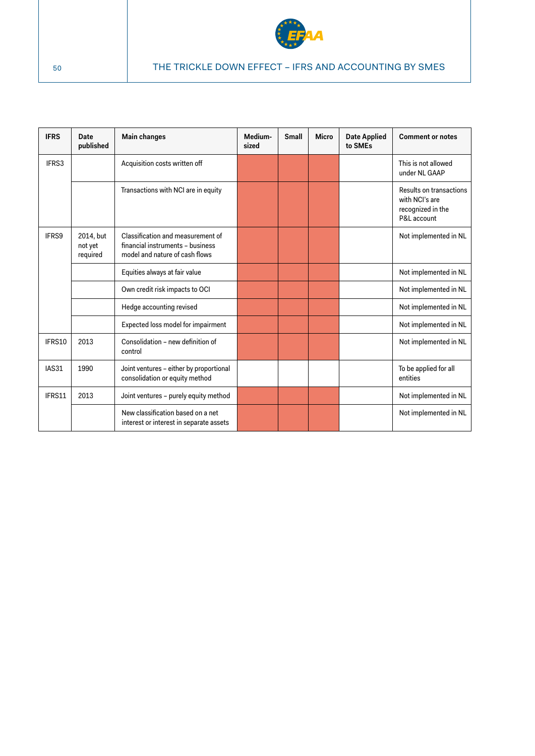| IFRS | Date published | Main changes | Medium-sized | Small | Micro | Date Applied to SMEs | Comment or notes |
|---|---|---|---|---|---|---|---|
| IFRS3 | | Acquisition costs written off | | | | | This is not allowed under NL GAAP |
| | | Transactions with NCI are in equity | | | | | Results on transactions with NCI's are recognized in the P&L account |
| IFRS9 | 2014, but not yet required | Classification and measurement of financial instruments – business model and nature of cash flows | | | | | Not implemented in NL |
| | | Equities always at fair value | | | | | Not implemented in NL |
| | | Own credit risk impacts to OCI | | | | | Not implemented in NL |
| | | Hedge accounting revised | | | | | Not implemented in NL |
| | | Expected loss model for impairment | | | | | Not implemented in NL |
| IFRS10 | 2013 | Consolidation – new definition of control | | | | | Not implemented in NL |
| IAS31 | 1990 | Joint ventures – either by proportional consolidation or equity method | | | | | To be applied for all entities |
| IFRS11 | 2013 | Joint ventures – purely equity method | | | | | Not implemented in NL |
| | | New classification based on a net interest or interest in separate assets | | | | | Not implemented in NL |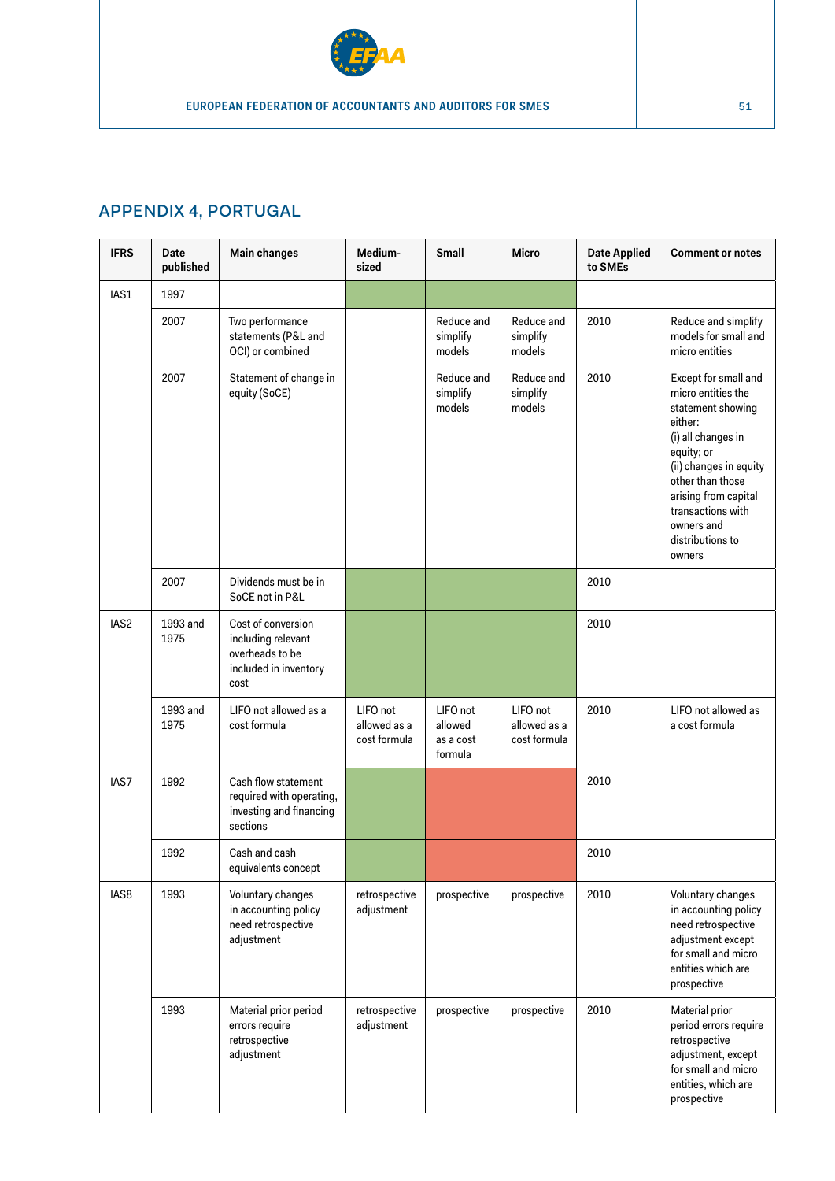## APPENDIX 4, PORTUGAL

| IFRS | Date published | Main changes | Medium-sized | Small | Micro | Date Applied to SMEs | Comment or notes |
|---|---|---|---|---|---|---|---|
| IAS1 | 1997 | | | | | | |
| | 2007 | Two performance statements (P&L and OCI) or combined | | Reduce and simplify models | Reduce and simplify models | 2010 | Reduce and simplify models for small and micro entities |
| | 2007 | Statement of change in equity (SoCE) | | Reduce and simplify models | Reduce and simplify models | 2010 | Except for small and micro entities the statement showing either: (i) all changes in equity; or (ii) changes in equity other than those arising from capital transactions with owners and distributions to owners |
| | 2007 | Dividends must be in SoCE not in P&L | | | | 2010 | |
| IAS2 | 1993 and 1975 | Cost of conversion including relevant overheads to be included in inventory cost | | | | 2010 | |
| | 1993 and 1975 | LIFO not allowed as a cost formula | LIFO not allowed as a cost formula | LIFO not allowed as a cost formula | LIFO not allowed as a cost formula | 2010 | LIFO not allowed as a cost formula |
| IAS7 | 1992 | Cash flow statement required with operating, investing and financing sections | | | | 2010 | |
| | 1992 | Cash and cash equivalents concept | | | | 2010 | |
| IAS8 | 1993 | Voluntary changes in accounting policy need retrospective adjustment | retrospective adjustment | prospective | prospective | 2010 | Voluntary changes in accounting policy need retrospective adjustment except for small and micro entities which are prospective |
| | 1993 | Material prior period errors require retrospective adjustment | retrospective adjustment | prospective | prospective | 2010 | Material prior period errors require retrospective adjustment, except for small and micro entities, which are prospective |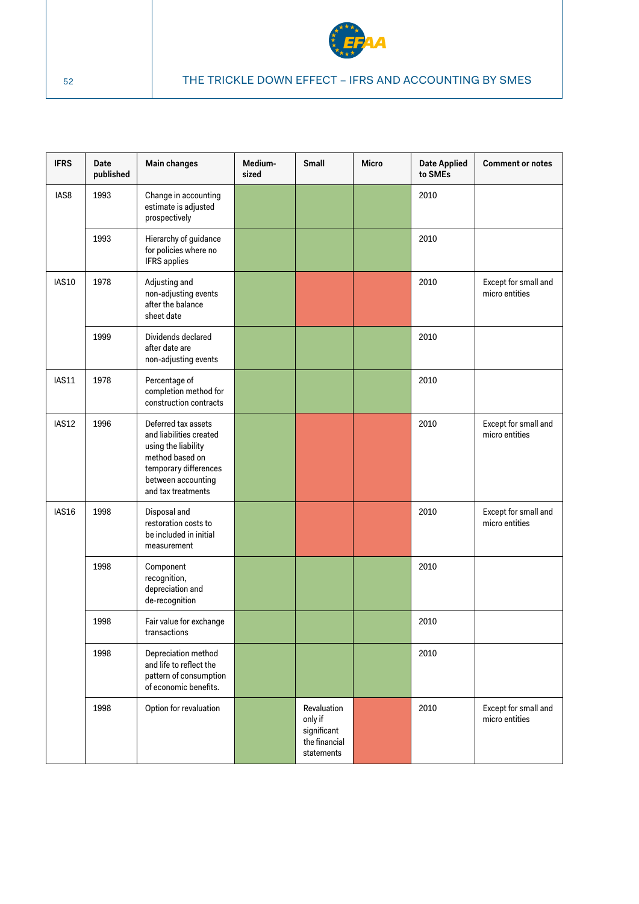| IFRS | Date published | Main changes | Medium-sized | Small | Micro | Date Applied to SMEs | Comment or notes |
|---|---|---|---|---|---|---|---|
| IAS8 | 1993 | Change in accounting estimate is adjusted prospectively | | | | 2010 | |
| | 1993 | Hierarchy of guidance for policies where no IFRS applies | | | | 2010 | |
| IAS10 | 1978 | Adjusting and non-adjusting events after the balance sheet date | | | | 2010 | Except for small and micro entities |
| | 1999 | Dividends declared after date are non-adjusting events | | | | 2010 | |
| IAS11 | 1978 | Percentage of completion method for construction contracts | | | | 2010 | |
| IAS12 | 1996 | Deferred tax assets and liabilities created using the liability method based on temporary differences between accounting and tax treatments | | | | 2010 | Except for small and micro entities |
| IAS16 | 1998 | Disposal and restoration costs to be included in initial measurement | | | | 2010 | Except for small and micro entities |
| | 1998 | Component recognition, depreciation and de-recognition | | | | 2010 | |
| | 1998 | Fair value for exchange transactions | | | | 2010 | |
| | 1998 | Depreciation method and life to reflect the pattern of consumption of economic benefits. | | | | 2010 | |
| | 1998 | Option for revaluation | | Revaluation only if significant the financial statements | | 2010 | Except for small and micro entities |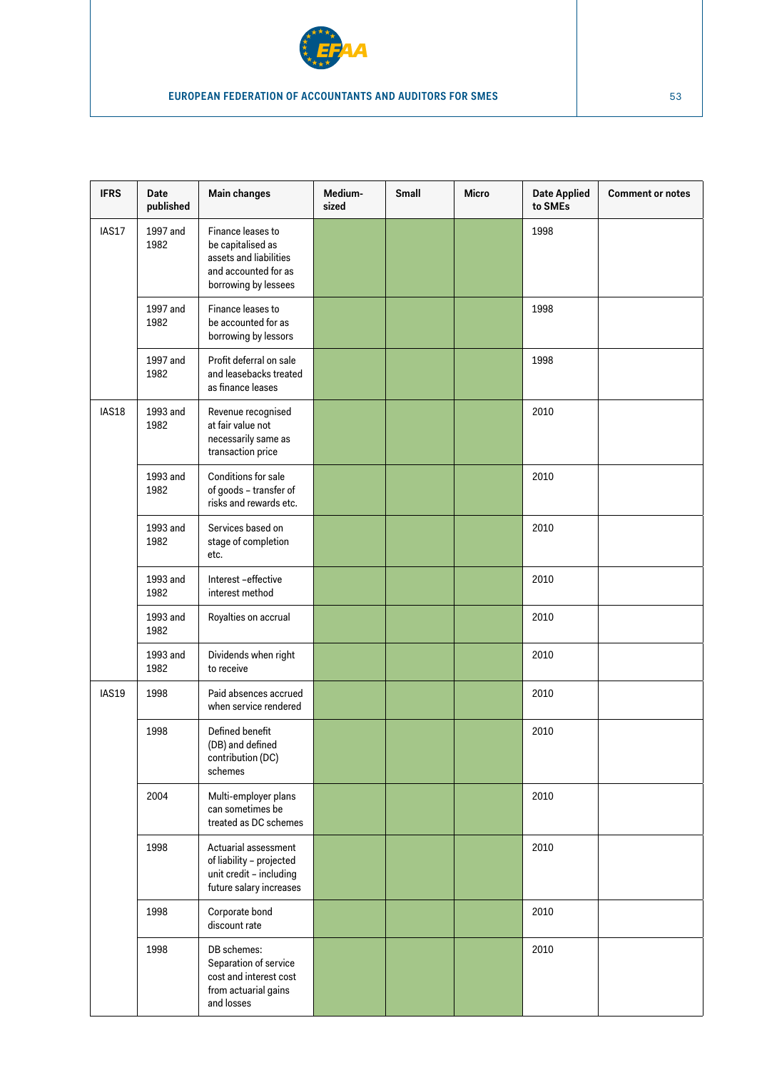| IFRS | Date published | Main changes | Medium-sized | Small | Micro | Date Applied to SMEs | Comment or notes |
|---|---|---|---|---|---|---|---|
| IAS17 | 1997 and 1982 | Finance leases to be capitalised as assets and liabilities and accounted for as borrowing by lessees | | | | 1998 | |
| | 1997 and 1982 | Finance leases to be accounted for as borrowing by lessors | | | | 1998 | |
| | 1997 and 1982 | Profit deferral on sale and leasebacks treated as finance leases | | | | 1998 | |
| IAS18 | 1993 and 1982 | Revenue recognised at fair value not necessarily same as transaction price | | | | 2010 | |
| | 1993 and 1982 | Conditions for sale of goods – transfer of risks and rewards etc. | | | | 2010 | |
| | 1993 and 1982 | Services based on stage of completion etc. | | | | 2010 | |
| | 1993 and 1982 | Interest –effective interest method | | | | 2010 | |
| | 1993 and 1982 | Royalties on accrual | | | | 2010 | |
| | 1993 and 1982 | Dividends when right to receive | | | | 2010 | |
| IAS19 | 1998 | Paid absences accrued when service rendered | | | | 2010 | |
| | 1998 | Defined benefit (DB) and defined contribution (DC) schemes | | | | 2010 | |
| | 2004 | Multi-employer plans can sometimes be treated as DC schemes | | | | 2010 | |
| | 1998 | Actuarial assessment of liability – projected unit credit – including future salary increases | | | | 2010 | |
| | 1998 | Corporate bond discount rate | | | | 2010 | |
| | 1998 | DB schemes: Separation of service cost and interest cost from actuarial gains and losses | | | | 2010 | |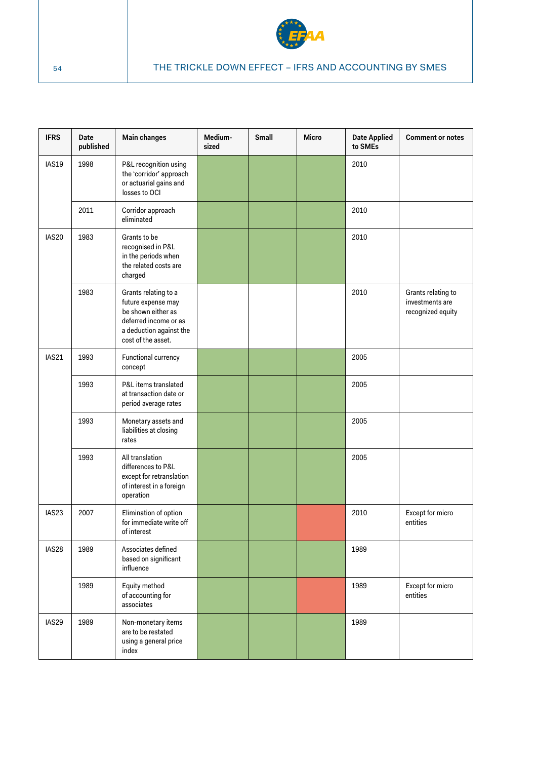| IFRS | Date published | Main changes | Medium-sized | Small | Micro | Date Applied to SMEs | Comment or notes |
|---|---|---|---|---|---|---|---|
| IAS19 | 1998 | P&L recognition using the 'corridor' approach or actuarial gains and losses to OCI | | | | 2010 | |
| | 2011 | Corridor approach eliminated | | | | 2010 | |
| IAS20 | 1983 | Grants to be recognised in P&L in the periods when the related costs are charged | | | | 2010 | |
| | 1983 | Grants relating to a future expense may be shown either as deferred income or as a deduction against the cost of the asset. | | | | 2010 | Grants relating to investments are recognized equity |
| IAS21 | 1993 | Functional currency concept | | | | 2005 | |
| | 1993 | P&L items translated at transaction date or period average rates | | | | 2005 | |
| | 1993 | Monetary assets and liabilities at closing rates | | | | 2005 | |
| | 1993 | All translation differences to P&L except for retranslation of interest in a foreign operation | | | | 2005 | |
| IAS23 | 2007 | Elimination of option for immediate write off of interest | | | | 2010 | Except for micro entities |
| IAS28 | 1989 | Associates defined based on significant influence | | | | 1989 | |
| | 1989 | Equity method of accounting for associates | | | | 1989 | Except for micro entities |
| IAS29 | 1989 | Non-monetary items are to be restated using a general price index | | | | 1989 | |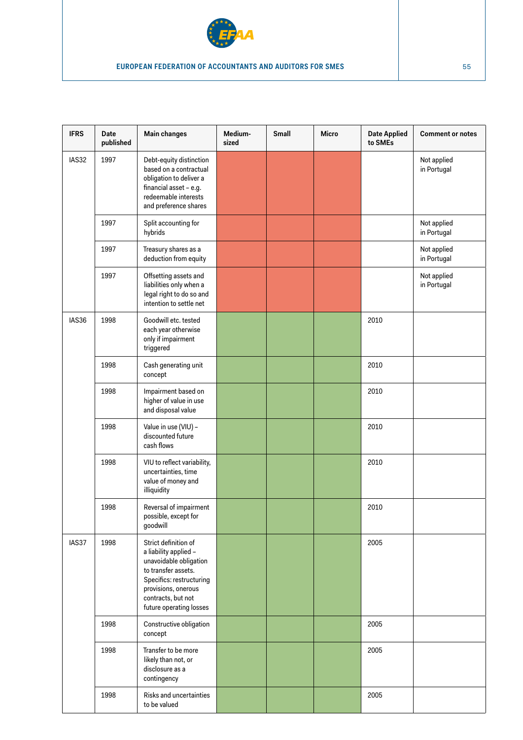| IFRS | Date published | Main changes | Medium-sized | Small | Micro | Date Applied to SMEs | Comment or notes |
|---|---|---|---|---|---|---|---|
| IAS32 | 1997 | Debt-equity distinction based on a contractual obligation to deliver a financial asset – e.g. redeemable interests and preference shares | | | | | Not applied in Portugal |
| | 1997 | Split accounting for hybrids | | | | | Not applied in Portugal |
| | 1997 | Treasury shares as a deduction from equity | | | | | Not applied in Portugal |
| | 1997 | Offsetting assets and liabilities only when a legal right to do so and intention to settle net | | | | | Not applied in Portugal |
| IAS36 | 1998 | Goodwill etc. tested each year otherwise only if impairment triggered | | | | 2010 | |
| | 1998 | Cash generating unit concept | | | | 2010 | |
| | 1998 | Impairment based on higher of value in use and disposal value | | | | 2010 | |
| | 1998 | Value in use (VIU) – discounted future cash flows | | | | 2010 | |
| | 1998 | VIU to reflect variability, uncertainties, time value of money and illiquidity | | | | 2010 | |
| | 1998 | Reversal of impairment possible, except for goodwill | | | | 2010 | |
| IAS37 | 1998 | Strict definition of a liability applied – unavoidable obligation to transfer assets. Specifics: restructuring provisions, onerous contracts, but not future operating losses | | | | 2005 | |
| | 1998 | Constructive obligation concept | | | | 2005 | |
| | 1998 | Transfer to be more likely than not, or disclosure as a contingency | | | | 2005 | |
| | 1998 | Risks and uncertainties to be valued | | | | 2005 | |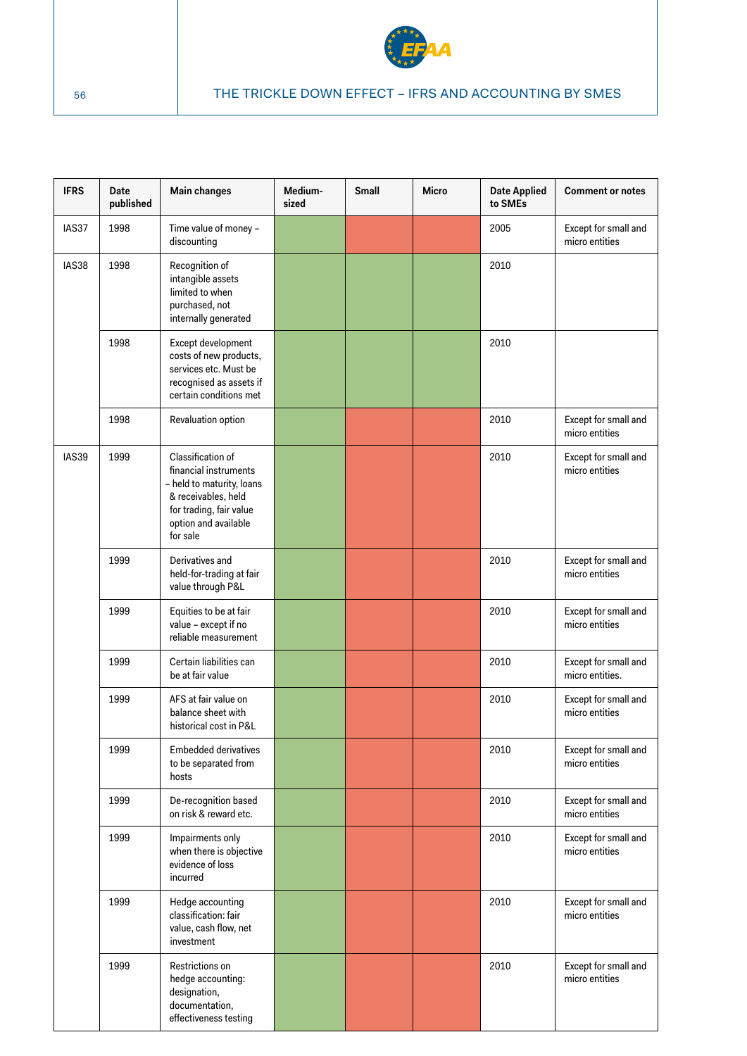| IFRS | Date published | Main changes | Medium-sized | Small | Micro | Date Applied to SMEs | Comment or notes |
|---|---|---|---|---|---|---|---|
| IAS37 | 1998 | Time value of money – discounting | | | | 2005 | Except for small and micro entities |
| IAS38 | 1998 | Recognition of intangible assets limited to when purchased, not internally generated | | | | 2010 | |
| | 1998 | Except development costs of new products, services etc. Must be recognised as assets if certain conditions met | | | | 2010 | |
| | 1998 | Revaluation option | | | | 2010 | Except for small and micro entities |
| IAS39 | 1999 | Classification of financial instruments – held to maturity, loans & receivables, held for trading, fair value option and available for sale | | | | 2010 | Except for small and micro entities |
| | 1999 | Derivatives and held-for-trading at fair value through P&L | | | | 2010 | Except for small and micro entities |
| | 1999 | Equities to be at fair value – except if no reliable measurement | | | | 2010 | Except for small and micro entities |
| | 1999 | Certain liabilities can be at fair value | | | | 2010 | Except for small and micro entities. |
| | 1999 | AFS at fair value on balance sheet with historical cost in P&L | | | | 2010 | Except for small and micro entities |
| | 1999 | Embedded derivatives to be separated from hosts | | | | 2010 | Except for small and micro entities |
| | 1999 | De-recognition based on risk & reward etc. | | | | 2010 | Except for small and micro entities |
| | 1999 | Impairments only when there is objective evidence of loss incurred | | | | 2010 | Except for small and micro entities |
| | 1999 | Hedge accounting classification: fair value, cash flow, net investment | | | | 2010 | Except for small and micro entities |
| | 1999 | Restrictions on hedge accounting: designation, documentation, effectiveness testing | | | | 2010 | Except for small and micro entities |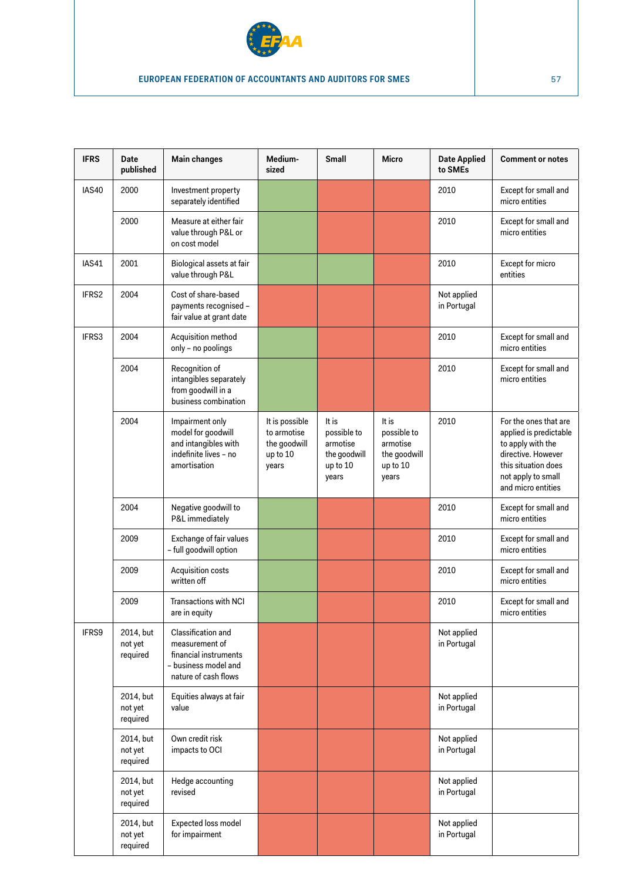| IFRS | Date published | Main changes | Medium-sized | Small | Micro | Date Applied to SMEs | Comment or notes |
|---|---|---|---|---|---|---|---|
| IAS40 | 2000 | Investment property separately identified | | | | 2010 | Except for small and micro entities |
| | 2000 | Measure at either fair value through P&L or on cost model | | | | 2010 | Except for small and micro entities |
| IAS41 | 2001 | Biological assets at fair value through P&L | | | | 2010 | Except for micro entities |
| IFRS2 | 2004 | Cost of share-based payments recognised – fair value at grant date | | | | Not applied in Portugal | |
| IFRS3 | 2004 | Acquisition method only – no poolings | | | | 2010 | Except for small and micro entities |
| | 2004 | Recognition of intangibles separately from goodwill in a business combination | | | | 2010 | Except for small and micro entities |
| | 2004 | Impairment only model for goodwill and intangibles with indefinite lives – no amortisation | It is possible to armotise the goodwill up to 10 years | It is possible to armotise the goodwill up to 10 years | It is possible to armotise the goodwill up to 10 years | 2010 | For the ones that are applied is predictable to apply with the directive. However this situation does not apply to small and micro entities |
| | 2004 | Negative goodwill to P&L immediately | | | | 2010 | Except for small and micro entities |
| | 2009 | Exchange of fair values – full goodwill option | | | | 2010 | Except for small and micro entities |
| | 2009 | Acquisition costs written off | | | | 2010 | Except for small and micro entities |
| | 2009 | Transactions with NCI are in equity | | | | 2010 | Except for small and micro entities |
| IFRS9 | 2014, but not yet required | Classification and measurement of financial instruments – business model and nature of cash flows | | | | Not applied in Portugal | |
| | 2014, but not yet required | Equities always at fair value | | | | Not applied in Portugal | |
| | 2014, but not yet required | Own credit risk impacts to OCI | | | | Not applied in Portugal | |
| | 2014, but not yet required | Hedge accounting revised | | | | Not applied in Portugal | |
| | 2014, but not yet required | Expected loss model for impairment | | | | Not applied in Portugal | |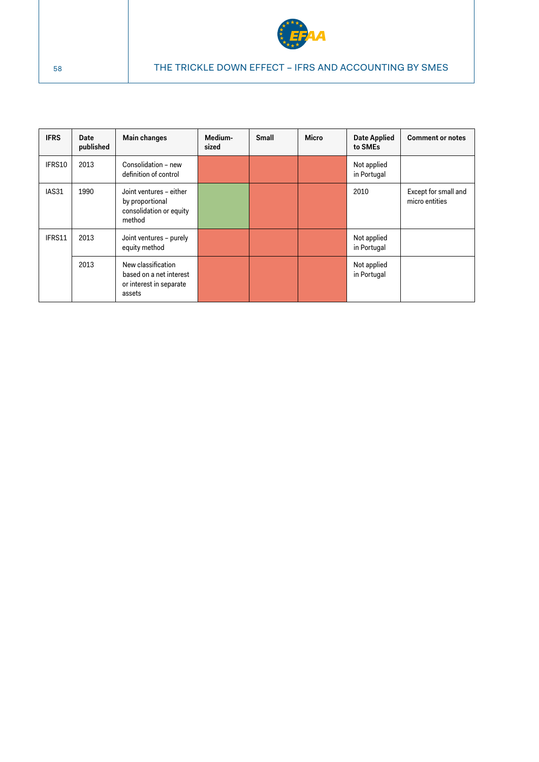| IFRS | Date published | Main changes | Medium-sized | Small | Micro | Date Applied to SMEs | Comment or notes |
|---|---|---|---|---|---|---|---|
| IFRS10 | 2013 | Consolidation – new definition of control | | | | Not applied in Portugal | |
| IAS31 | 1990 | Joint ventures – either by proportional consolidation or equity method | | | | 2010 | Except for small and micro entities |
| IFRS11 | 2013 | Joint ventures – purely equity method | | | | Not applied in Portugal | |
| | 2013 | New classification based on a net interest or interest in separate assets | | | | Not applied in Portugal | |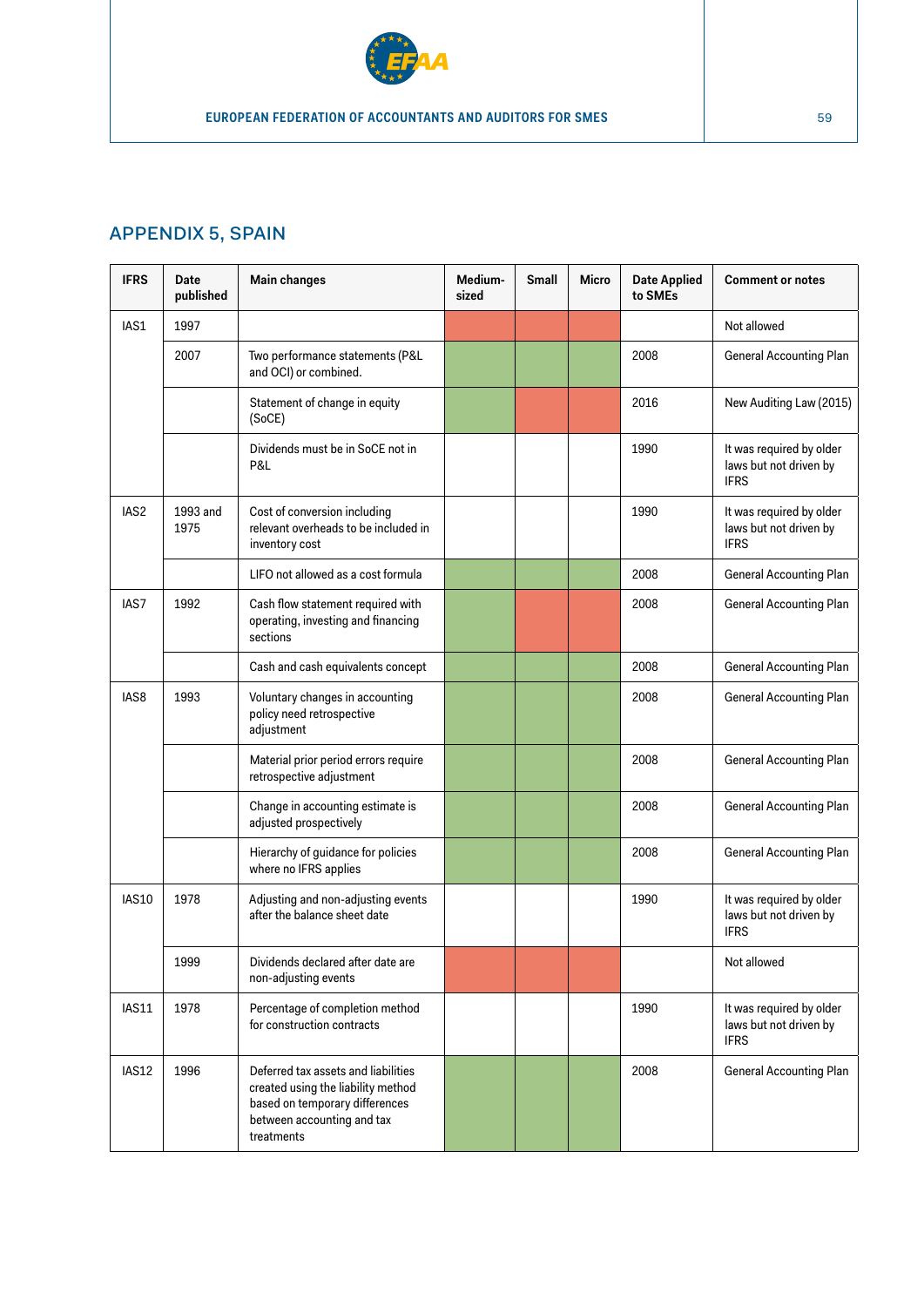## APPENDIX 5, SPAIN

| IFRS | Date published | Main changes | Medium-sized | Small | Micro | Date Applied to SMEs | Comment or notes |
|---|---|---|---|---|---|---|---|
| IAS1 | 1997 | | | | | | Not allowed |
| | 2007 | Two performance statements (P&L and OCI) or combined. | | | | 2008 | General Accounting Plan |
| | | Statement of change in equity (SoCE) | | | | 2016 | New Auditing Law (2015) |
| | | Dividends must be in SoCE not in P&L | | | | 1990 | It was required by older laws but not driven by IFRS |
| IAS2 | 1993 and 1975 | Cost of conversion including relevant overheads to be included in inventory cost | | | | 1990 | It was required by older laws but not driven by IFRS |
| | | LIFO not allowed as a cost formula | | | | 2008 | General Accounting Plan |
| IAS7 | 1992 | Cash flow statement required with operating, investing and financing sections | | | | 2008 | General Accounting Plan |
| | | Cash and cash equivalents concept | | | | 2008 | General Accounting Plan |
| IAS8 | 1993 | Voluntary changes in accounting policy need retrospective adjustment | | | | 2008 | General Accounting Plan |
| | | Material prior period errors require retrospective adjustment | | | | 2008 | General Accounting Plan |
| | | Change in accounting estimate is adjusted prospectively | | | | 2008 | General Accounting Plan |
| | | Hierarchy of guidance for policies where no IFRS applies | | | | 2008 | General Accounting Plan |
| IAS10 | 1978 | Adjusting and non-adjusting events after the balance sheet date | | | | 1990 | It was required by older laws but not driven by IFRS |
| | 1999 | Dividends declared after date are non-adjusting events | | | | | Not allowed |
| IAS11 | 1978 | Percentage of completion method for construction contracts | | | | 1990 | It was required by older laws but not driven by IFRS |
| IAS12 | 1996 | Deferred tax assets and liabilities created using the liability method based on temporary differences between accounting and tax treatments | | | | 2008 | General Accounting Plan |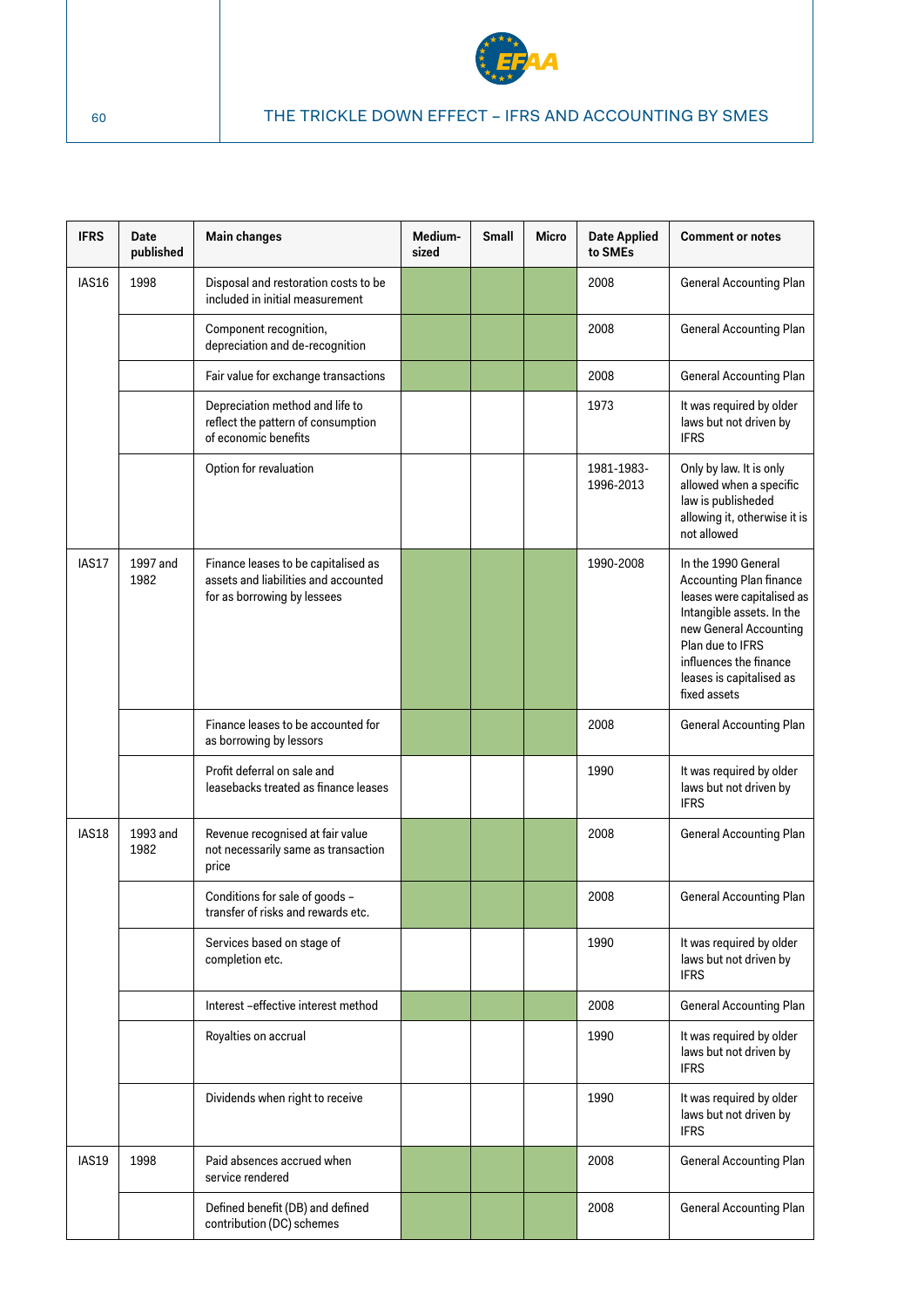| IFRS | Date published | Main changes | Medium-sized | Small | Micro | Date Applied to SMEs | Comment or notes |
|---|---|---|---|---|---|---|---|
| IAS16 | 1998 | Disposal and restoration costs to be included in initial measurement | | | | 2008 | General Accounting Plan |
| | | Component recognition, depreciation and de-recognition | | | | 2008 | General Accounting Plan |
| | | Fair value for exchange transactions | | | | 2008 | General Accounting Plan |
| | | Depreciation method and life to reflect the pattern of consumption of economic benefits | | | | 1973 | It was required by older laws but not driven by IFRS |
| | | Option for revaluation | | | | 1981-1983-1996-2013 | Only by law. It is only allowed when a specific law is publisheded allowing it, otherwise it is not allowed |
| IAS17 | 1997 and 1982 | Finance leases to be capitalised as assets and liabilities and accounted for as borrowing by lessees | | | | 1990-2008 | In the 1990 General Accounting Plan finance leases were capitalised as Intangible assets. In the new General Accounting Plan due to IFRS influences the finance leases is capitalised as fixed assets |
| | | Finance leases to be accounted for as borrowing by lessors | | | | 2008 | General Accounting Plan |
| | | Profit deferral on sale and leasebacks treated as finance leases | | | | 1990 | It was required by older laws but not driven by IFRS |
| IAS18 | 1993 and 1982 | Revenue recognised at fair value not necessarily same as transaction price | | | | 2008 | General Accounting Plan |
| | | Conditions for sale of goods – transfer of risks and rewards etc. | | | | 2008 | General Accounting Plan |
| | | Services based on stage of completion etc. | | | | 1990 | It was required by older laws but not driven by IFRS |
| | | Interest –effective interest method | | | | 2008 | General Accounting Plan |
| | | Royalties on accrual | | | | 1990 | It was required by older laws but not driven by IFRS |
| | | Dividends when right to receive | | | | 1990 | It was required by older laws but not driven by IFRS |
| IAS19 | 1998 | Paid absences accrued when service rendered | | | | 2008 | General Accounting Plan |
| | | Defined benefit (DB) and defined contribution (DC) schemes | | | | 2008 | General Accounting Plan |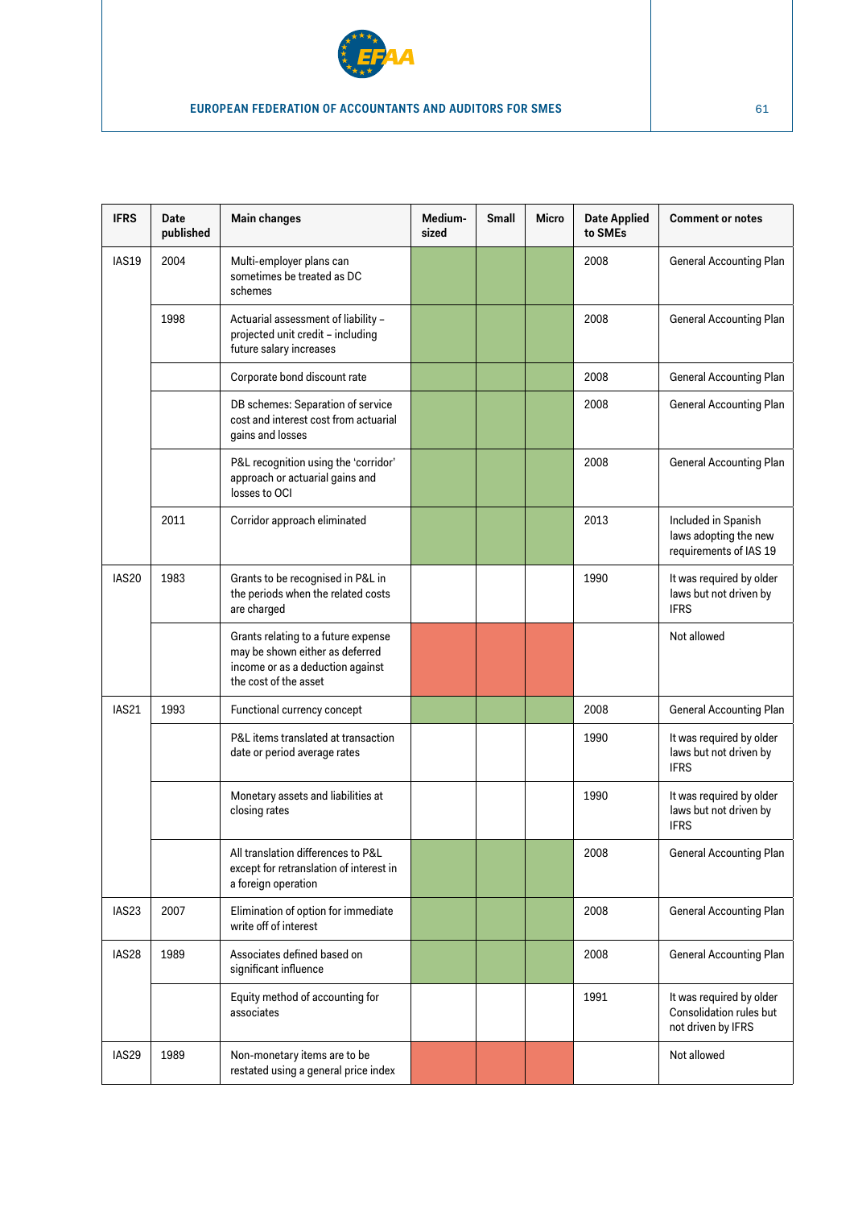| IFRS | Date published | Main changes | Medium-sized | Small | Micro | Date Applied to SMEs | Comment or notes |
|---|---|---|---|---|---|---|---|
| IAS19 | 2004 | Multi-employer plans can sometimes be treated as DC schemes | | | | 2008 | General Accounting Plan |
| | 1998 | Actuarial assessment of liability – projected unit credit – including future salary increases | | | | 2008 | General Accounting Plan |
| | | Corporate bond discount rate | | | | 2008 | General Accounting Plan |
| | | DB schemes: Separation of service cost and interest cost from actuarial gains and losses | | | | 2008 | General Accounting Plan |
| | | P&L recognition using the 'corridor' approach or actuarial gains and losses to OCI | | | | 2008 | General Accounting Plan |
| | 2011 | Corridor approach eliminated | | | | 2013 | Included in Spanish laws adopting the new requirements of IAS 19 |
| IAS20 | 1983 | Grants to be recognised in P&L in the periods when the related costs are charged | | | | 1990 | It was required by older laws but not driven by IFRS |
| | | Grants relating to a future expense may be shown either as deferred income or as a deduction against the cost of the asset | | | | | Not allowed |
| IAS21 | 1993 | Functional currency concept | | | | 2008 | General Accounting Plan |
| | | P&L items translated at transaction date or period average rates | | | | 1990 | It was required by older laws but not driven by IFRS |
| | | Monetary assets and liabilities at closing rates | | | | 1990 | It was required by older laws but not driven by IFRS |
| | | All translation differences to P&L except for retranslation of interest in a foreign operation | | | | 2008 | General Accounting Plan |
| IAS23 | 2007 | Elimination of option for immediate write off of interest | | | | 2008 | General Accounting Plan |
| IAS28 | 1989 | Associates defined based on significant influence | | | | 2008 | General Accounting Plan |
| | | Equity method of accounting for associates | | | | 1991 | It was required by older Consolidation rules but not driven by IFRS |
| IAS29 | 1989 | Non-monetary items are to be restated using a general price index | | | | | Not allowed |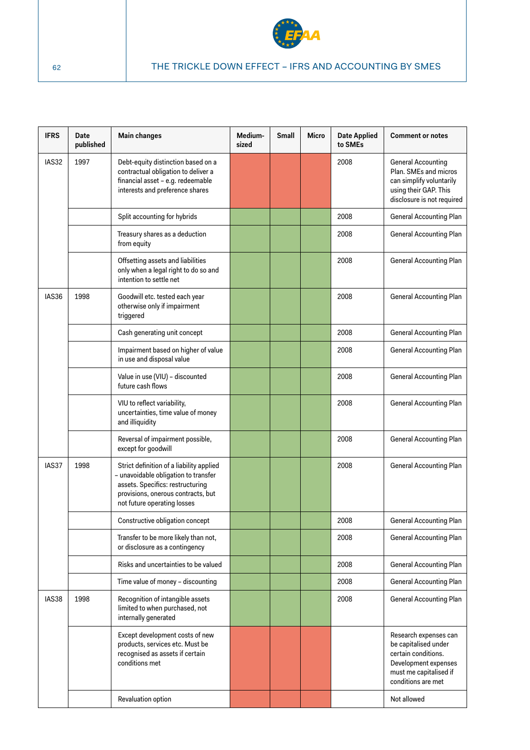| IFRS | Date published | Main changes | Medium-sized | Small | Micro | Date Applied to SMEs | Comment or notes |
|---|---|---|---|---|---|---|---|
| IAS32 | 1997 | Debt-equity distinction based on a contractual obligation to deliver a financial asset – e.g. redeemable interests and preference shares | | | | 2008 | General Accounting Plan. SMEs and micros can simplify voluntarily using their GAP. This disclosure is not required |
| | | Split accounting for hybrids | | | | 2008 | General Accounting Plan |
| | | Treasury shares as a deduction from equity | | | | 2008 | General Accounting Plan |
| | | Offsetting assets and liabilities only when a legal right to do so and intention to settle net | | | | 2008 | General Accounting Plan |
| IAS36 | 1998 | Goodwill etc. tested each year otherwise only if impairment triggered | | | | 2008 | General Accounting Plan |
| | | Cash generating unit concept | | | | 2008 | General Accounting Plan |
| | | Impairment based on higher of value in use and disposal value | | | | 2008 | General Accounting Plan |
| | | Value in use (VIU) – discounted future cash flows | | | | 2008 | General Accounting Plan |
| | | VIU to reflect variability, uncertainties, time value of money and illiquidity | | | | 2008 | General Accounting Plan |
| | | Reversal of impairment possible, except for goodwill | | | | 2008 | General Accounting Plan |
| IAS37 | 1998 | Strict definition of a liability applied – unavoidable obligation to transfer assets. Specifics: restructuring provisions, onerous contracts, but not future operating losses | | | | 2008 | General Accounting Plan |
| | | Constructive obligation concept | | | | 2008 | General Accounting Plan |
| | | Transfer to be more likely than not, or disclosure as a contingency | | | | 2008 | General Accounting Plan |
| | | Risks and uncertainties to be valued | | | | 2008 | General Accounting Plan |
| | | Time value of money – discounting | | | | 2008 | General Accounting Plan |
| IAS38 | 1998 | Recognition of intangible assets limited to when purchased, not internally generated | | | | 2008 | General Accounting Plan |
| | | Except development costs of new products, services etc. Must be recognised as assets if certain conditions met | | | | | Research expenses can be capitalised under certain conditions. Development expenses must me capitalised if conditions are met |
| | | Revaluation option | | | | | Not allowed |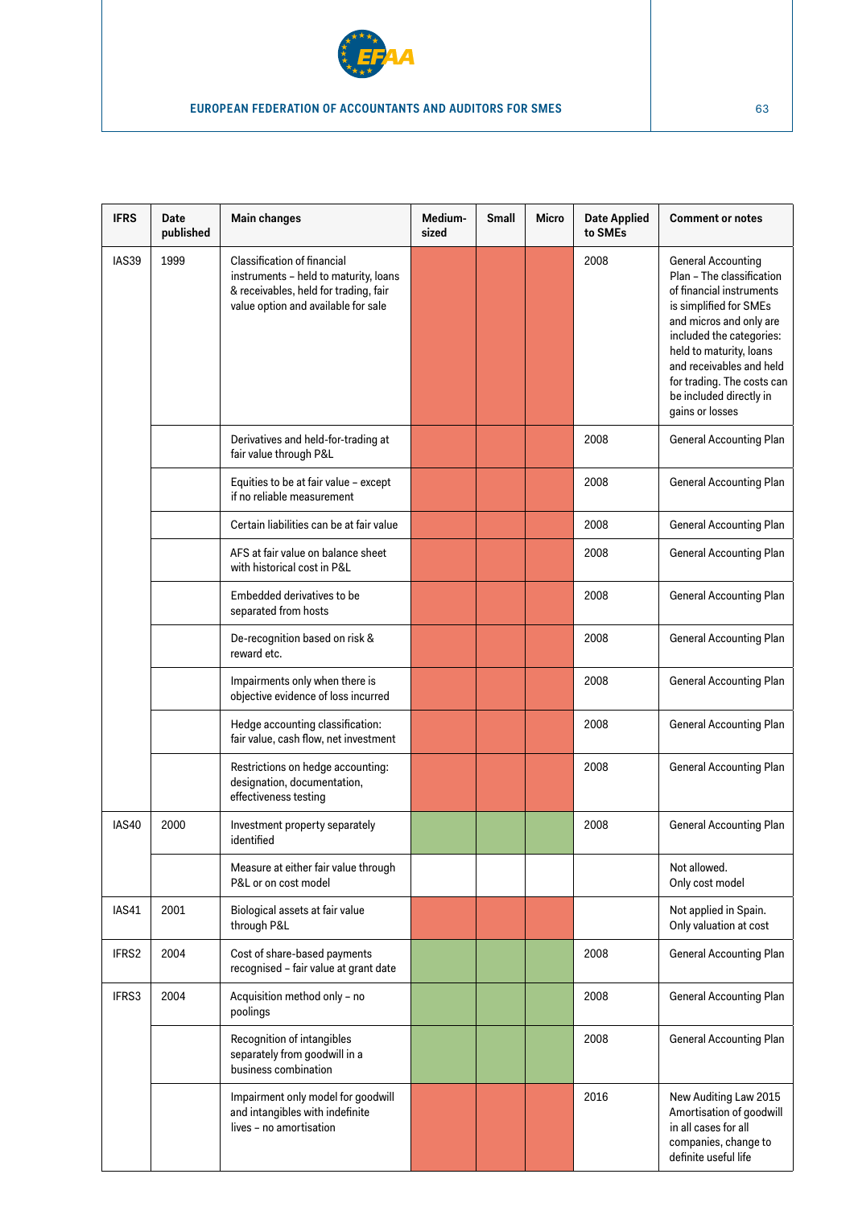| IFRS | Date published | Main changes | Medium-sized | Small | Micro | Date Applied to SMEs | Comment or notes |
|---|---|---|---|---|---|---|---|
| IAS39 | 1999 | Classification of financial instruments – held to maturity, loans & receivables, held for trading, fair value option and available for sale | | | | 2008 | General Accounting Plan – The classification of financial instruments is simplified for SMEs and micros and only are included the categories: held to maturity, loans and receivables and held for trading. The costs can be included directly in gains or losses |
| | | Derivatives and held-for-trading at fair value through P&L | | | | 2008 | General Accounting Plan |
| | | Equities to be at fair value – except if no reliable measurement | | | | 2008 | General Accounting Plan |
| | | Certain liabilities can be at fair value | | | | 2008 | General Accounting Plan |
| | | AFS at fair value on balance sheet with historical cost in P&L | | | | 2008 | General Accounting Plan |
| | | Embedded derivatives to be separated from hosts | | | | 2008 | General Accounting Plan |
| | | De-recognition based on risk & reward etc. | | | | 2008 | General Accounting Plan |
| | | Impairments only when there is objective evidence of loss incurred | | | | 2008 | General Accounting Plan |
| | | Hedge accounting classification: fair value, cash flow, net investment | | | | 2008 | General Accounting Plan |
| | | Restrictions on hedge accounting: designation, documentation, effectiveness testing | | | | 2008 | General Accounting Plan |
| IAS40 | 2000 | Investment property separately identified | | | | 2008 | General Accounting Plan |
| | | Measure at either fair value through P&L or on cost model | | | | | Not allowed. Only cost model |
| IAS41 | 2001 | Biological assets at fair value through P&L | | | | | Not applied in Spain. Only valuation at cost |
| IFRS2 | 2004 | Cost of share-based payments recognised – fair value at grant date | | | | 2008 | General Accounting Plan |
| IFRS3 | 2004 | Acquisition method only – no poolings | | | | 2008 | General Accounting Plan |
| | | Recognition of intangibles separately from goodwill in a business combination | | | | 2008 | General Accounting Plan |
| | | Impairment only model for goodwill and intangibles with indefinite lives – no amortisation | | | | 2016 | New Auditing Law 2015 Amortisation of goodwill in all cases for all companies, change to definite useful life |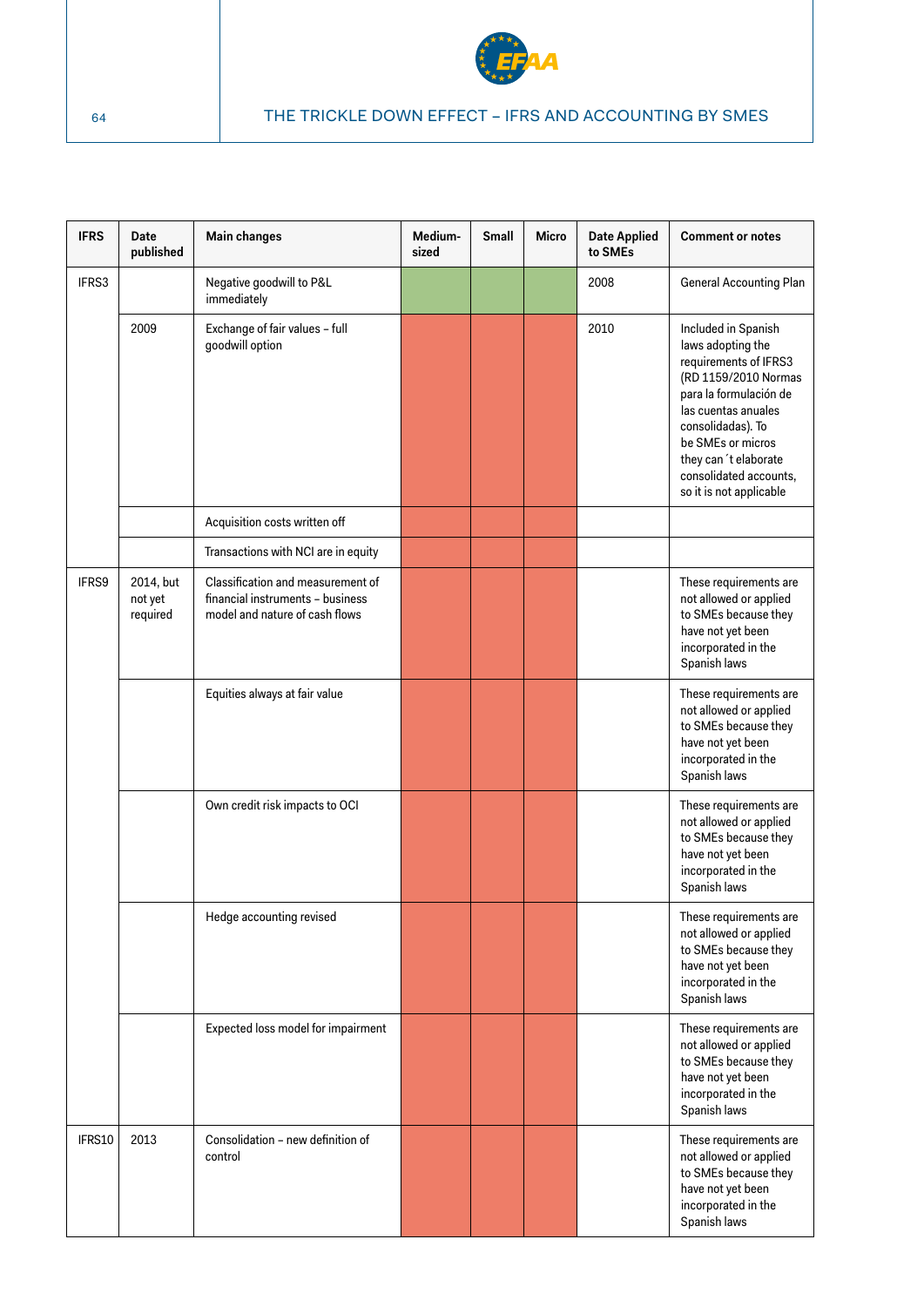| IFRS | Date published | Main changes | Medium-sized | Small | Micro | Date Applied to SMEs | Comment or notes |
|---|---|---|---|---|---|---|---|
| IFRS3 | | Negative goodwill to P&L immediately | | | | 2008 | General Accounting Plan |
| | 2009 | Exchange of fair values – full goodwill option | | | | 2010 | Included in Spanish laws adopting the requirements of IFRS3 (RD 1159/2010 Normas para la formulación de las cuentas anuales consolidadas). To be SMEs or micros they can´t elaborate consolidated accounts, so it is not applicable |
| | | Acquisition costs written off | | | | | |
| | | Transactions with NCI are in equity | | | | | |
| IFRS9 | 2014, but not yet required | Classification and measurement of financial instruments – business model and nature of cash flows | | | | | These requirements are not allowed or applied to SMEs because they have not yet been incorporated in the Spanish laws |
| | | Equities always at fair value | | | | | These requirements are not allowed or applied to SMEs because they have not yet been incorporated in the Spanish laws |
| | | Own credit risk impacts to OCI | | | | | These requirements are not allowed or applied to SMEs because they have not yet been incorporated in the Spanish laws |
| | | Hedge accounting revised | | | | | These requirements are not allowed or applied to SMEs because they have not yet been incorporated in the Spanish laws |
| | | Expected loss model for impairment | | | | | These requirements are not allowed or applied to SMEs because they have not yet been incorporated in the Spanish laws |
| IFRS10 | 2013 | Consolidation – new definition of control | | | | | These requirements are not allowed or applied to SMEs because they have not yet been incorporated in the Spanish laws |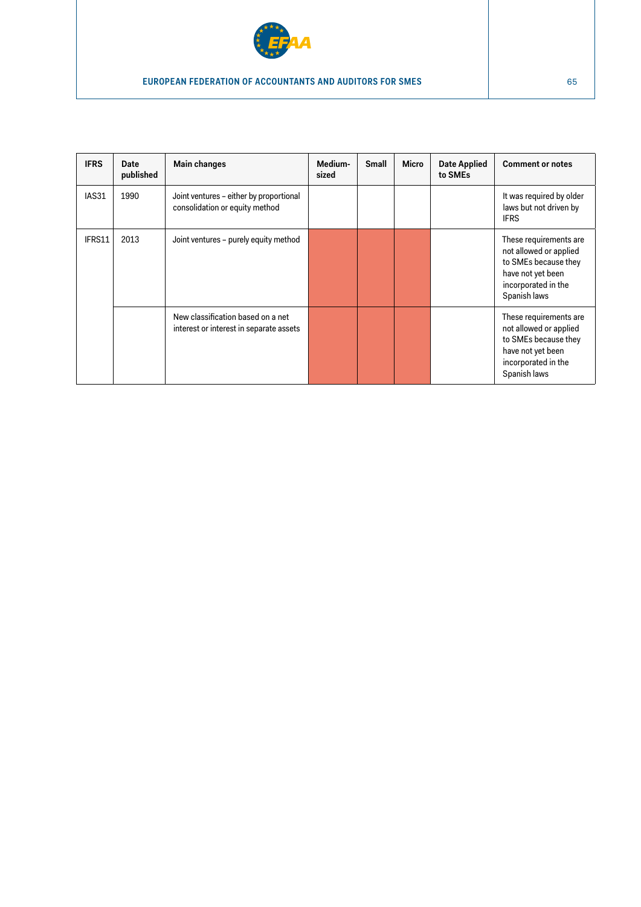| IFRS | Date published | Main changes | Medium-sized | Small | Micro | Date Applied to SMEs | Comment or notes |
|---|---|---|---|---|---|---|---|
| IAS31 | 1990 | Joint ventures – either by proportional consolidation or equity method | | | | | It was required by older laws but not driven by IFRS |
| IFRS11 | 2013 | Joint ventures – purely equity method | | | | | These requirements are not allowed or applied to SMEs because they have not yet been incorporated in the Spanish laws |
| | | New classification based on a net interest or interest in separate assets | | | | | These requirements are not allowed or applied to SMEs because they have not yet been incorporated in the Spanish laws |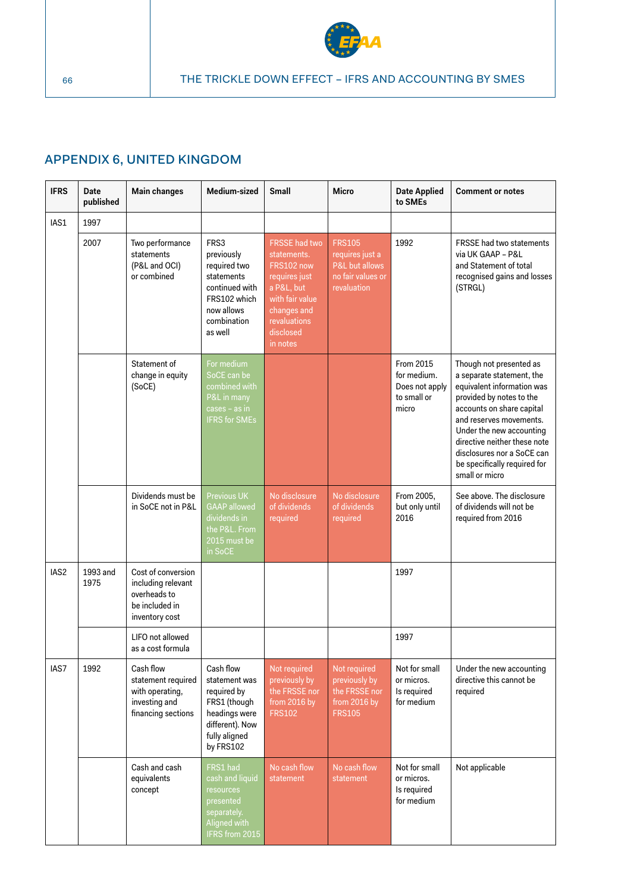## APPENDIX 6, UNITED KINGDOM

| IFRS | Date published | Main changes | Medium-sized | Small | Micro | Date Applied to SMEs | Comment or notes |
|---|---|---|---|---|---|---|---|
| IAS1 | 1997 | | | | | | |
| | 2007 | Two performance statements (P&L and OCI) or combined | FRS3 previously required two statements continued with FRS102 which now allows combination as well | FRSSE had two statements. FRS102 now requires just a P&L, but with fair value changes and revaluations disclosed in notes | FRS105 requires just a P&L but allows no fair values or revaluation | 1992 | FRSSE had two statements via UK GAAP – P&L and Statement of total recognised gains and losses (STRGL) |
| | | Statement of change in equity (SoCE) | For medium SoCE can be combined with P&L in many cases – as in IFRS for SMEs | | | From 2015 for medium. Does not apply to small or micro | Though not presented as a separate statement, the equivalent information was provided by notes to the accounts on share capital and reserves movements. Under the new accounting directive neither these note disclosures nor a SoCE can be specifically required for small or micro |
| | | Dividends must be in SoCE not in P&L | Previous UK GAAP allowed dividends in the P&L. From 2015 must be in SoCE | No disclosure of dividends required | No disclosure of dividends required | From 2005, but only until 2016 | See above. The disclosure of dividends will not be required from 2016 |
| IAS2 | 1993 and 1975 | Cost of conversion including relevant overheads to be included in inventory cost | | | | 1997 | |
| | | LIFO not allowed as a cost formula | | | | 1997 | |
| IAS7 | 1992 | Cash flow statement required with operating, investing and financing sections | Cash flow statement was required by FRS1 (though headings were different). Now fully aligned by FRS102 | Not required previously by the FRSSE nor from 2016 by FRS102 | Not required previously by the FRSSE nor from 2016 by FRS105 | Not for small or micros. Is required for medium | Under the new accounting directive this cannot be required |
| | | Cash and cash equivalents concept | FRS1 had cash and liquid resources presented separately. Aligned with IFRS from 2015 | No cash flow statement | No cash flow statement | Not for small or micros. Is required for medium | Not applicable |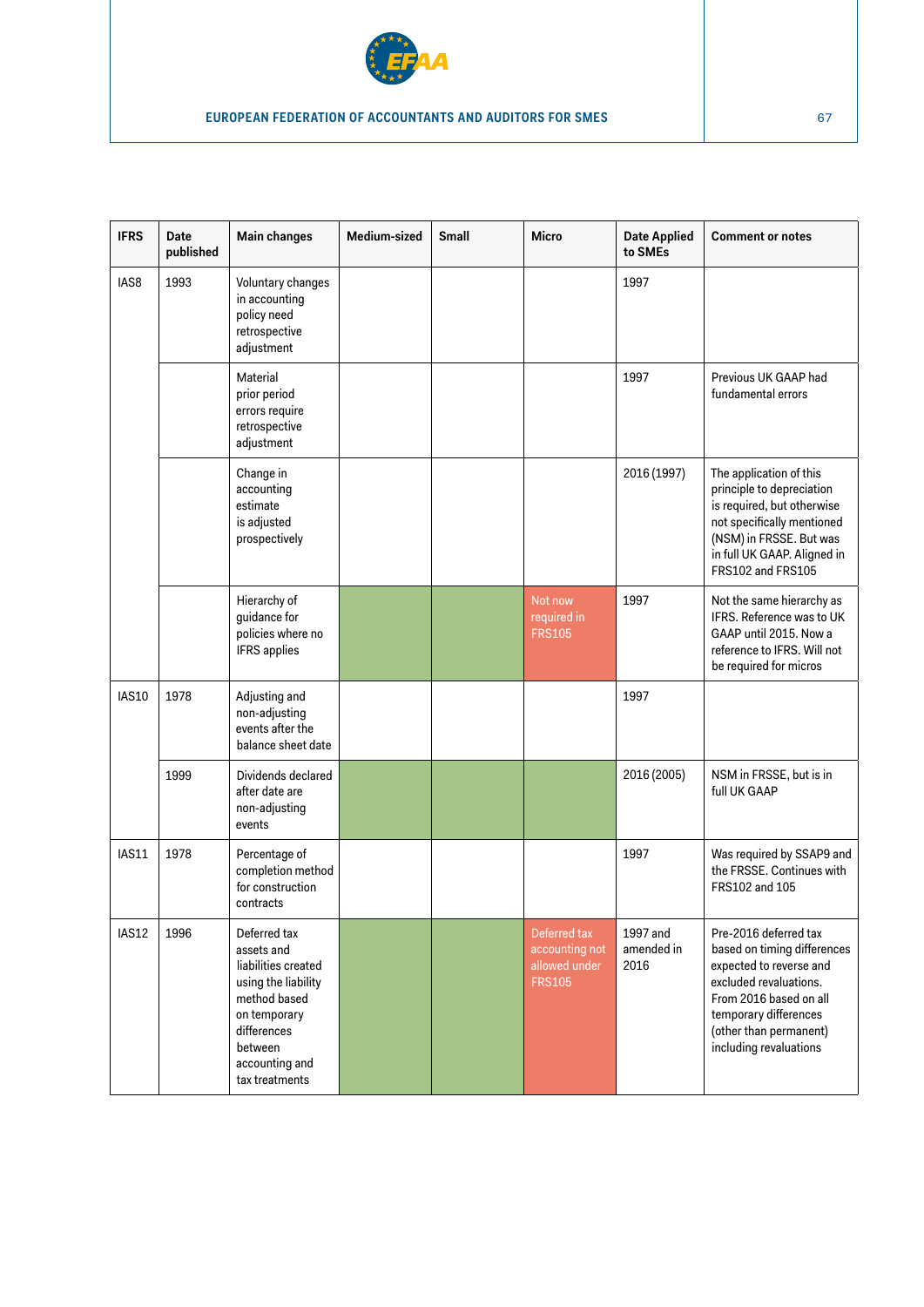| IFRS | Date published | Main changes | Medium-sized | Small | Micro | Date Applied to SMEs | Comment or notes |
|---|---|---|---|---|---|---|---|
| IAS8 | 1993 | Voluntary changes in accounting policy need retrospective adjustment | | | | 1997 | |
| | | Material prior period errors require retrospective adjustment | | | | 1997 | Previous UK GAAP had fundamental errors |
| | | Change in accounting estimate is adjusted prospectively | | | | 2016 (1997) | The application of this principle to depreciation is required, but otherwise not specifically mentioned (NSM) in FRSSE. But was in full UK GAAP. Aligned in FRS102 and FRS105 |
| | | Hierarchy of guidance for policies where no IFRS applies | | | Not now required in FRS105 | 1997 | Not the same hierarchy as IFRS. Reference was to UK GAAP until 2015. Now a reference to IFRS. Will not be required for micros |
| IAS10 | 1978 | Adjusting and non-adjusting events after the balance sheet date | | | | 1997 | |
| | 1999 | Dividends declared after date are non-adjusting events | | | | 2016 (2005) | NSM in FRSSE, but is in full UK GAAP |
| IAS11 | 1978 | Percentage of completion method for construction contracts | | | | 1997 | Was required by SSAP9 and the FRSSE. Continues with FRS102 and 105 |
| IAS12 | 1996 | Deferred tax assets and liabilities created using the liability method based on temporary differences between accounting and tax treatments | | | Deferred tax accounting not allowed under FRS105 | 1997 and amended in 2016 | Pre-2016 deferred tax based on timing differences expected to reverse and excluded revaluations. From 2016 based on all temporary differences (other than permanent) including revaluations |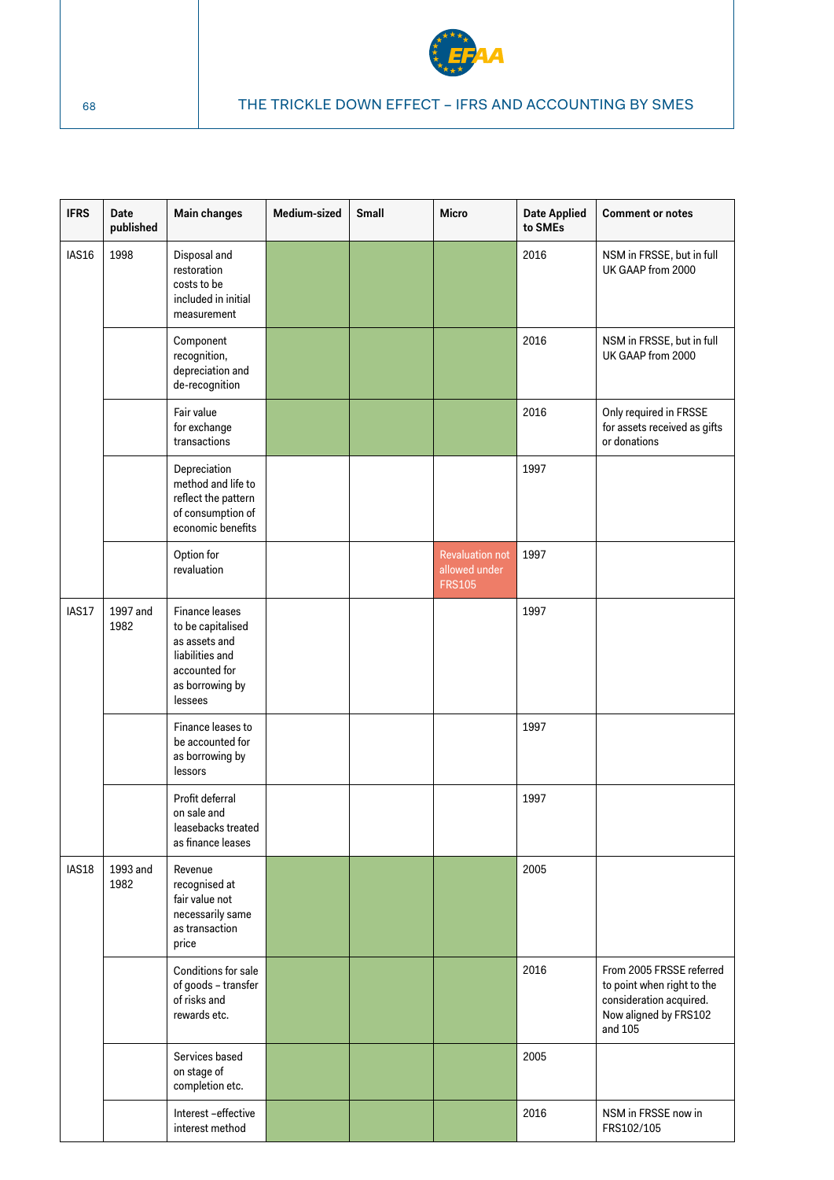| IFRS | Date published | Main changes | Medium-sized | Small | Micro | Date Applied to SMEs | Comment or notes |
|---|---|---|---|---|---|---|---|
| IAS16 | 1998 | Disposal and restoration costs to be included in initial measurement | | | | 2016 | NSM in FRSSE, but in full UK GAAP from 2000 |
| | | Component recognition, depreciation and de-recognition | | | | 2016 | NSM in FRSSE, but in full UK GAAP from 2000 |
| | | Fair value for exchange transactions | | | | 2016 | Only required in FRSSE for assets received as gifts or donations |
| | | Depreciation method and life to reflect the pattern of consumption of economic benefits | | | | 1997 | |
| | | Option for revaluation | | | Revaluation not allowed under FRS105 | 1997 | |
| IAS17 | 1997 and 1982 | Finance leases to be capitalised as assets and liabilities and accounted for as borrowing by lessees | | | | 1997 | |
| | | Finance leases to be accounted for as borrowing by lessors | | | | 1997 | |
| | | Profit deferral on sale and leasebacks treated as finance leases | | | | 1997 | |
| IAS18 | 1993 and 1982 | Revenue recognised at fair value not necessarily same as transaction price | | | | 2005 | |
| | | Conditions for sale of goods – transfer of risks and rewards etc. | | | | 2016 | From 2005 FRSSE referred to point when right to the consideration acquired. Now aligned by FRS102 and 105 |
| | | Services based on stage of completion etc. | | | | 2005 | |
| | | Interest –effective interest method | | | | 2016 | NSM in FRSSE now in FRS102/105 |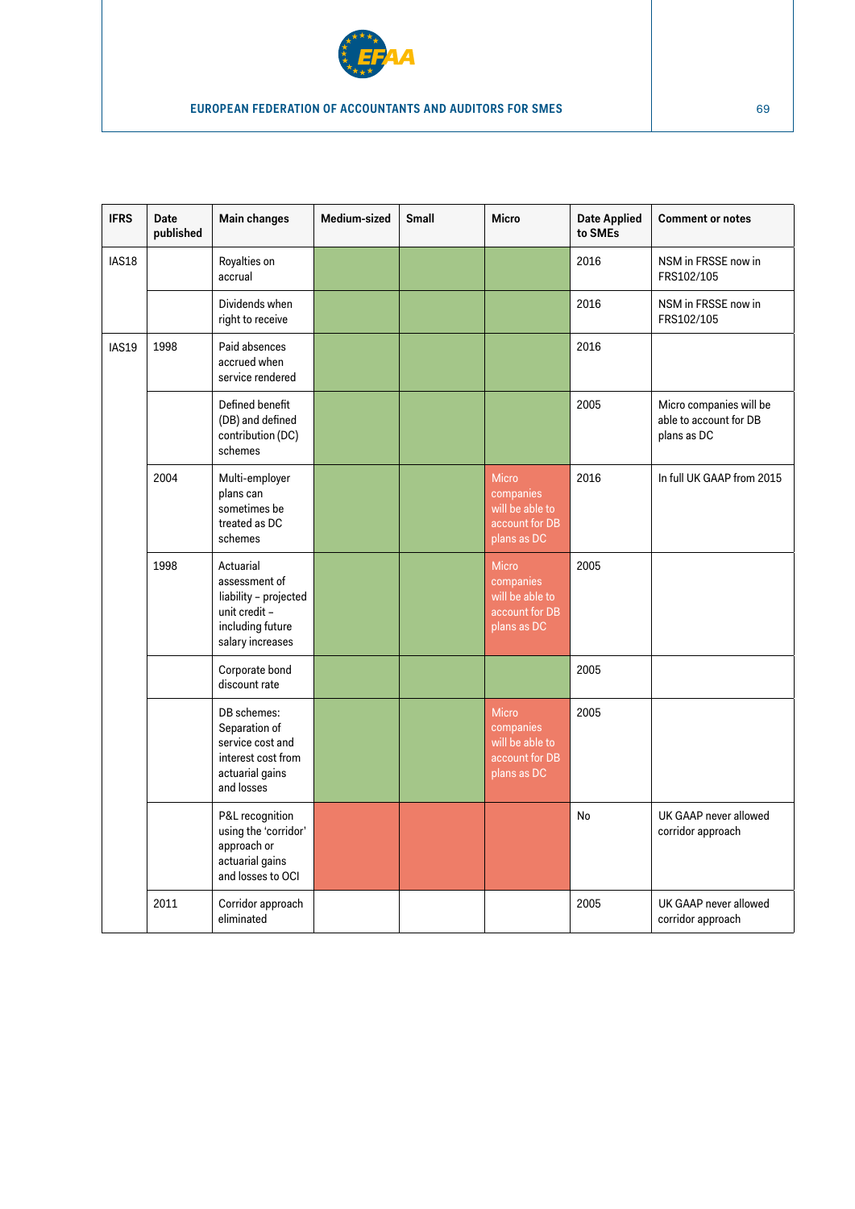| IFRS | Date published | Main changes | Medium-sized | Small | Micro | Date Applied to SMEs | Comment or notes |
|---|---|---|---|---|---|---|---|
| IAS18 | | Royalties on accrual | | | | 2016 | NSM in FRSSE now in FRS102/105 |
| | | Dividends when right to receive | | | | 2016 | NSM in FRSSE now in FRS102/105 |
| IAS19 | 1998 | Paid absences accrued when service rendered | | | | 2016 | |
| | | Defined benefit (DB) and defined contribution (DC) schemes | | | | 2005 | Micro companies will be able to account for DB plans as DC |
| | 2004 | Multi-employer plans can sometimes be treated as DC schemes | | | Micro companies will be able to account for DB plans as DC | 2016 | In full UK GAAP from 2015 |
| | 1998 | Actuarial assessment of liability – projected unit credit – including future salary increases | | | Micro companies will be able to account for DB plans as DC | 2005 | |
| | | Corporate bond discount rate | | | | 2005 | |
| | | DB schemes: Separation of service cost and interest cost from actuarial gains and losses | | | Micro companies will be able to account for DB plans as DC | 2005 | |
| | | P&L recognition using the 'corridor' approach or actuarial gains and losses to OCI | | | | No | UK GAAP never allowed corridor approach |
| | 2011 | Corridor approach eliminated | | | | 2005 | UK GAAP never allowed corridor approach |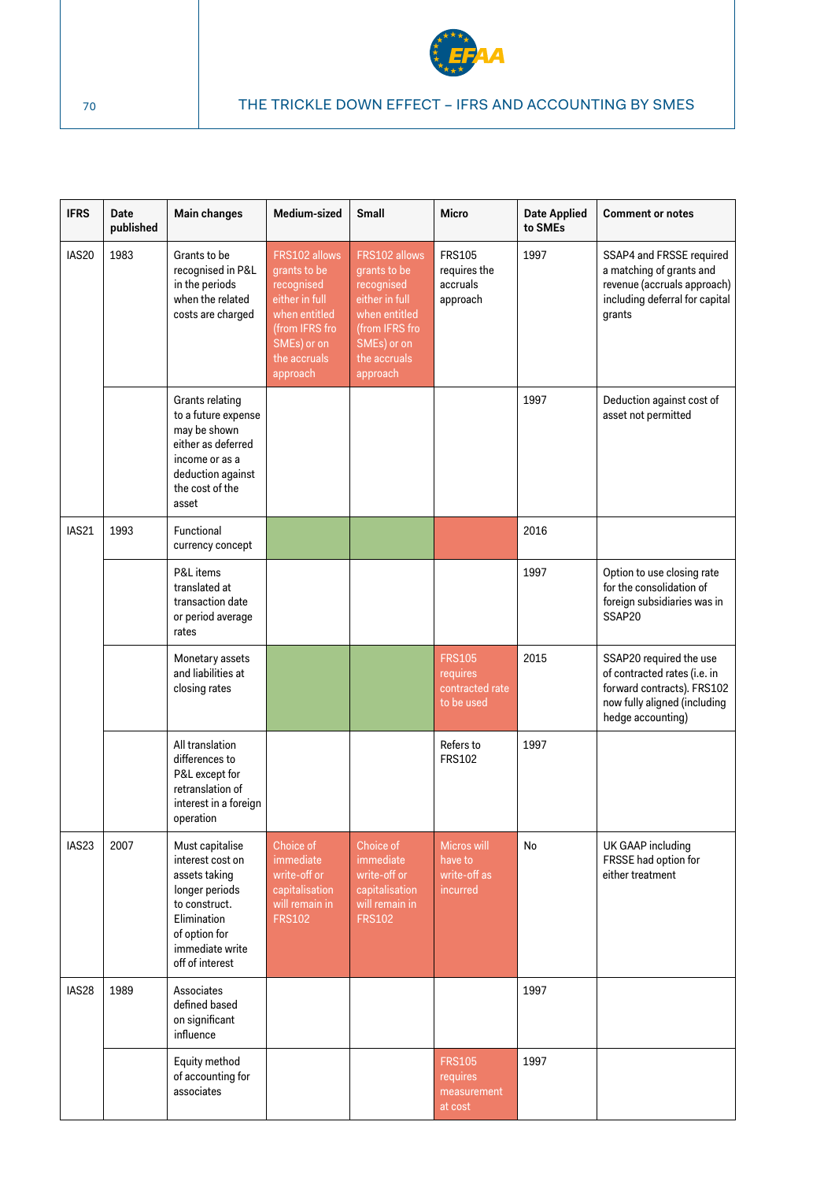| IFRS | Date published | Main changes | Medium-sized | Small | Micro | Date Applied to SMEs | Comment or notes |
|---|---|---|---|---|---|---|---|
| IAS20 | 1983 | Grants to be recognised in P&L in the periods when the related costs are charged | FRS102 allows grants to be recognised either in full when entitled (from IFRS fro SMEs) or on the accruals approach | FRS102 allows grants to be recognised either in full when entitled (from IFRS fro SMEs) or on the accruals approach | FRS105 requires the accruals approach | 1997 | SSAP4 and FRSSE required a matching of grants and revenue (accruals approach) including deferral for capital grants |
| | | Grants relating to a future expense may be shown either as deferred income or as a deduction against the cost of the asset | | | | 1997 | Deduction against cost of asset not permitted |
| IAS21 | 1993 | Functional currency concept | | | | 2016 | |
| | | P&L items translated at transaction date or period average rates | | | | 1997 | Option to use closing rate for the consolidation of foreign subsidiaries was in SSAP20 |
| | | Monetary assets and liabilities at closing rates | | | FRS105 requires contracted rate to be used | 2015 | SSAP20 required the use of contracted rates (i.e. in forward contracts). FRS102 now fully aligned (including hedge accounting) |
| | | All translation differences to P&L except for retranslation of interest in a foreign operation | | | Refers to FRS102 | 1997 | |
| IAS23 | 2007 | Must capitalise interest cost on assets taking longer periods to construct. Elimination of option for immediate write off of interest | Choice of immediate write-off or capitalisation will remain in FRS102 | Choice of immediate write-off or capitalisation will remain in FRS102 | Micros will have to write-off as incurred | No | UK GAAP including FRSSE had option for either treatment |
| IAS28 | 1989 | Associates defined based on significant influence | | | | 1997 | |
| | | Equity method of accounting for associates | | | FRS105 requires measurement at cost | 1997 | |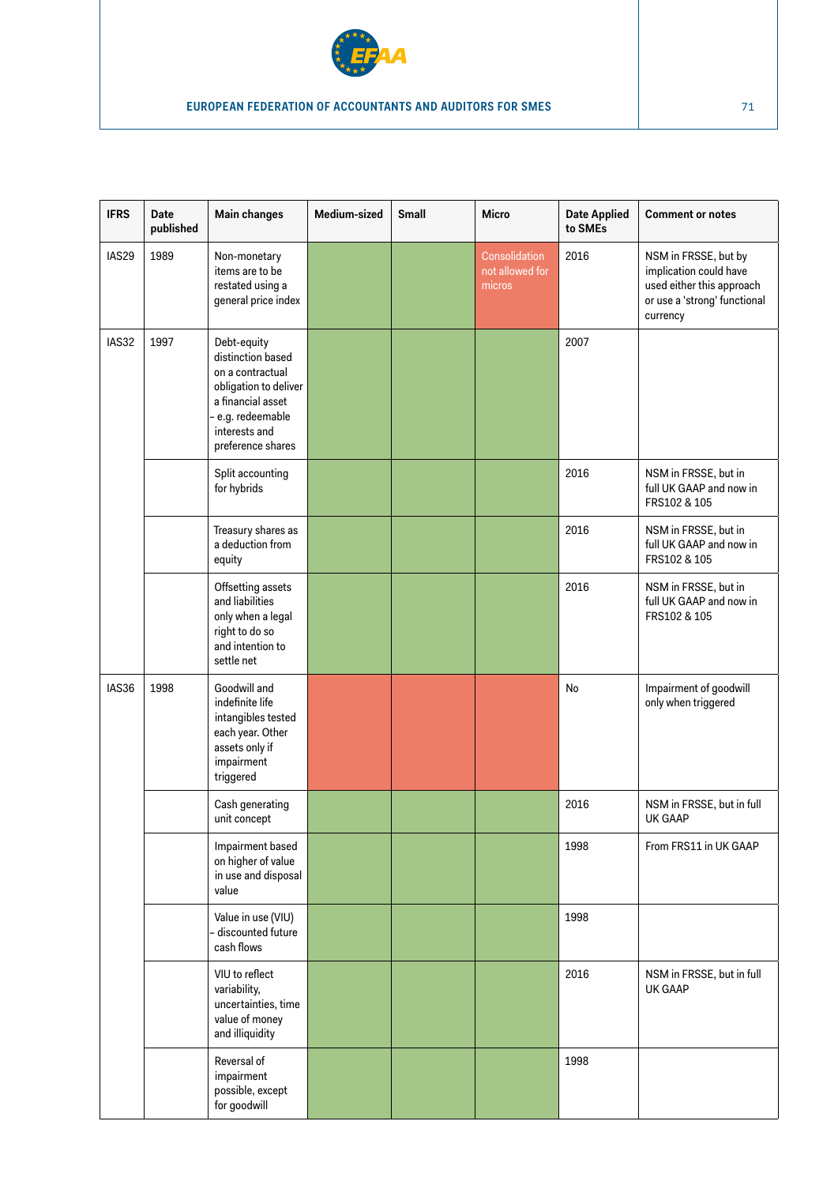| IFRS | Date published | Main changes | Medium-sized | Small | Micro | Date Applied to SMEs | Comment or notes |
|---|---|---|---|---|---|---|---|
| IAS29 | 1989 | Non-monetary items are to be restated using a general price index | | | Consolidation not allowed for micros | 2016 | NSM in FRSSE, but by implication could have used either this approach or use a 'strong' functional currency |
| IAS32 | 1997 | Debt-equity distinction based on a contractual obligation to deliver a financial asset – e.g. redeemable interests and preference shares | | | | 2007 | |
| | | Split accounting for hybrids | | | | 2016 | NSM in FRSSE, but in full UK GAAP and now in FRS102 & 105 |
| | | Treasury shares as a deduction from equity | | | | 2016 | NSM in FRSSE, but in full UK GAAP and now in FRS102 & 105 |
| | | Offsetting assets and liabilities only when a legal right to do so and intention to settle net | | | | 2016 | NSM in FRSSE, but in full UK GAAP and now in FRS102 & 105 |
| IAS36 | 1998 | Goodwill and indefinite life intangibles tested each year. Other assets only if impairment triggered | | | | No | Impairment of goodwill only when triggered |
| | | Cash generating unit concept | | | | 2016 | NSM in FRSSE, but in full UK GAAP |
| | | Impairment based on higher of value in use and disposal value | | | | 1998 | From FRS11 in UK GAAP |
| | | Value in use (VIU) – discounted future cash flows | | | | 1998 | |
| | | VIU to reflect variability, uncertainties, time value of money and illiquidity | | | | 2016 | NSM in FRSSE, but in full UK GAAP |
| | | Reversal of impairment possible, except for goodwill | | | | 1998 | |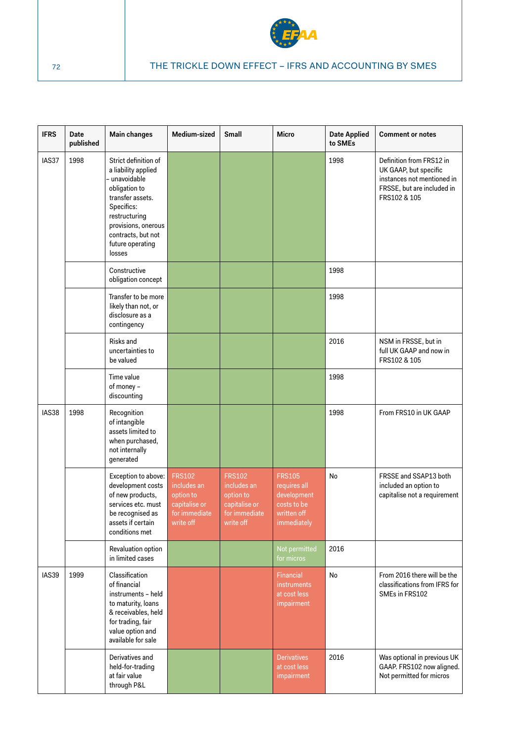| IFRS | Date published | Main changes | Medium-sized | Small | Micro | Date Applied to SMEs | Comment or notes |
|---|---|---|---|---|---|---|---|
| IAS37 | 1998 | Strict definition of a liability applied – unavoidable obligation to transfer assets. Specifics: restructuring provisions, onerous contracts, but not future operating losses | | | | 1998 | Definition from FRS12 in UK GAAP, but specific instances not mentioned in FRSSE, but are included in FRS102 & 105 |
| | | Constructive obligation concept | | | | 1998 | |
| | | Transfer to be more likely than not, or disclosure as a contingency | | | | 1998 | |
| | | Risks and uncertainties to be valued | | | | 2016 | NSM in FRSSE, but in full UK GAAP and now in FRS102 & 105 |
| | | Time value of money – discounting | | | | 1998 | |
| IAS38 | 1998 | Recognition of intangible assets limited to when purchased, not internally generated | | | | 1998 | From FRS10 in UK GAAP |
| | | Exception to above: development costs of new products, services etc. must be recognised as assets if certain conditions met | FRS102 includes an option to capitalise or for immediate write off | FRS102 includes an option to capitalise or for immediate write off | FRS105 requires all development costs to be written off immediately | No | FRSSE and SSAP13 both included an option to capitalise not a requirement |
| | | Revaluation option in limited cases | | | Not permitted for micros | 2016 | |
| IAS39 | 1999 | Classification of financial instruments – held to maturity, loans & receivables, held for trading, fair value option and available for sale | | | Financial instruments at cost less impairment | No | From 2016 there will be the classifications from IFRS for SMEs in FRS102 |
| | | Derivatives and held-for-trading at fair value through P&L | | | Derivatives at cost less impairment | 2016 | Was optional in previous UK GAAP. FRS102 now aligned. Not permitted for micros |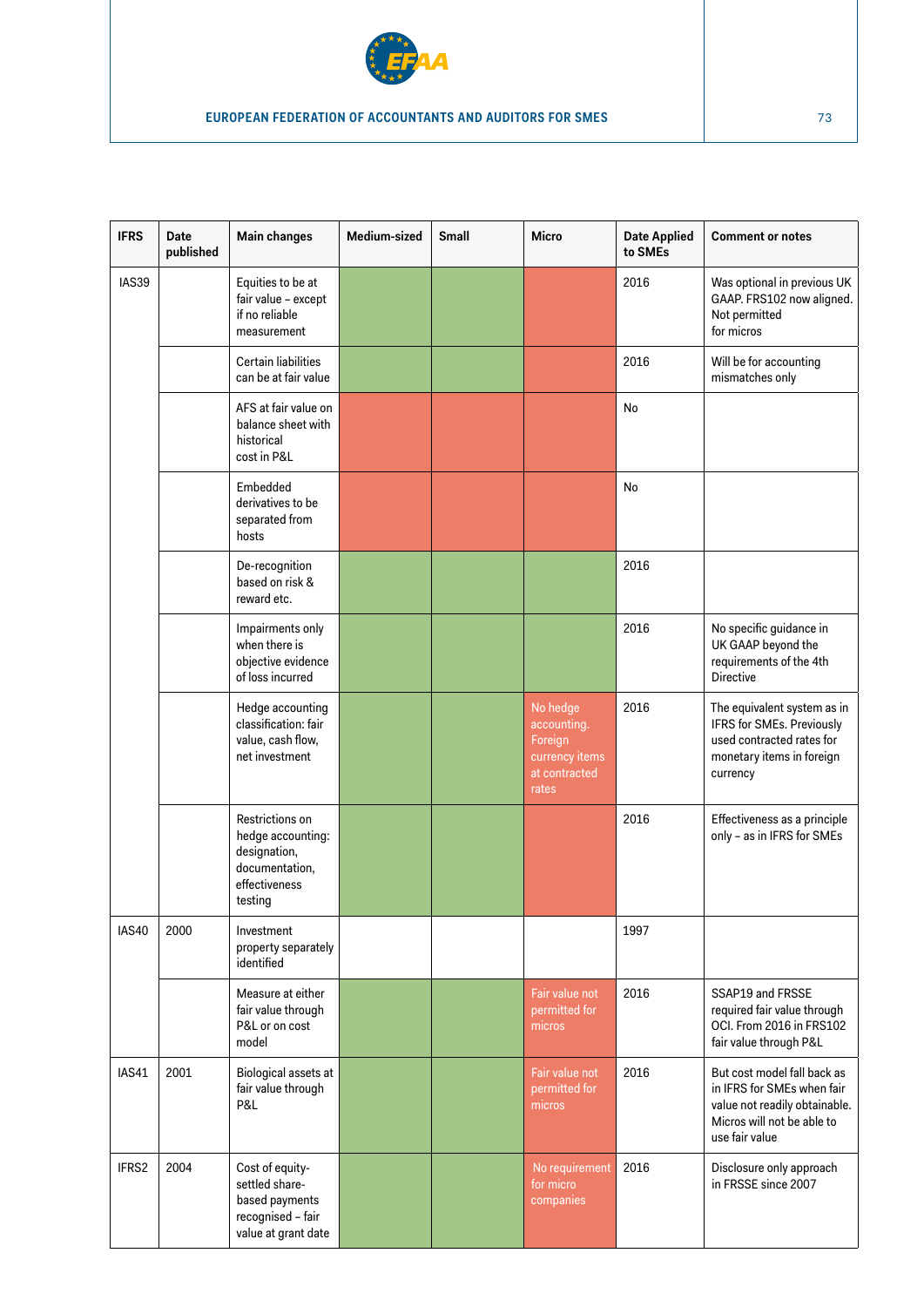| IFRS | Date published | Main changes | Medium-sized | Small | Micro | Date Applied to SMEs | Comment or notes |
|---|---|---|---|---|---|---|---|
| IAS39 | | Equities to be at fair value – except if no reliable measurement | | | | 2016 | Was optional in previous UK GAAP. FRS102 now aligned. Not permitted for micros |
| | | Certain liabilities can be at fair value | | | | 2016 | Will be for accounting mismatches only |
| | | AFS at fair value on balance sheet with historical cost in P&L | | | | No | |
| | | Embedded derivatives to be separated from hosts | | | | No | |
| | | De-recognition based on risk & reward etc. | | | | 2016 | |
| | | Impairments only when there is objective evidence of loss incurred | | | | 2016 | No specific guidance in UK GAAP beyond the requirements of the 4th Directive |
| | | Hedge accounting classification: fair value, cash flow, net investment | | | No hedge accounting. Foreign currency items at contracted rates | 2016 | The equivalent system as in IFRS for SMEs. Previously used contracted rates for monetary items in foreign currency |
| | | Restrictions on hedge accounting: designation, documentation, effectiveness testing | | | | 2016 | Effectiveness as a principle only – as in IFRS for SMEs |
| IAS40 | 2000 | Investment property separately identified | | | | 1997 | |
| | | Measure at either fair value through P&L or on cost model | | | Fair value not permitted for micros | 2016 | SSAP19 and FRSSE required fair value through OCI. From 2016 in FRS102 fair value through P&L |
| IAS41 | 2001 | Biological assets at fair value through P&L | | | Fair value not permitted for micros | 2016 | But cost model fall back as in IFRS for SMEs when fair value not readily obtainable. Micros will not be able to use fair value |
| IFRS2 | 2004 | Cost of equity-settled share-based payments recognised – fair value at grant date | | | No requirement for micro companies | 2016 | Disclosure only approach in FRSSE since 2007 |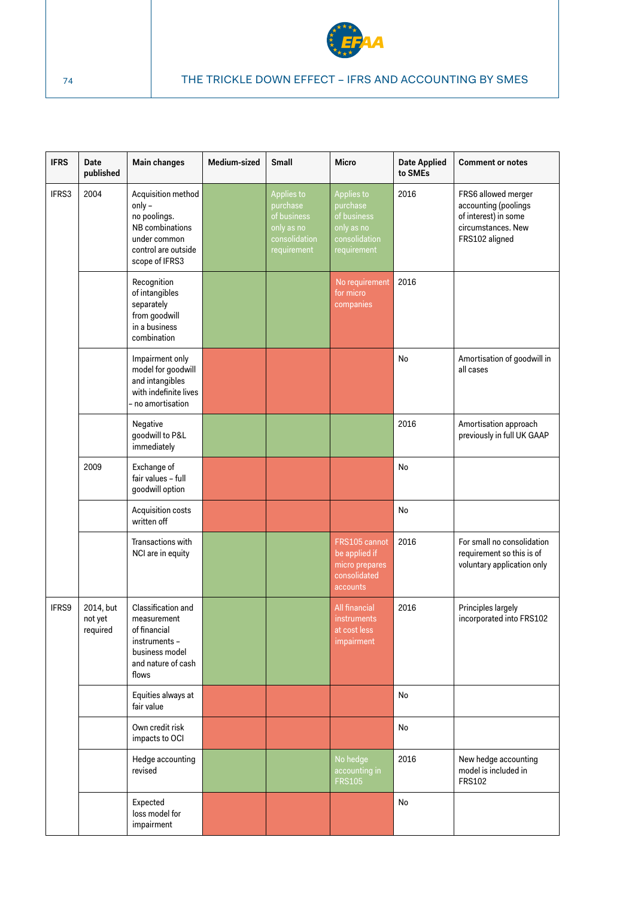| IFRS | Date published | Main changes | Medium-sized | Small | Micro | Date Applied to SMEs | Comment or notes |
|---|---|---|---|---|---|---|---|
| IFRS3 | 2004 | Acquisition method only – no poolings. NB combinations under common control are outside scope of IFRS3 | | Applies to purchase of business only as no consolidation requirement | Applies to purchase of business only as no consolidation requirement | 2016 | FRS6 allowed merger accounting (poolings of interest) in some circumstances. New FRS102 aligned |
| | | Recognition of intangibles separately from goodwill in a business combination | | | No requirement for micro companies | 2016 | |
| | | Impairment only model for goodwill and intangibles with indefinite lives – no amortisation | | | | No | Amortisation of goodwill in all cases |
| | | Negative goodwill to P&L immediately | | | | 2016 | Amortisation approach previously in full UK GAAP |
| | 2009 | Exchange of fair values – full goodwill option | | | | No | |
| | | Acquisition costs written off | | | | No | |
| | | Transactions with NCI are in equity | | | FRS105 cannot be applied if micro prepares consolidated accounts | 2016 | For small no consolidation requirement so this is of voluntary application only |
| IFRS9 | 2014, but not yet required | Classification and measurement of financial instruments – business model and nature of cash flows | | | All financial instruments at cost less impairment | 2016 | Principles largely incorporated into FRS102 |
| | | Equities always at fair value | | | | No | |
| | | Own credit risk impacts to OCI | | | | No | |
| | | Hedge accounting revised | | | No hedge accounting in FRS105 | 2016 | New hedge accounting model is included in FRS102 |
| | | Expected loss model for impairment | | | | No | |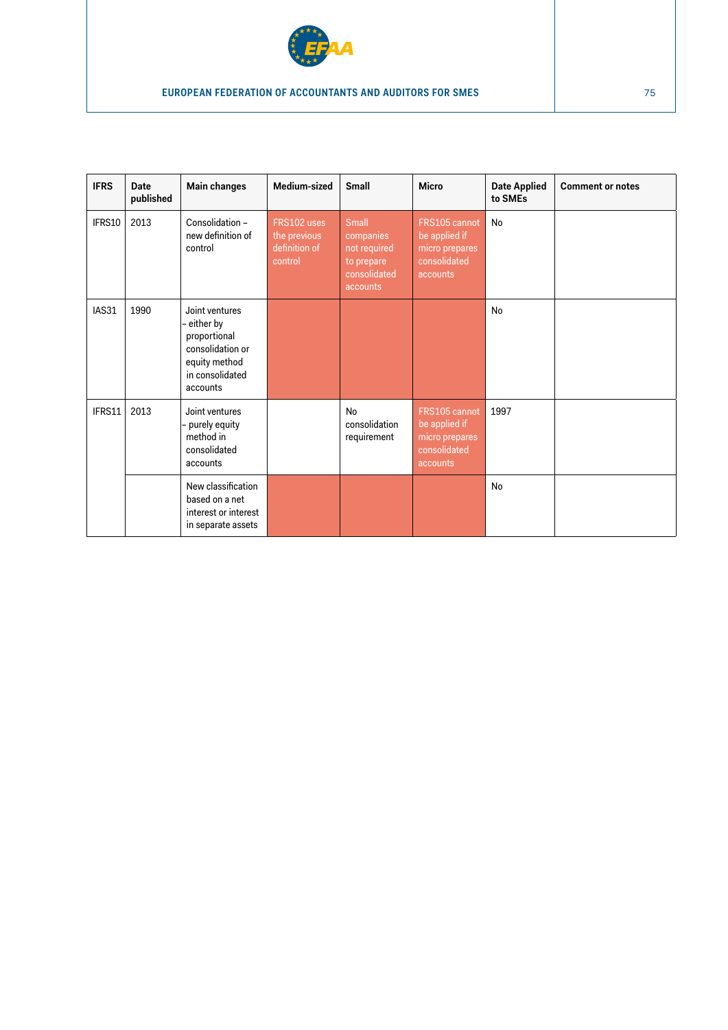| IFRS | Date published | Main changes | Medium-sized | Small | Micro | Date Applied to SMEs | Comment or notes |
|---|---|---|---|---|---|---|---|
| IFRS10 | 2013 | Consolidation – new definition of control | FRS102 uses the previous definition of control | Small companies not required to prepare consolidated accounts | FRS105 cannot be applied if micro prepares consolidated accounts | No | |
| IAS31 | 1990 | Joint ventures – either by proportional consolidation or equity method in consolidated accounts | | | | No | |
| IFRS11 | 2013 | Joint ventures – purely equity method in consolidated accounts | | No consolidation requirement | FRS105 cannot be applied if micro prepares consolidated accounts | 1997 | |
| | | New classification based on a net interest or interest in separate assets | | | | No | |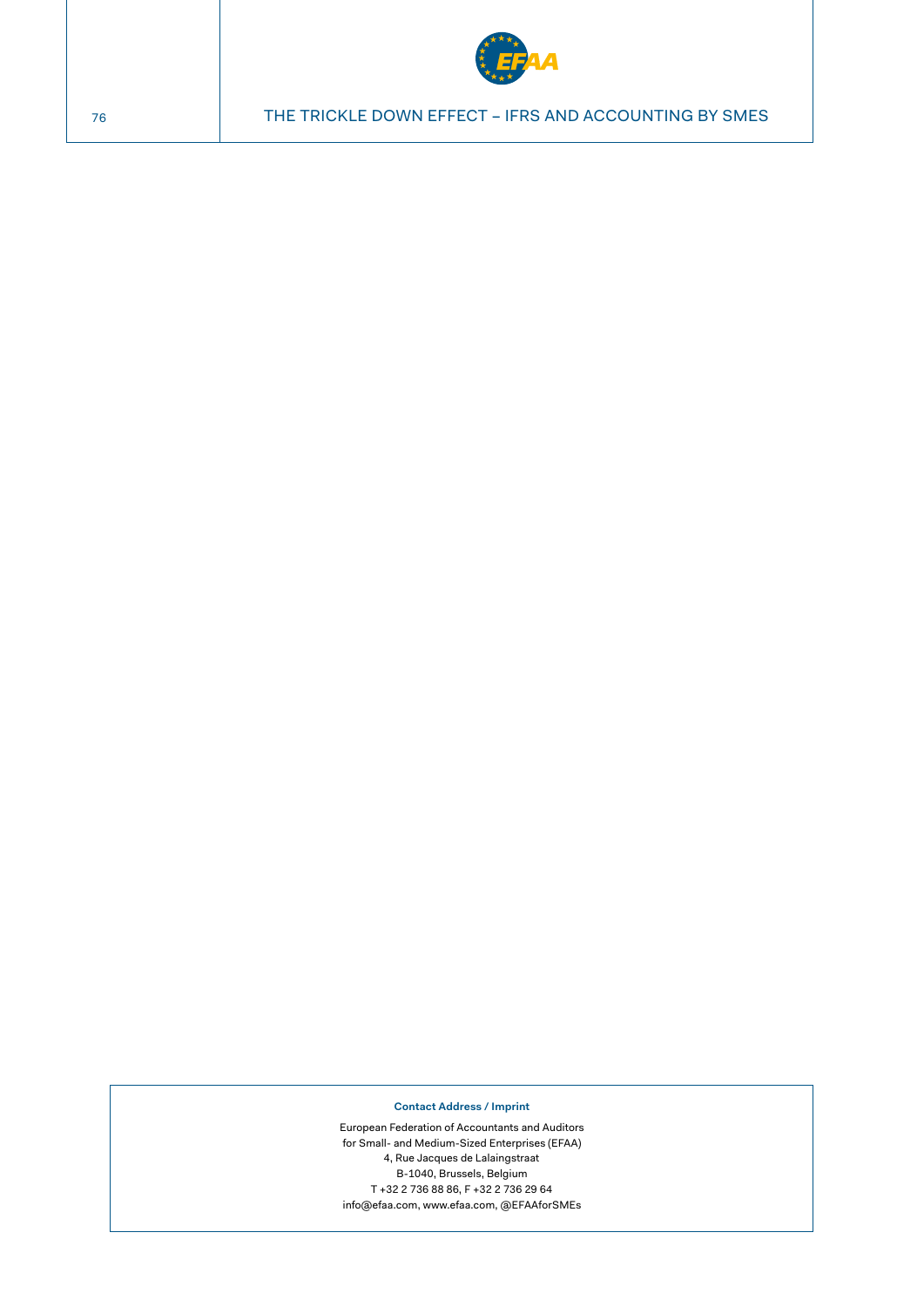**Contact Address / Imprint**

European Federation of Accountants and Auditors
for Small- and Medium-Sized Enterprises (EFAA)
4, Rue Jacques de Lalaingstraat
B-1040, Brussels, Belgium
T +32 2 736 88 86, F +32 2 736 29 64
info@efaa.com, www.efaa.com, @EFAAforSMEs